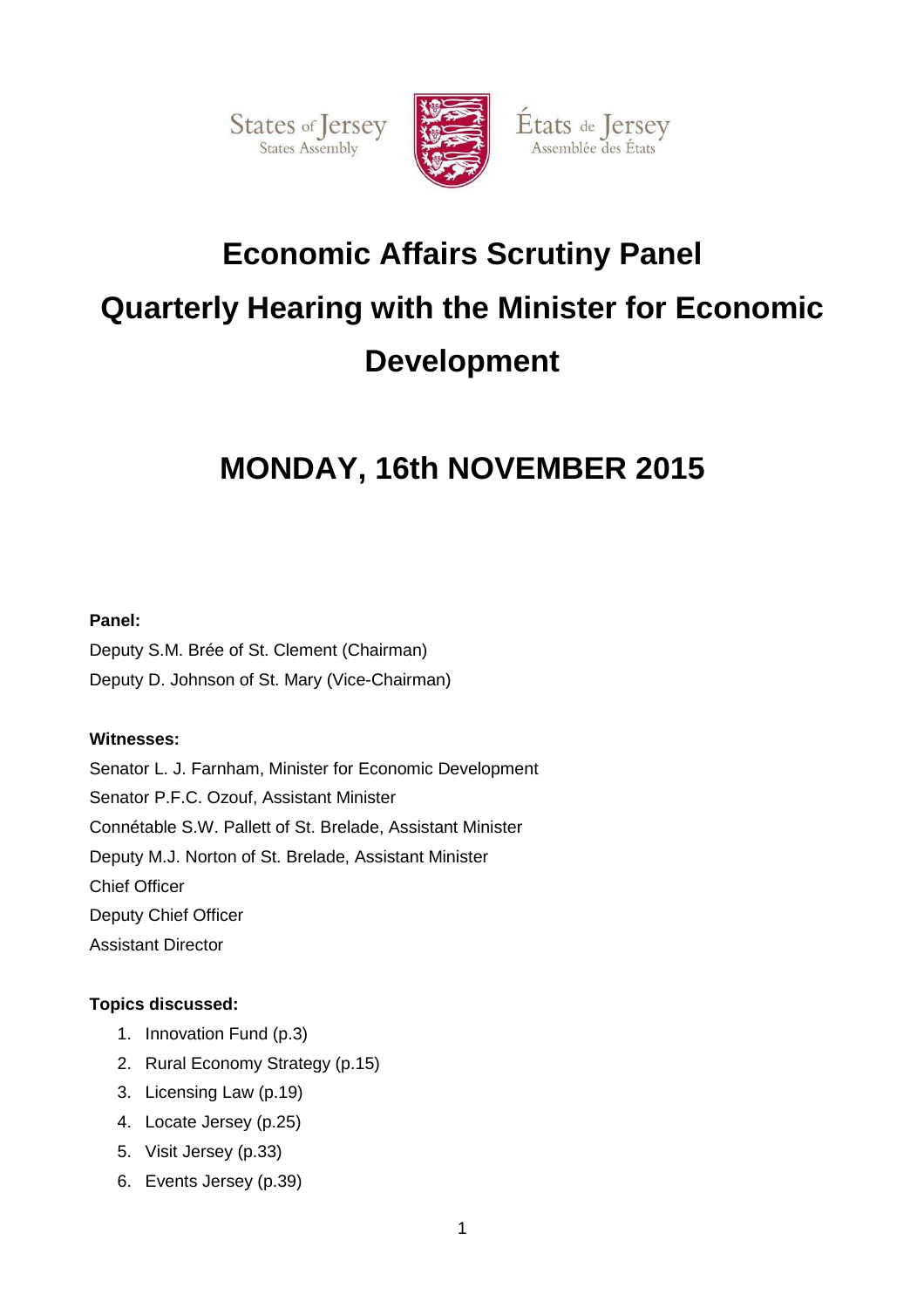States of Jersey
States Assembly

États de Jersey
Assemblée des États

# Economic Affairs Scrutiny Panel

# Quarterly Hearing with the Minister for Economic Development

# MONDAY, 16th NOVEMBER 2015

**Panel:**

Deputy S.M. Brée of St. Clement (Chairman)
Deputy D. Johnson of St. Mary (Vice-Chairman)

**Witnesses:**

Senator L. J. Farnham, Minister for Economic Development
Senator P.F.C. Ozouf, Assistant Minister
Connétable S.W. Pallett of St. Brelade, Assistant Minister
Deputy M.J. Norton of St. Brelade, Assistant Minister
Chief Officer
Deputy Chief Officer
Assistant Director

**Topics discussed:**

1. Innovation Fund (p.3)
2. Rural Economy Strategy (p.15)
3. Licensing Law (p.19)
4. Locate Jersey (p.25)
5. Visit Jersey (p.33)
6. Events Jersey (p.39)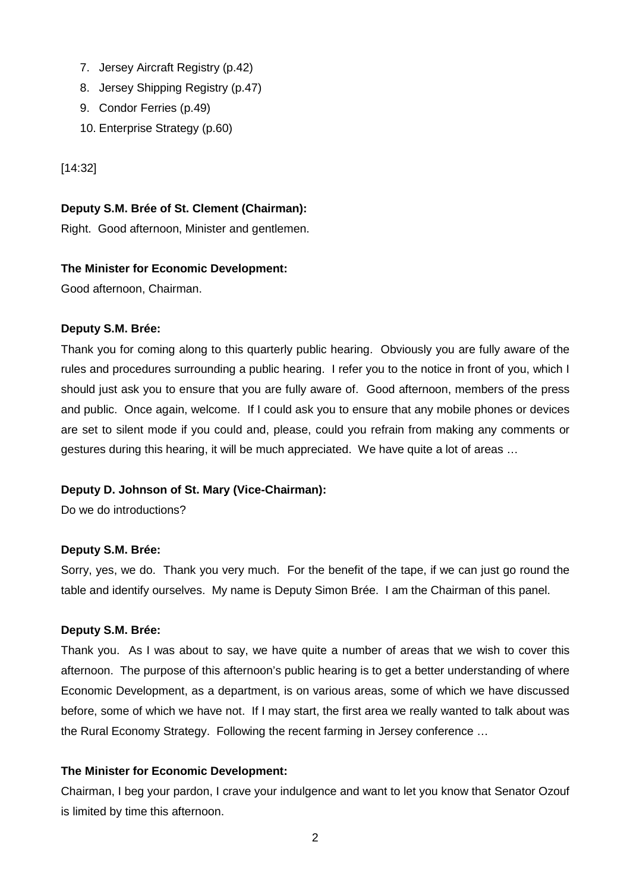7. Jersey Aircraft Registry (p.42)
8. Jersey Shipping Registry (p.47)
9. Condor Ferries (p.49)
10. Enterprise Strategy (p.60)

[14:32]

**Deputy S.M. Brée of St. Clement (Chairman):**

Right. Good afternoon, Minister and gentlemen.

**The Minister for Economic Development:**

Good afternoon, Chairman.

**Deputy S.M. Brée:**

Thank you for coming along to this quarterly public hearing. Obviously you are fully aware of the rules and procedures surrounding a public hearing. I refer you to the notice in front of you, which I should just ask you to ensure that you are fully aware of. Good afternoon, members of the press and public. Once again, welcome. If I could ask you to ensure that any mobile phones or devices are set to silent mode if you could and, please, could you refrain from making any comments or gestures during this hearing, it will be much appreciated. We have quite a lot of areas …

**Deputy D. Johnson of St. Mary (Vice-Chairman):**

Do we do introductions?

**Deputy S.M. Brée:**

Sorry, yes, we do. Thank you very much. For the benefit of the tape, if we can just go round the table and identify ourselves. My name is Deputy Simon Brée. I am the Chairman of this panel.

**Deputy S.M. Brée:**

Thank you. As I was about to say, we have quite a number of areas that we wish to cover this afternoon. The purpose of this afternoon's public hearing is to get a better understanding of where Economic Development, as a department, is on various areas, some of which we have discussed before, some of which we have not. If I may start, the first area we really wanted to talk about was the Rural Economy Strategy. Following the recent farming in Jersey conference …

**The Minister for Economic Development:**

Chairman, I beg your pardon, I crave your indulgence and want to let you know that Senator Ozouf is limited by time this afternoon.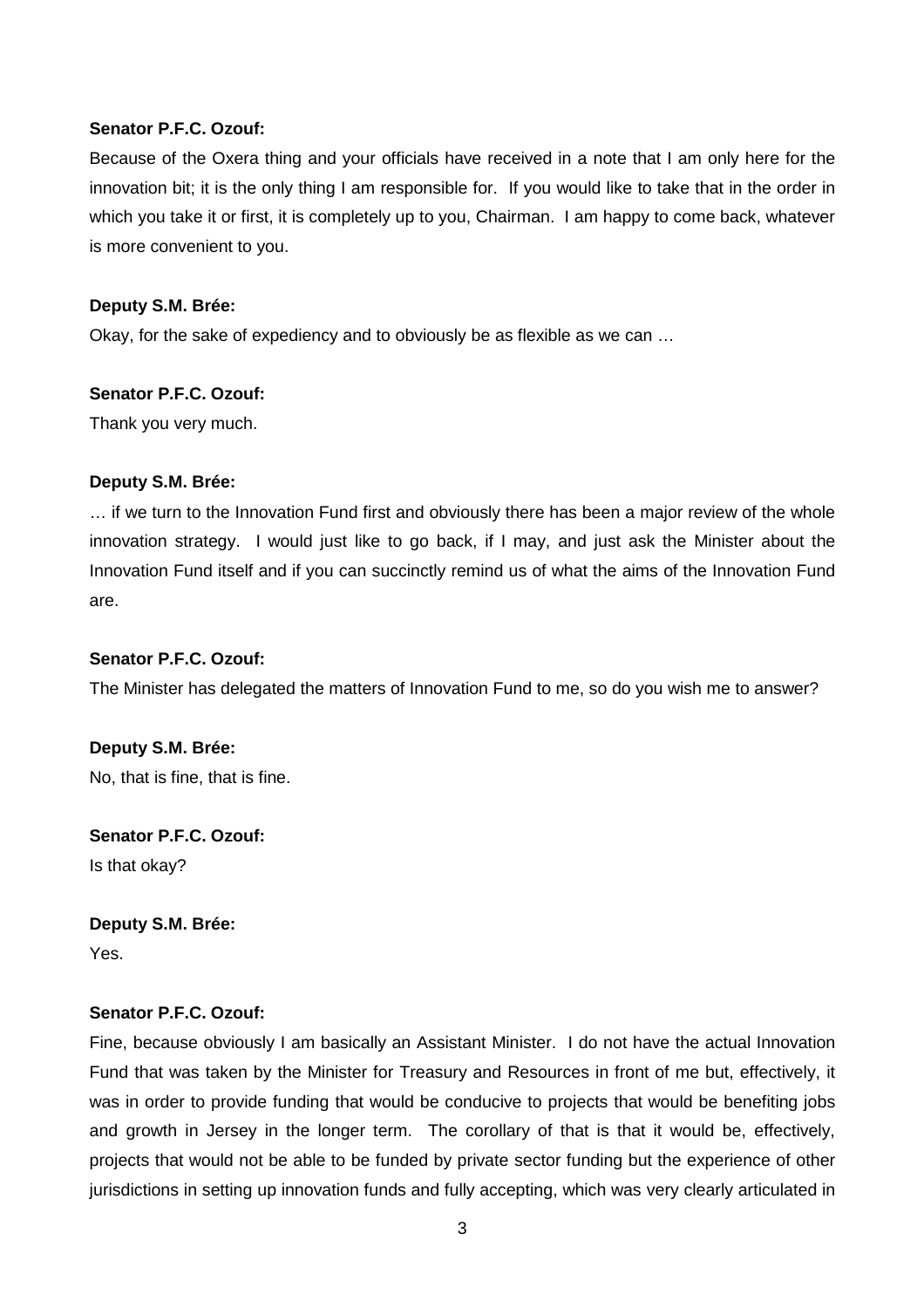**Senator P.F.C. Ozouf:**

Because of the Oxera thing and your officials have received in a note that I am only here for the innovation bit; it is the only thing I am responsible for. If you would like to take that in the order in which you take it or first, it is completely up to you, Chairman. I am happy to come back, whatever is more convenient to you.

**Deputy S.M. Brée:**

Okay, for the sake of expediency and to obviously be as flexible as we can …

**Senator P.F.C. Ozouf:**

Thank you very much.

**Deputy S.M. Brée:**

… if we turn to the Innovation Fund first and obviously there has been a major review of the whole innovation strategy. I would just like to go back, if I may, and just ask the Minister about the Innovation Fund itself and if you can succinctly remind us of what the aims of the Innovation Fund are.

**Senator P.F.C. Ozouf:**

The Minister has delegated the matters of Innovation Fund to me, so do you wish me to answer?

**Deputy S.M. Brée:**

No, that is fine, that is fine.

**Senator P.F.C. Ozouf:**

Is that okay?

**Deputy S.M. Brée:**

Yes.

**Senator P.F.C. Ozouf:**

Fine, because obviously I am basically an Assistant Minister. I do not have the actual Innovation Fund that was taken by the Minister for Treasury and Resources in front of me but, effectively, it was in order to provide funding that would be conducive to projects that would be benefiting jobs and growth in Jersey in the longer term. The corollary of that is that it would be, effectively, projects that would not be able to be funded by private sector funding but the experience of other jurisdictions in setting up innovation funds and fully accepting, which was very clearly articulated in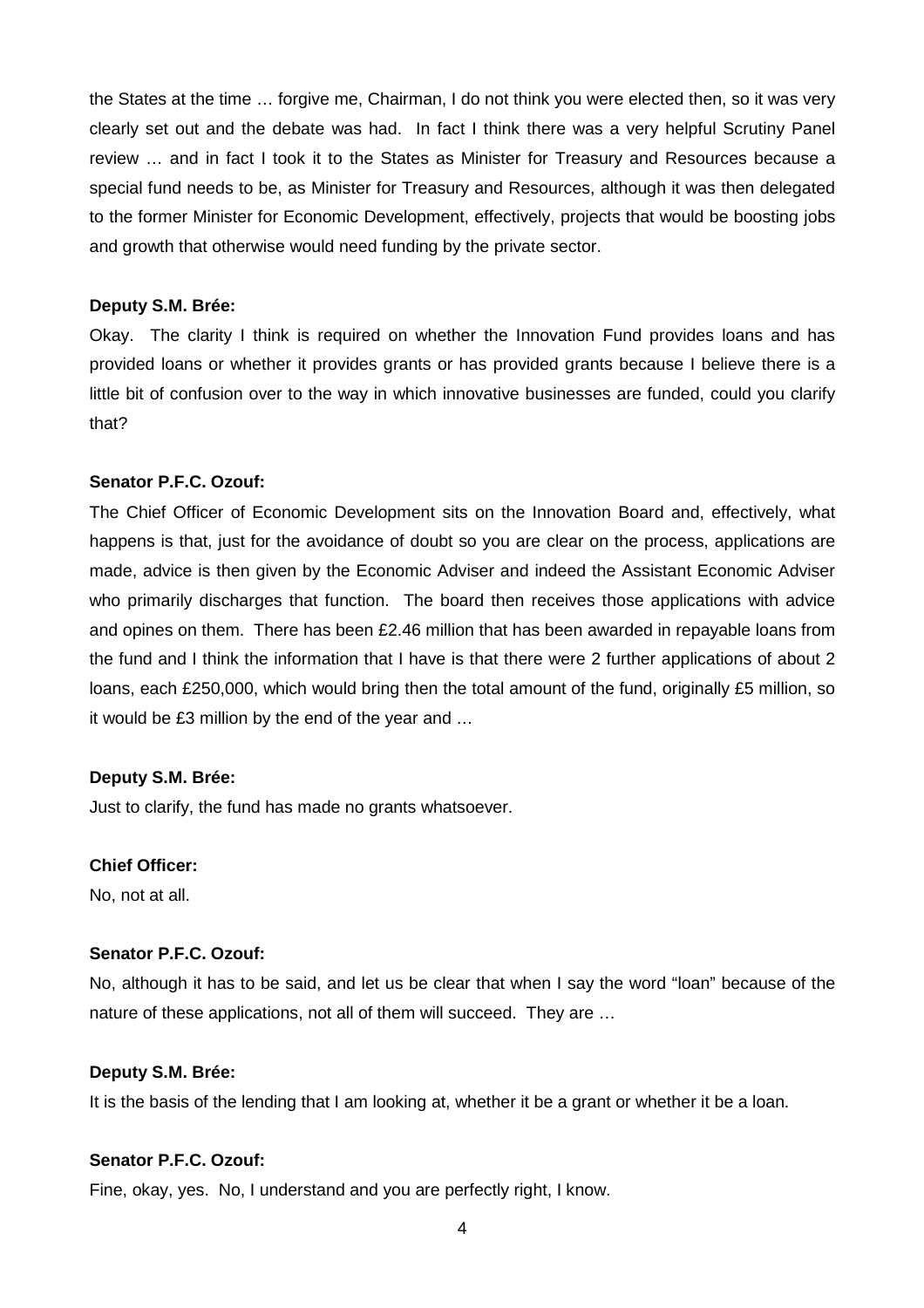the States at the time … forgive me, Chairman, I do not think you were elected then, so it was very clearly set out and the debate was had. In fact I think there was a very helpful Scrutiny Panel review … and in fact I took it to the States as Minister for Treasury and Resources because a special fund needs to be, as Minister for Treasury and Resources, although it was then delegated to the former Minister for Economic Development, effectively, projects that would be boosting jobs and growth that otherwise would need funding by the private sector.

**Deputy S.M. Brée:**

Okay. The clarity I think is required on whether the Innovation Fund provides loans and has provided loans or whether it provides grants or has provided grants because I believe there is a little bit of confusion over to the way in which innovative businesses are funded, could you clarify that?

**Senator P.F.C. Ozouf:**

The Chief Officer of Economic Development sits on the Innovation Board and, effectively, what happens is that, just for the avoidance of doubt so you are clear on the process, applications are made, advice is then given by the Economic Adviser and indeed the Assistant Economic Adviser who primarily discharges that function. The board then receives those applications with advice and opines on them. There has been £2.46 million that has been awarded in repayable loans from the fund and I think the information that I have is that there were 2 further applications of about 2 loans, each £250,000, which would bring then the total amount of the fund, originally £5 million, so it would be £3 million by the end of the year and …

**Deputy S.M. Brée:**

Just to clarify, the fund has made no grants whatsoever.

**Chief Officer:**

No, not at all.

**Senator P.F.C. Ozouf:**

No, although it has to be said, and let us be clear that when I say the word "loan" because of the nature of these applications, not all of them will succeed. They are …

**Deputy S.M. Brée:**

It is the basis of the lending that I am looking at, whether it be a grant or whether it be a loan.

**Senator P.F.C. Ozouf:**

Fine, okay, yes. No, I understand and you are perfectly right, I know.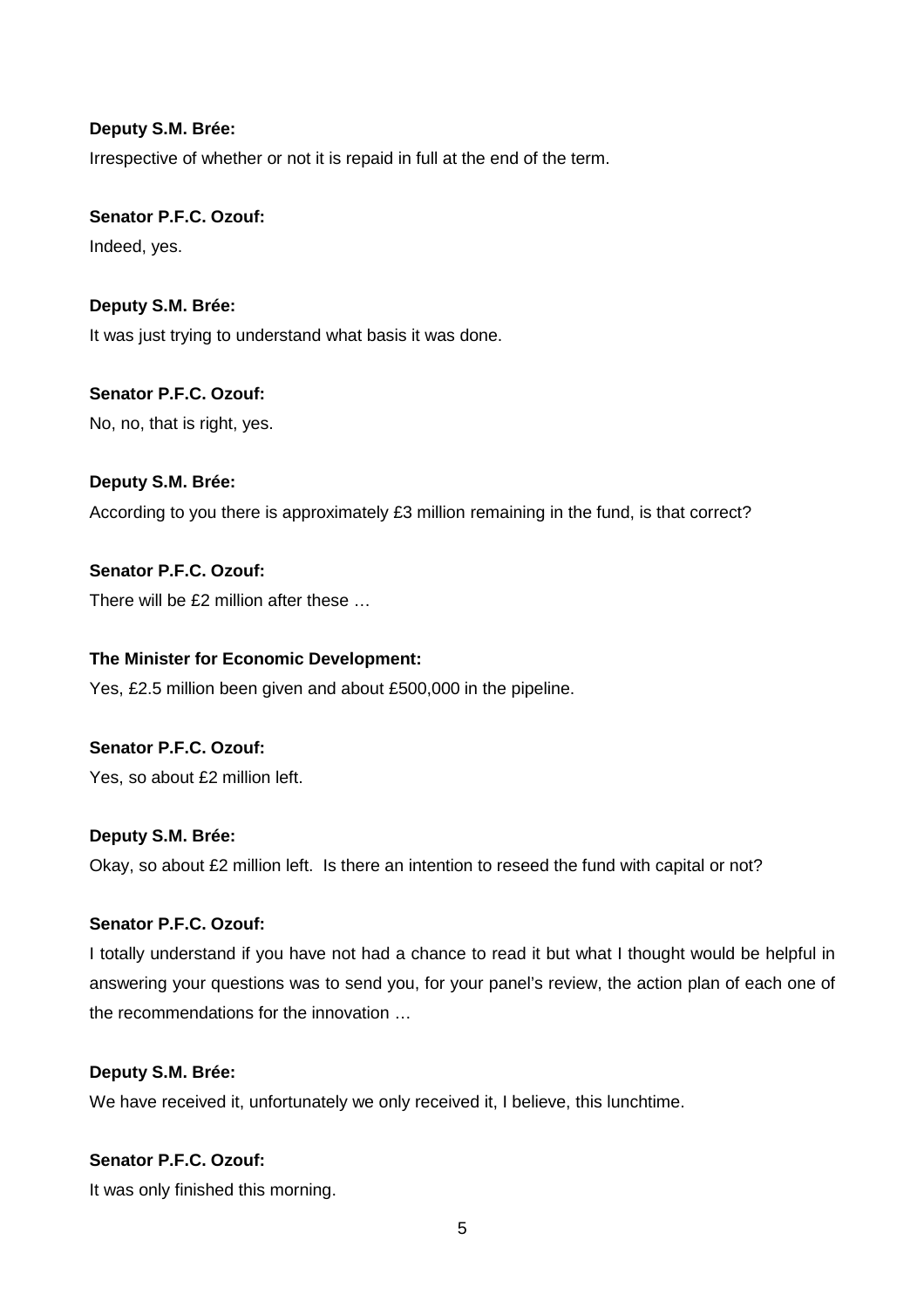**Deputy S.M. Brée:**

Irrespective of whether or not it is repaid in full at the end of the term.

**Senator P.F.C. Ozouf:**

Indeed, yes.

**Deputy S.M. Brée:**

It was just trying to understand what basis it was done.

**Senator P.F.C. Ozouf:**

No, no, that is right, yes.

**Deputy S.M. Brée:**

According to you there is approximately £3 million remaining in the fund, is that correct?

**Senator P.F.C. Ozouf:**

There will be £2 million after these …

**The Minister for Economic Development:**

Yes, £2.5 million been given and about £500,000 in the pipeline.

**Senator P.F.C. Ozouf:**

Yes, so about £2 million left.

**Deputy S.M. Brée:**

Okay, so about £2 million left. Is there an intention to reseed the fund with capital or not?

**Senator P.F.C. Ozouf:**

I totally understand if you have not had a chance to read it but what I thought would be helpful in answering your questions was to send you, for your panel's review, the action plan of each one of the recommendations for the innovation …

**Deputy S.M. Brée:**

We have received it, unfortunately we only received it, I believe, this lunchtime.

**Senator P.F.C. Ozouf:**

It was only finished this morning.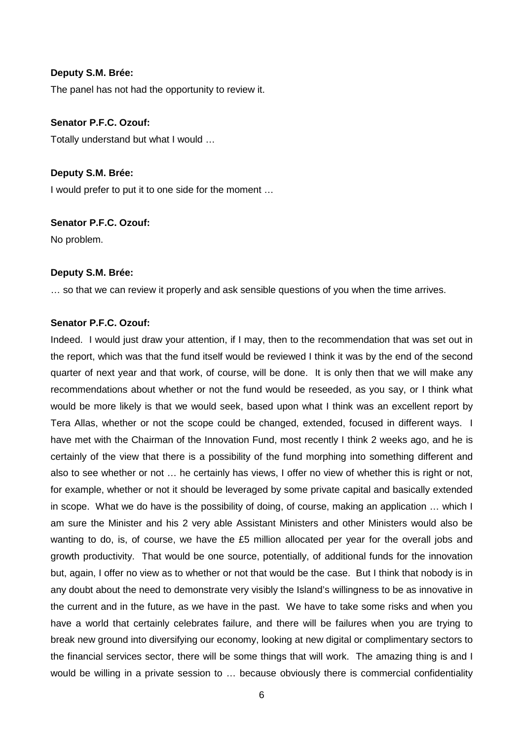**Deputy S.M. Brée:**

The panel has not had the opportunity to review it.

**Senator P.F.C. Ozouf:**

Totally understand but what I would …

**Deputy S.M. Brée:**

I would prefer to put it to one side for the moment …

**Senator P.F.C. Ozouf:**

No problem.

**Deputy S.M. Brée:**

… so that we can review it properly and ask sensible questions of you when the time arrives.

**Senator P.F.C. Ozouf:**

Indeed. I would just draw your attention, if I may, then to the recommendation that was set out in the report, which was that the fund itself would be reviewed I think it was by the end of the second quarter of next year and that work, of course, will be done. It is only then that we will make any recommendations about whether or not the fund would be reseeded, as you say, or I think what would be more likely is that we would seek, based upon what I think was an excellent report by Tera Allas, whether or not the scope could be changed, extended, focused in different ways. I have met with the Chairman of the Innovation Fund, most recently I think 2 weeks ago, and he is certainly of the view that there is a possibility of the fund morphing into something different and also to see whether or not … he certainly has views, I offer no view of whether this is right or not, for example, whether or not it should be leveraged by some private capital and basically extended in scope. What we do have is the possibility of doing, of course, making an application … which I am sure the Minister and his 2 very able Assistant Ministers and other Ministers would also be wanting to do, is, of course, we have the £5 million allocated per year for the overall jobs and growth productivity. That would be one source, potentially, of additional funds for the innovation but, again, I offer no view as to whether or not that would be the case. But I think that nobody is in any doubt about the need to demonstrate very visibly the Island's willingness to be as innovative in the current and in the future, as we have in the past. We have to take some risks and when you have a world that certainly celebrates failure, and there will be failures when you are trying to break new ground into diversifying our economy, looking at new digital or complimentary sectors to the financial services sector, there will be some things that will work. The amazing thing is and I would be willing in a private session to … because obviously there is commercial confidentiality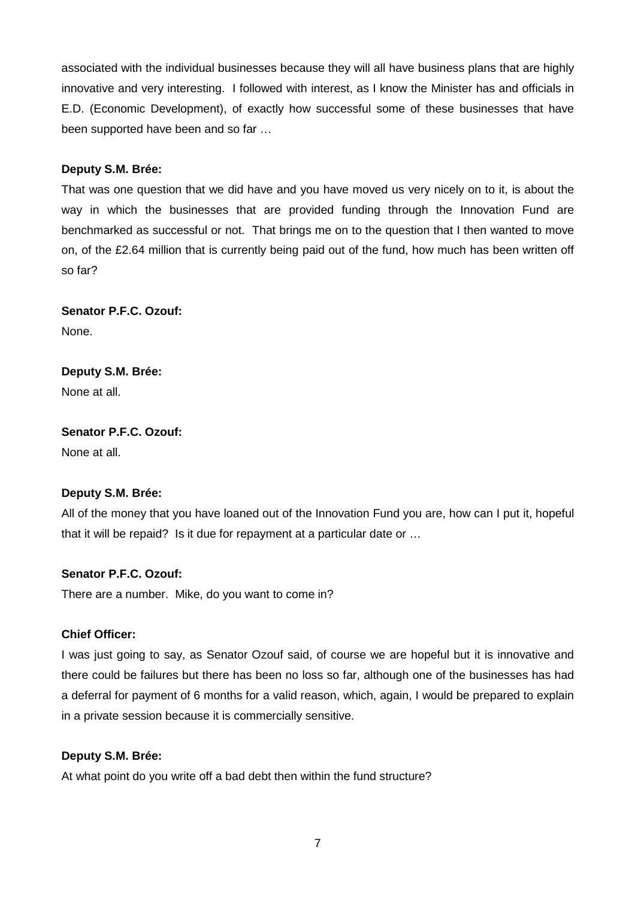associated with the individual businesses because they will all have business plans that are highly innovative and very interesting. I followed with interest, as I know the Minister has and officials in E.D. (Economic Development), of exactly how successful some of these businesses that have been supported have been and so far …

**Deputy S.M. Brée:**

That was one question that we did have and you have moved us very nicely on to it, is about the way in which the businesses that are provided funding through the Innovation Fund are benchmarked as successful or not. That brings me on to the question that I then wanted to move on, of the £2.64 million that is currently being paid out of the fund, how much has been written off so far?

**Senator P.F.C. Ozouf:**

None.

**Deputy S.M. Brée:**

None at all.

**Senator P.F.C. Ozouf:**

None at all.

**Deputy S.M. Brée:**

All of the money that you have loaned out of the Innovation Fund you are, how can I put it, hopeful that it will be repaid? Is it due for repayment at a particular date or …

**Senator P.F.C. Ozouf:**

There are a number. Mike, do you want to come in?

**Chief Officer:**

I was just going to say, as Senator Ozouf said, of course we are hopeful but it is innovative and there could be failures but there has been no loss so far, although one of the businesses has had a deferral for payment of 6 months for a valid reason, which, again, I would be prepared to explain in a private session because it is commercially sensitive.

**Deputy S.M. Brée:**

At what point do you write off a bad debt then within the fund structure?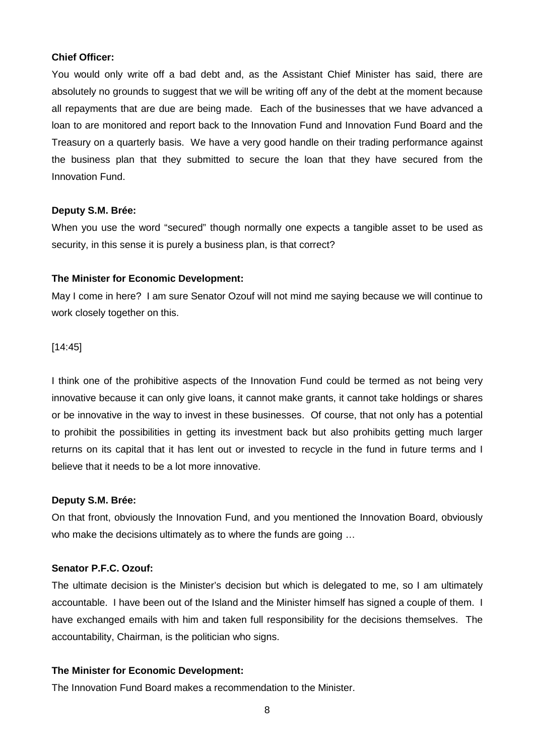**Chief Officer:**

You would only write off a bad debt and, as the Assistant Chief Minister has said, there are absolutely no grounds to suggest that we will be writing off any of the debt at the moment because all repayments that are due are being made. Each of the businesses that we have advanced a loan to are monitored and report back to the Innovation Fund and Innovation Fund Board and the Treasury on a quarterly basis. We have a very good handle on their trading performance against the business plan that they submitted to secure the loan that they have secured from the Innovation Fund.

**Deputy S.M. Brée:**

When you use the word "secured" though normally one expects a tangible asset to be used as security, in this sense it is purely a business plan, is that correct?

**The Minister for Economic Development:**

May I come in here? I am sure Senator Ozouf will not mind me saying because we will continue to work closely together on this.

[14:45]

I think one of the prohibitive aspects of the Innovation Fund could be termed as not being very innovative because it can only give loans, it cannot make grants, it cannot take holdings or shares or be innovative in the way to invest in these businesses. Of course, that not only has a potential to prohibit the possibilities in getting its investment back but also prohibits getting much larger returns on its capital that it has lent out or invested to recycle in the fund in future terms and I believe that it needs to be a lot more innovative.

**Deputy S.M. Brée:**

On that front, obviously the Innovation Fund, and you mentioned the Innovation Board, obviously who make the decisions ultimately as to where the funds are going …

**Senator P.F.C. Ozouf:**

The ultimate decision is the Minister's decision but which is delegated to me, so I am ultimately accountable. I have been out of the Island and the Minister himself has signed a couple of them. I have exchanged emails with him and taken full responsibility for the decisions themselves. The accountability, Chairman, is the politician who signs.

**The Minister for Economic Development:**

The Innovation Fund Board makes a recommendation to the Minister.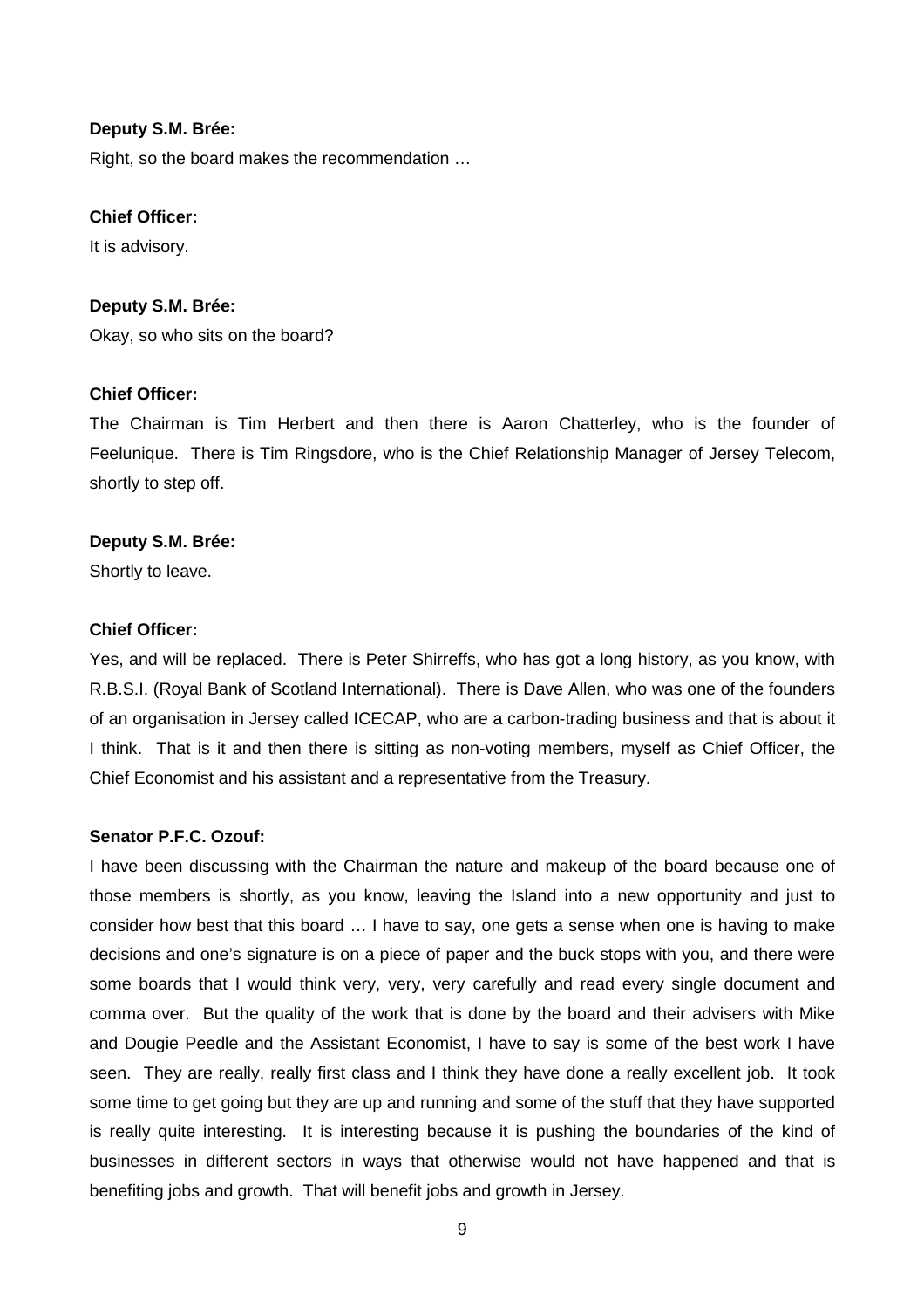**Deputy S.M. Brée:**

Right, so the board makes the recommendation …

**Chief Officer:**

It is advisory.

**Deputy S.M. Brée:**

Okay, so who sits on the board?

**Chief Officer:**

The Chairman is Tim Herbert and then there is Aaron Chatterley, who is the founder of Feelunique. There is Tim Ringsdore, who is the Chief Relationship Manager of Jersey Telecom, shortly to step off.

**Deputy S.M. Brée:**

Shortly to leave.

**Chief Officer:**

Yes, and will be replaced. There is Peter Shirreffs, who has got a long history, as you know, with R.B.S.I. (Royal Bank of Scotland International). There is Dave Allen, who was one of the founders of an organisation in Jersey called ICECAP, who are a carbon-trading business and that is about it I think. That is it and then there is sitting as non-voting members, myself as Chief Officer, the Chief Economist and his assistant and a representative from the Treasury.

**Senator P.F.C. Ozouf:**

I have been discussing with the Chairman the nature and makeup of the board because one of those members is shortly, as you know, leaving the Island into a new opportunity and just to consider how best that this board … I have to say, one gets a sense when one is having to make decisions and one's signature is on a piece of paper and the buck stops with you, and there were some boards that I would think very, very, very carefully and read every single document and comma over. But the quality of the work that is done by the board and their advisers with Mike and Dougie Peedle and the Assistant Economist, I have to say is some of the best work I have seen. They are really, really first class and I think they have done a really excellent job. It took some time to get going but they are up and running and some of the stuff that they have supported is really quite interesting. It is interesting because it is pushing the boundaries of the kind of businesses in different sectors in ways that otherwise would not have happened and that is benefiting jobs and growth. That will benefit jobs and growth in Jersey.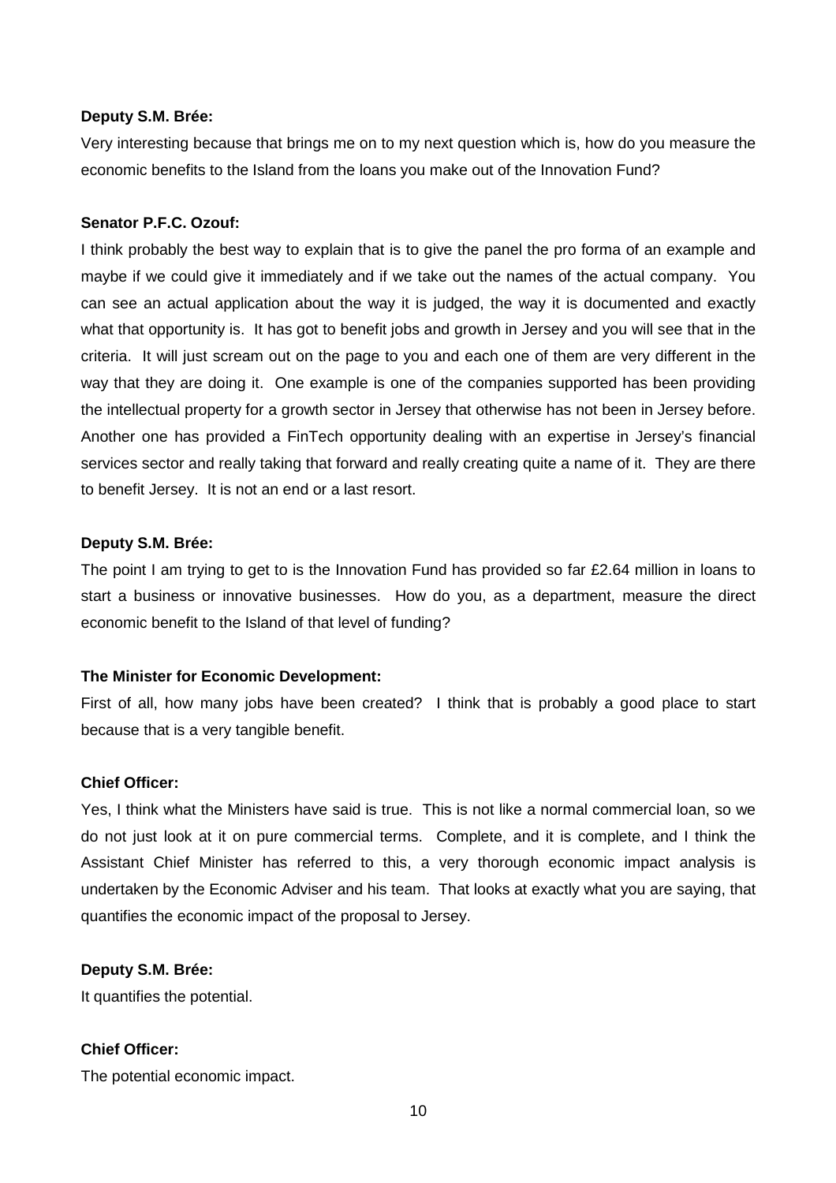**Deputy S.M. Brée:**

Very interesting because that brings me on to my next question which is, how do you measure the economic benefits to the Island from the loans you make out of the Innovation Fund?

**Senator P.F.C. Ozouf:**

I think probably the best way to explain that is to give the panel the pro forma of an example and maybe if we could give it immediately and if we take out the names of the actual company. You can see an actual application about the way it is judged, the way it is documented and exactly what that opportunity is. It has got to benefit jobs and growth in Jersey and you will see that in the criteria. It will just scream out on the page to you and each one of them are very different in the way that they are doing it. One example is one of the companies supported has been providing the intellectual property for a growth sector in Jersey that otherwise has not been in Jersey before. Another one has provided a FinTech opportunity dealing with an expertise in Jersey's financial services sector and really taking that forward and really creating quite a name of it. They are there to benefit Jersey. It is not an end or a last resort.

**Deputy S.M. Brée:**

The point I am trying to get to is the Innovation Fund has provided so far £2.64 million in loans to start a business or innovative businesses. How do you, as a department, measure the direct economic benefit to the Island of that level of funding?

**The Minister for Economic Development:**

First of all, how many jobs have been created? I think that is probably a good place to start because that is a very tangible benefit.

**Chief Officer:**

Yes, I think what the Ministers have said is true. This is not like a normal commercial loan, so we do not just look at it on pure commercial terms. Complete, and it is complete, and I think the Assistant Chief Minister has referred to this, a very thorough economic impact analysis is undertaken by the Economic Adviser and his team. That looks at exactly what you are saying, that quantifies the economic impact of the proposal to Jersey.

**Deputy S.M. Brée:**

It quantifies the potential.

**Chief Officer:**

The potential economic impact.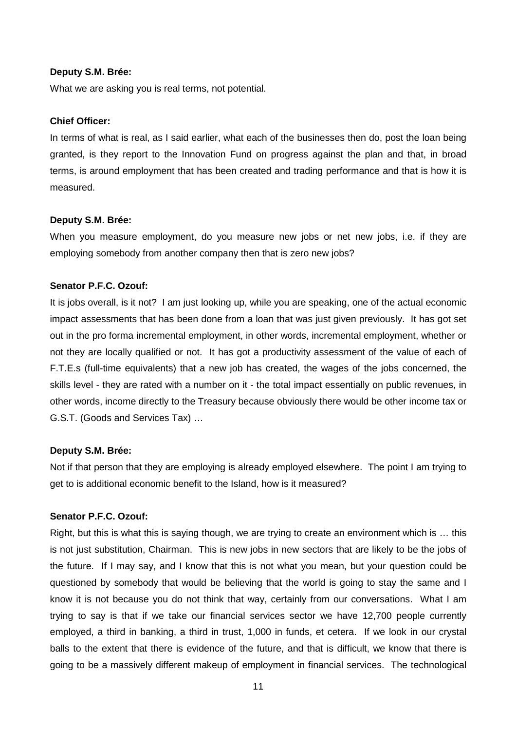**Deputy S.M. Brée:**

What we are asking you is real terms, not potential.

**Chief Officer:**

In terms of what is real, as I said earlier, what each of the businesses then do, post the loan being granted, is they report to the Innovation Fund on progress against the plan and that, in broad terms, is around employment that has been created and trading performance and that is how it is measured.

**Deputy S.M. Brée:**

When you measure employment, do you measure new jobs or net new jobs, i.e. if they are employing somebody from another company then that is zero new jobs?

**Senator P.F.C. Ozouf:**

It is jobs overall, is it not? I am just looking up, while you are speaking, one of the actual economic impact assessments that has been done from a loan that was just given previously. It has got set out in the pro forma incremental employment, in other words, incremental employment, whether or not they are locally qualified or not. It has got a productivity assessment of the value of each of F.T.E.s (full-time equivalents) that a new job has created, the wages of the jobs concerned, the skills level - they are rated with a number on it - the total impact essentially on public revenues, in other words, income directly to the Treasury because obviously there would be other income tax or G.S.T. (Goods and Services Tax) …

**Deputy S.M. Brée:**

Not if that person that they are employing is already employed elsewhere. The point I am trying to get to is additional economic benefit to the Island, how is it measured?

**Senator P.F.C. Ozouf:**

Right, but this is what this is saying though, we are trying to create an environment which is … this is not just substitution, Chairman. This is new jobs in new sectors that are likely to be the jobs of the future. If I may say, and I know that this is not what you mean, but your question could be questioned by somebody that would be believing that the world is going to stay the same and I know it is not because you do not think that way, certainly from our conversations. What I am trying to say is that if we take our financial services sector we have 12,700 people currently employed, a third in banking, a third in trust, 1,000 in funds, et cetera. If we look in our crystal balls to the extent that there is evidence of the future, and that is difficult, we know that there is going to be a massively different makeup of employment in financial services. The technological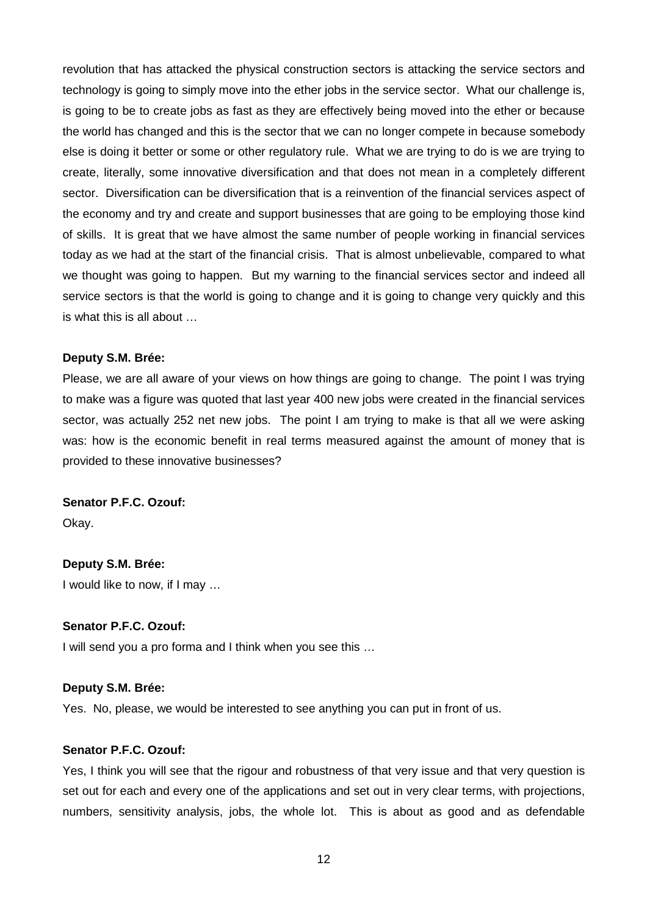revolution that has attacked the physical construction sectors is attacking the service sectors and technology is going to simply move into the ether jobs in the service sector. What our challenge is, is going to be to create jobs as fast as they are effectively being moved into the ether or because the world has changed and this is the sector that we can no longer compete in because somebody else is doing it better or some or other regulatory rule. What we are trying to do is we are trying to create, literally, some innovative diversification and that does not mean in a completely different sector. Diversification can be diversification that is a reinvention of the financial services aspect of the economy and try and create and support businesses that are going to be employing those kind of skills. It is great that we have almost the same number of people working in financial services today as we had at the start of the financial crisis. That is almost unbelievable, compared to what we thought was going to happen. But my warning to the financial services sector and indeed all service sectors is that the world is going to change and it is going to change very quickly and this is what this is all about …

**Deputy S.M. Brée:**

Please, we are all aware of your views on how things are going to change. The point I was trying to make was a figure was quoted that last year 400 new jobs were created in the financial services sector, was actually 252 net new jobs. The point I am trying to make is that all we were asking was: how is the economic benefit in real terms measured against the amount of money that is provided to these innovative businesses?

**Senator P.F.C. Ozouf:**

Okay.

**Deputy S.M. Brée:**

I would like to now, if I may …

**Senator P.F.C. Ozouf:**

I will send you a pro forma and I think when you see this …

**Deputy S.M. Brée:**

Yes. No, please, we would be interested to see anything you can put in front of us.

**Senator P.F.C. Ozouf:**

Yes, I think you will see that the rigour and robustness of that very issue and that very question is set out for each and every one of the applications and set out in very clear terms, with projections, numbers, sensitivity analysis, jobs, the whole lot. This is about as good and as defendable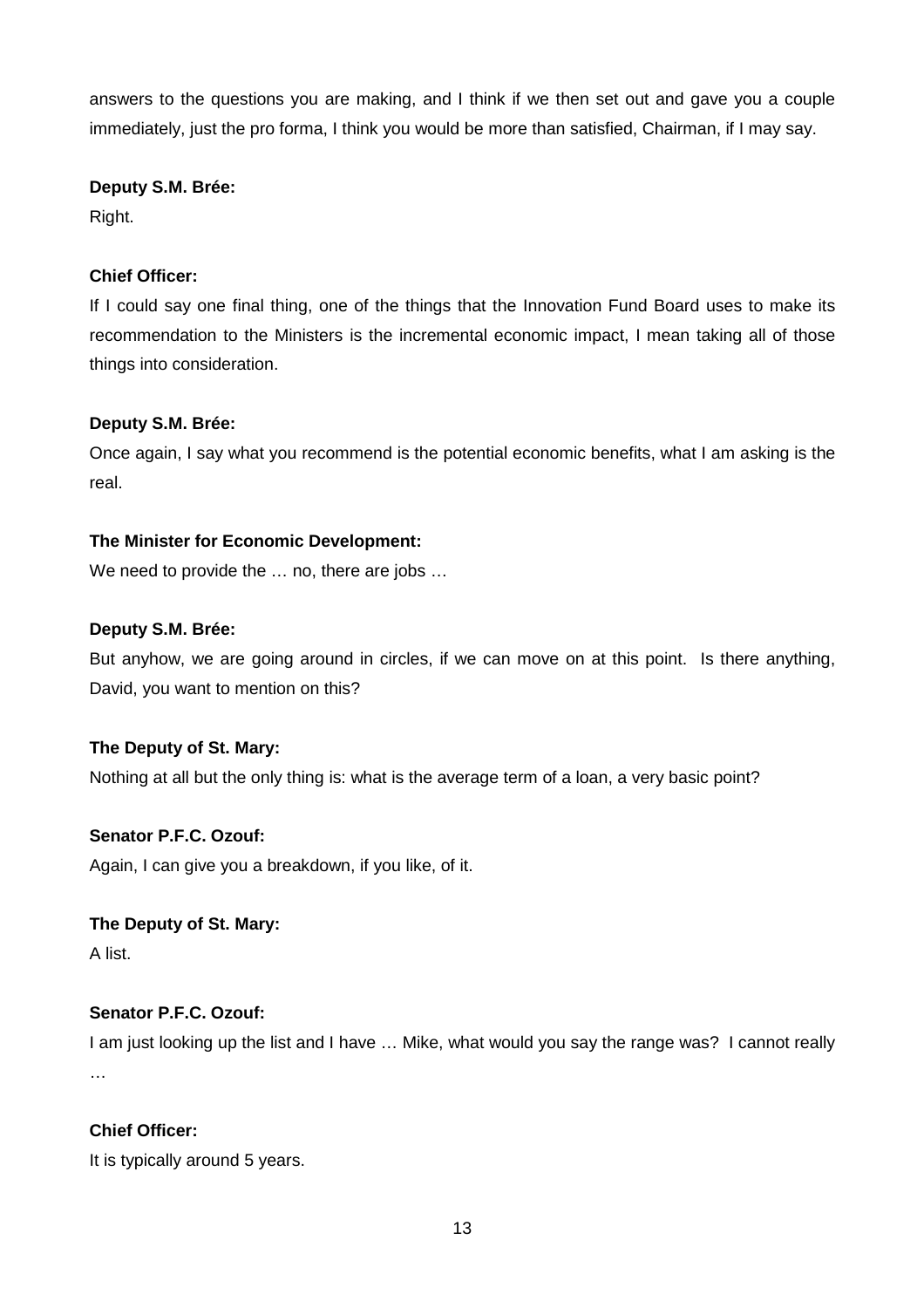answers to the questions you are making, and I think if we then set out and gave you a couple immediately, just the pro forma, I think you would be more than satisfied, Chairman, if I may say.

**Deputy S.M. Brée:**

Right.

**Chief Officer:**

If I could say one final thing, one of the things that the Innovation Fund Board uses to make its recommendation to the Ministers is the incremental economic impact, I mean taking all of those things into consideration.

**Deputy S.M. Brée:**

Once again, I say what you recommend is the potential economic benefits, what I am asking is the real.

**The Minister for Economic Development:**

We need to provide the … no, there are jobs …

**Deputy S.M. Brée:**

But anyhow, we are going around in circles, if we can move on at this point. Is there anything, David, you want to mention on this?

**The Deputy of St. Mary:**

Nothing at all but the only thing is: what is the average term of a loan, a very basic point?

**Senator P.F.C. Ozouf:**

Again, I can give you a breakdown, if you like, of it.

**The Deputy of St. Mary:**

A list.

**Senator P.F.C. Ozouf:**

I am just looking up the list and I have … Mike, what would you say the range was? I cannot really …

**Chief Officer:**

It is typically around 5 years.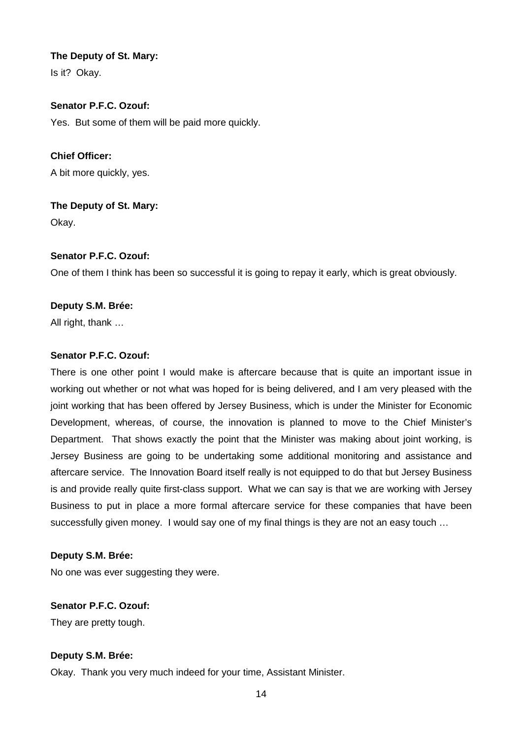**The Deputy of St. Mary:**

Is it? Okay.

**Senator P.F.C. Ozouf:**

Yes. But some of them will be paid more quickly.

**Chief Officer:**

A bit more quickly, yes.

**The Deputy of St. Mary:**

Okay.

**Senator P.F.C. Ozouf:**

One of them I think has been so successful it is going to repay it early, which is great obviously.

**Deputy S.M. Brée:**

All right, thank …

**Senator P.F.C. Ozouf:**

There is one other point I would make is aftercare because that is quite an important issue in working out whether or not what was hoped for is being delivered, and I am very pleased with the joint working that has been offered by Jersey Business, which is under the Minister for Economic Development, whereas, of course, the innovation is planned to move to the Chief Minister's Department. That shows exactly the point that the Minister was making about joint working, is Jersey Business are going to be undertaking some additional monitoring and assistance and aftercare service. The Innovation Board itself really is not equipped to do that but Jersey Business is and provide really quite first-class support. What we can say is that we are working with Jersey Business to put in place a more formal aftercare service for these companies that have been successfully given money. I would say one of my final things is they are not an easy touch …

**Deputy S.M. Brée:**

No one was ever suggesting they were.

**Senator P.F.C. Ozouf:**

They are pretty tough.

**Deputy S.M. Brée:**

Okay. Thank you very much indeed for your time, Assistant Minister.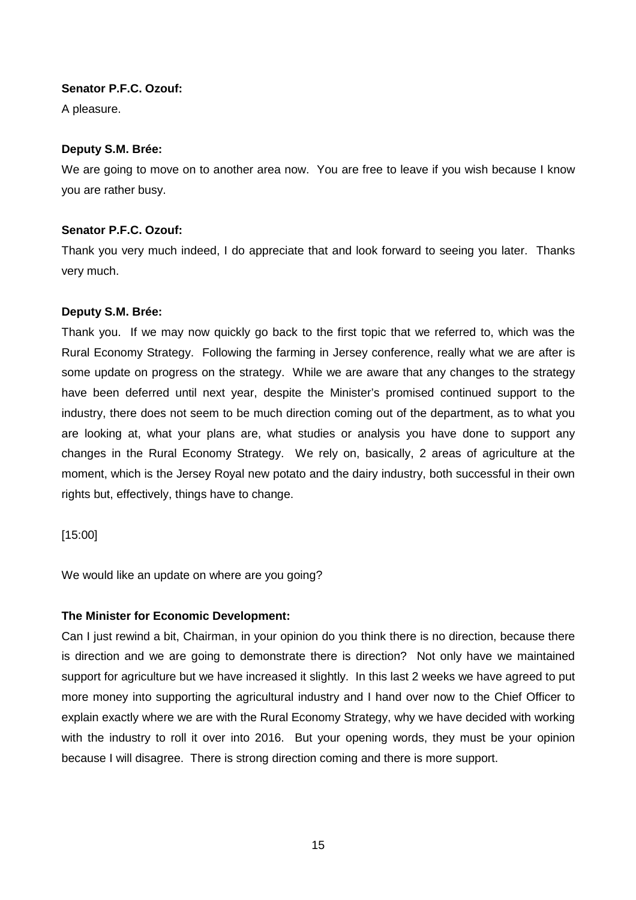**Senator P.F.C. Ozouf:**

A pleasure.

**Deputy S.M. Brée:**

We are going to move on to another area now. You are free to leave if you wish because I know you are rather busy.

**Senator P.F.C. Ozouf:**

Thank you very much indeed, I do appreciate that and look forward to seeing you later. Thanks very much.

**Deputy S.M. Brée:**

Thank you. If we may now quickly go back to the first topic that we referred to, which was the Rural Economy Strategy. Following the farming in Jersey conference, really what we are after is some update on progress on the strategy. While we are aware that any changes to the strategy have been deferred until next year, despite the Minister's promised continued support to the industry, there does not seem to be much direction coming out of the department, as to what you are looking at, what your plans are, what studies or analysis you have done to support any changes in the Rural Economy Strategy. We rely on, basically, 2 areas of agriculture at the moment, which is the Jersey Royal new potato and the dairy industry, both successful in their own rights but, effectively, things have to change.

[15:00]

We would like an update on where are you going?

**The Minister for Economic Development:**

Can I just rewind a bit, Chairman, in your opinion do you think there is no direction, because there is direction and we are going to demonstrate there is direction? Not only have we maintained support for agriculture but we have increased it slightly. In this last 2 weeks we have agreed to put more money into supporting the agricultural industry and I hand over now to the Chief Officer to explain exactly where we are with the Rural Economy Strategy, why we have decided with working with the industry to roll it over into 2016. But your opening words, they must be your opinion because I will disagree. There is strong direction coming and there is more support.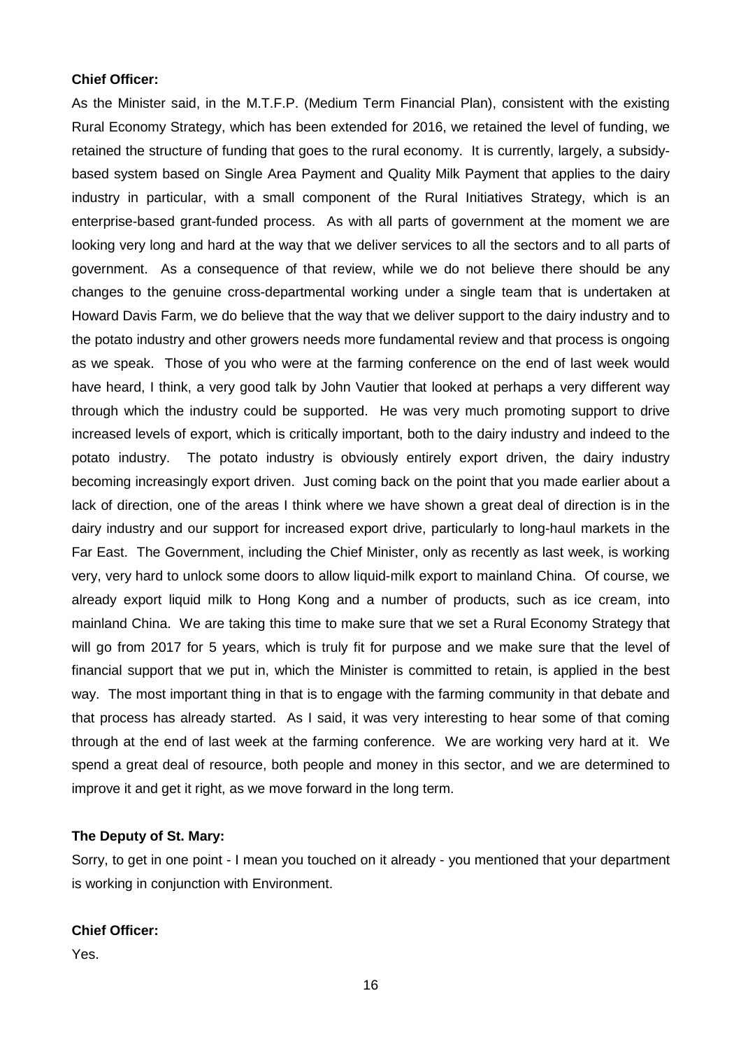**Chief Officer:**

As the Minister said, in the M.T.F.P. (Medium Term Financial Plan), consistent with the existing Rural Economy Strategy, which has been extended for 2016, we retained the level of funding, we retained the structure of funding that goes to the rural economy. It is currently, largely, a subsidy-based system based on Single Area Payment and Quality Milk Payment that applies to the dairy industry in particular, with a small component of the Rural Initiatives Strategy, which is an enterprise-based grant-funded process. As with all parts of government at the moment we are looking very long and hard at the way that we deliver services to all the sectors and to all parts of government. As a consequence of that review, while we do not believe there should be any changes to the genuine cross-departmental working under a single team that is undertaken at Howard Davis Farm, we do believe that the way that we deliver support to the dairy industry and to the potato industry and other growers needs more fundamental review and that process is ongoing as we speak. Those of you who were at the farming conference on the end of last week would have heard, I think, a very good talk by John Vautier that looked at perhaps a very different way through which the industry could be supported. He was very much promoting support to drive increased levels of export, which is critically important, both to the dairy industry and indeed to the potato industry. The potato industry is obviously entirely export driven, the dairy industry becoming increasingly export driven. Just coming back on the point that you made earlier about a lack of direction, one of the areas I think where we have shown a great deal of direction is in the dairy industry and our support for increased export drive, particularly to long-haul markets in the Far East. The Government, including the Chief Minister, only as recently as last week, is working very, very hard to unlock some doors to allow liquid-milk export to mainland China. Of course, we already export liquid milk to Hong Kong and a number of products, such as ice cream, into mainland China. We are taking this time to make sure that we set a Rural Economy Strategy that will go from 2017 for 5 years, which is truly fit for purpose and we make sure that the level of financial support that we put in, which the Minister is committed to retain, is applied in the best way. The most important thing in that is to engage with the farming community in that debate and that process has already started. As I said, it was very interesting to hear some of that coming through at the end of last week at the farming conference. We are working very hard at it. We spend a great deal of resource, both people and money in this sector, and we are determined to improve it and get it right, as we move forward in the long term.

**The Deputy of St. Mary:**

Sorry, to get in one point - I mean you touched on it already - you mentioned that your department is working in conjunction with Environment.

**Chief Officer:**

Yes.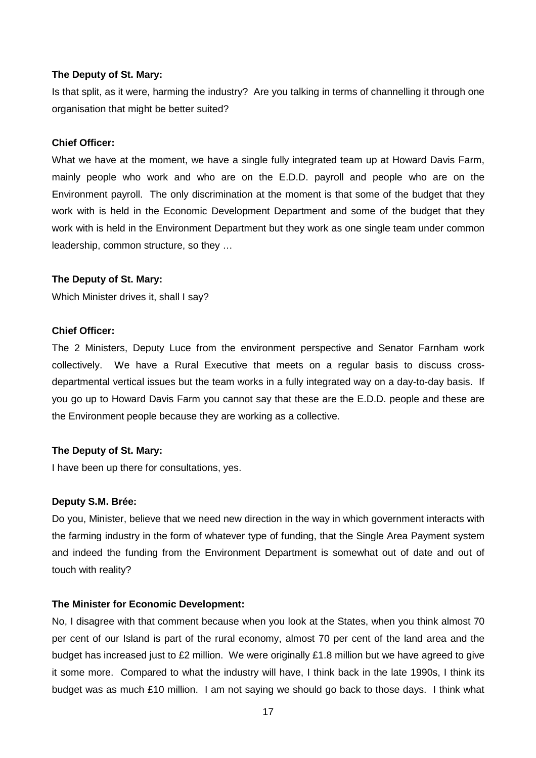**The Deputy of St. Mary:**

Is that split, as it were, harming the industry? Are you talking in terms of channelling it through one organisation that might be better suited?

**Chief Officer:**

What we have at the moment, we have a single fully integrated team up at Howard Davis Farm, mainly people who work and who are on the E.D.D. payroll and people who are on the Environment payroll. The only discrimination at the moment is that some of the budget that they work with is held in the Economic Development Department and some of the budget that they work with is held in the Environment Department but they work as one single team under common leadership, common structure, so they …

**The Deputy of St. Mary:**

Which Minister drives it, shall I say?

**Chief Officer:**

The 2 Ministers, Deputy Luce from the environment perspective and Senator Farnham work collectively. We have a Rural Executive that meets on a regular basis to discuss cross-departmental vertical issues but the team works in a fully integrated way on a day-to-day basis. If you go up to Howard Davis Farm you cannot say that these are the E.D.D. people and these are the Environment people because they are working as a collective.

**The Deputy of St. Mary:**

I have been up there for consultations, yes.

**Deputy S.M. Brée:**

Do you, Minister, believe that we need new direction in the way in which government interacts with the farming industry in the form of whatever type of funding, that the Single Area Payment system and indeed the funding from the Environment Department is somewhat out of date and out of touch with reality?

**The Minister for Economic Development:**

No, I disagree with that comment because when you look at the States, when you think almost 70 per cent of our Island is part of the rural economy, almost 70 per cent of the land area and the budget has increased just to £2 million. We were originally £1.8 million but we have agreed to give it some more. Compared to what the industry will have, I think back in the late 1990s, I think its budget was as much £10 million. I am not saying we should go back to those days. I think what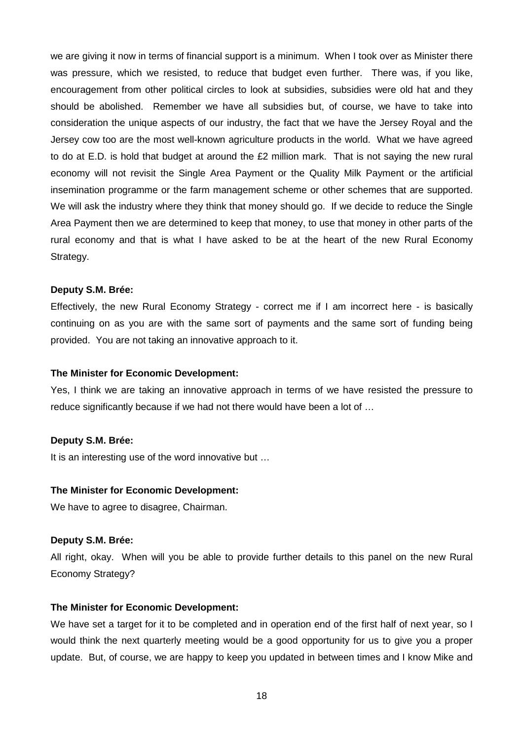we are giving it now in terms of financial support is a minimum. When I took over as Minister there was pressure, which we resisted, to reduce that budget even further. There was, if you like, encouragement from other political circles to look at subsidies, subsidies were old hat and they should be abolished. Remember we have all subsidies but, of course, we have to take into consideration the unique aspects of our industry, the fact that we have the Jersey Royal and the Jersey cow too are the most well-known agriculture products in the world. What we have agreed to do at E.D. is hold that budget at around the £2 million mark. That is not saying the new rural economy will not revisit the Single Area Payment or the Quality Milk Payment or the artificial insemination programme or the farm management scheme or other schemes that are supported. We will ask the industry where they think that money should go. If we decide to reduce the Single Area Payment then we are determined to keep that money, to use that money in other parts of the rural economy and that is what I have asked to be at the heart of the new Rural Economy Strategy.

**Deputy S.M. Brée:**

Effectively, the new Rural Economy Strategy - correct me if I am incorrect here - is basically continuing on as you are with the same sort of payments and the same sort of funding being provided. You are not taking an innovative approach to it.

**The Minister for Economic Development:**

Yes, I think we are taking an innovative approach in terms of we have resisted the pressure to reduce significantly because if we had not there would have been a lot of …

**Deputy S.M. Brée:**

It is an interesting use of the word innovative but …

**The Minister for Economic Development:**

We have to agree to disagree, Chairman.

**Deputy S.M. Brée:**

All right, okay. When will you be able to provide further details to this panel on the new Rural Economy Strategy?

**The Minister for Economic Development:**

We have set a target for it to be completed and in operation end of the first half of next year, so I would think the next quarterly meeting would be a good opportunity for us to give you a proper update. But, of course, we are happy to keep you updated in between times and I know Mike and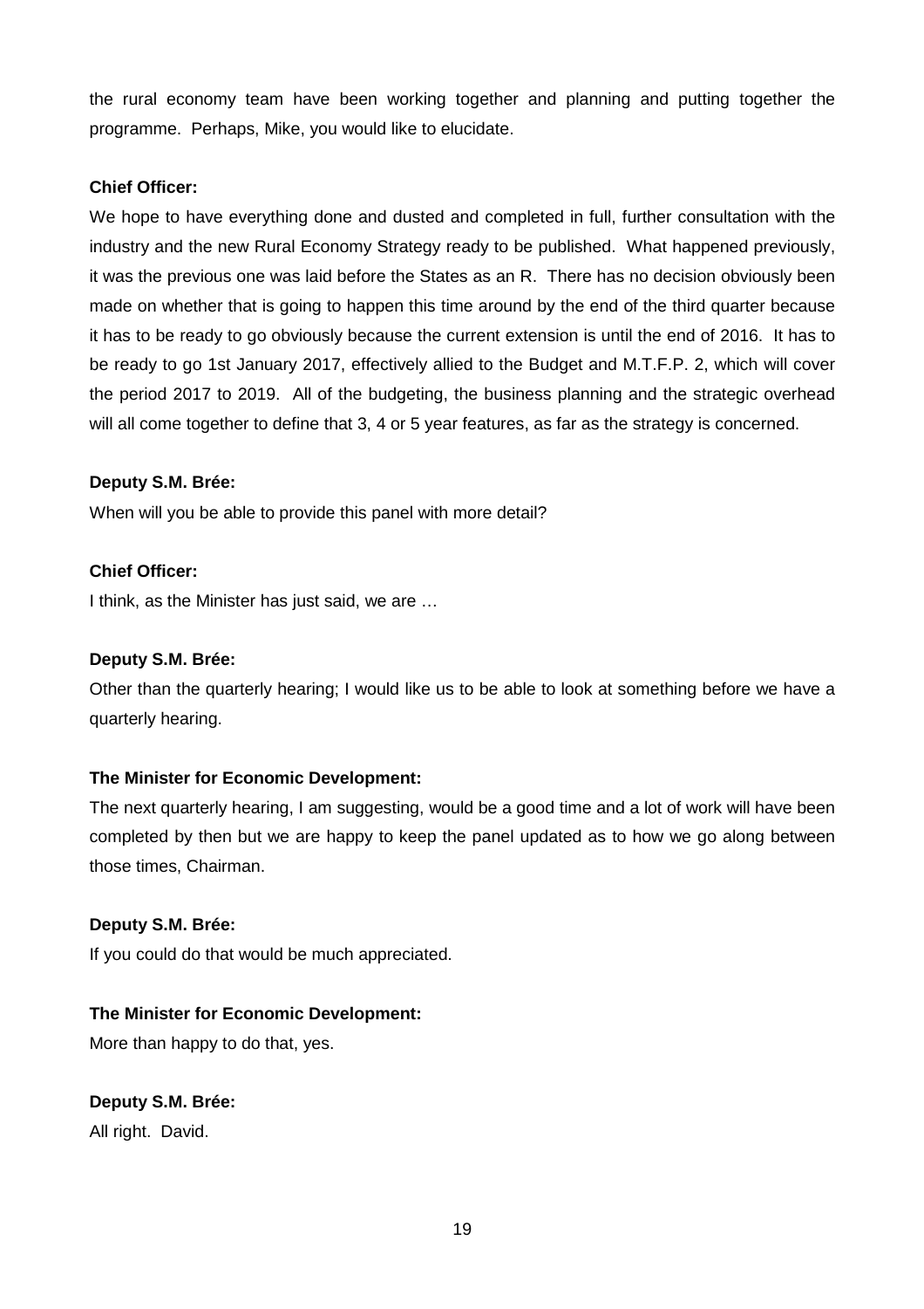the rural economy team have been working together and planning and putting together the programme. Perhaps, Mike, you would like to elucidate.

**Chief Officer:**

We hope to have everything done and dusted and completed in full, further consultation with the industry and the new Rural Economy Strategy ready to be published. What happened previously, it was the previous one was laid before the States as an R. There has no decision obviously been made on whether that is going to happen this time around by the end of the third quarter because it has to be ready to go obviously because the current extension is until the end of 2016. It has to be ready to go 1st January 2017, effectively allied to the Budget and M.T.F.P. 2, which will cover the period 2017 to 2019. All of the budgeting, the business planning and the strategic overhead will all come together to define that 3, 4 or 5 year features, as far as the strategy is concerned.

**Deputy S.M. Brée:**

When will you be able to provide this panel with more detail?

**Chief Officer:**

I think, as the Minister has just said, we are …

**Deputy S.M. Brée:**

Other than the quarterly hearing; I would like us to be able to look at something before we have a quarterly hearing.

**The Minister for Economic Development:**

The next quarterly hearing, I am suggesting, would be a good time and a lot of work will have been completed by then but we are happy to keep the panel updated as to how we go along between those times, Chairman.

**Deputy S.M. Brée:**

If you could do that would be much appreciated.

**The Minister for Economic Development:**

More than happy to do that, yes.

**Deputy S.M. Brée:**

All right. David.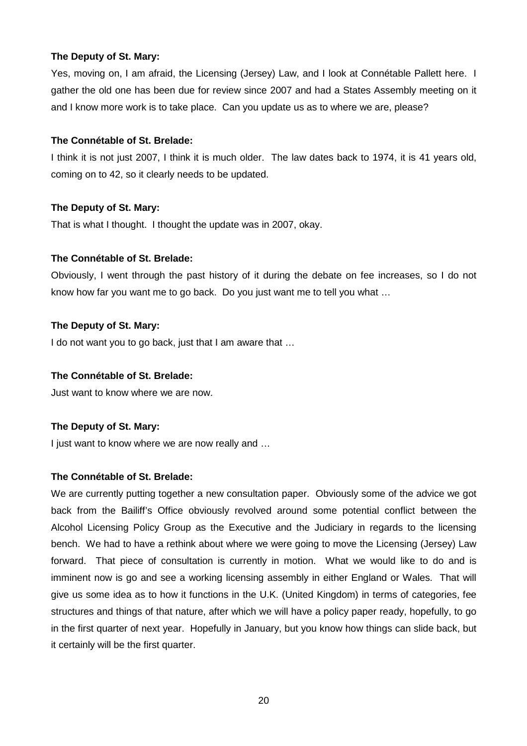**The Deputy of St. Mary:**

Yes, moving on, I am afraid, the Licensing (Jersey) Law, and I look at Connétable Pallett here. I gather the old one has been due for review since 2007 and had a States Assembly meeting on it and I know more work is to take place. Can you update us as to where we are, please?

**The Connétable of St. Brelade:**

I think it is not just 2007, I think it is much older. The law dates back to 1974, it is 41 years old, coming on to 42, so it clearly needs to be updated.

**The Deputy of St. Mary:**

That is what I thought. I thought the update was in 2007, okay.

**The Connétable of St. Brelade:**

Obviously, I went through the past history of it during the debate on fee increases, so I do not know how far you want me to go back. Do you just want me to tell you what …

**The Deputy of St. Mary:**

I do not want you to go back, just that I am aware that …

**The Connétable of St. Brelade:**

Just want to know where we are now.

**The Deputy of St. Mary:**

I just want to know where we are now really and …

**The Connétable of St. Brelade:**

We are currently putting together a new consultation paper. Obviously some of the advice we got back from the Bailiff's Office obviously revolved around some potential conflict between the Alcohol Licensing Policy Group as the Executive and the Judiciary in regards to the licensing bench. We had to have a rethink about where we were going to move the Licensing (Jersey) Law forward. That piece of consultation is currently in motion. What we would like to do and is imminent now is go and see a working licensing assembly in either England or Wales. That will give us some idea as to how it functions in the U.K. (United Kingdom) in terms of categories, fee structures and things of that nature, after which we will have a policy paper ready, hopefully, to go in the first quarter of next year. Hopefully in January, but you know how things can slide back, but it certainly will be the first quarter.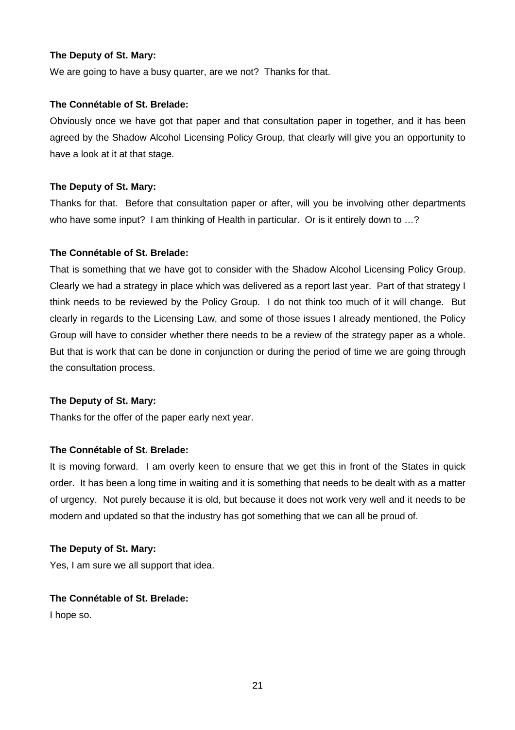**The Deputy of St. Mary:**

We are going to have a busy quarter, are we not? Thanks for that.

**The Connétable of St. Brelade:**

Obviously once we have got that paper and that consultation paper in together, and it has been agreed by the Shadow Alcohol Licensing Policy Group, that clearly will give you an opportunity to have a look at it at that stage.

**The Deputy of St. Mary:**

Thanks for that. Before that consultation paper or after, will you be involving other departments who have some input? I am thinking of Health in particular. Or is it entirely down to …?

**The Connétable of St. Brelade:**

That is something that we have got to consider with the Shadow Alcohol Licensing Policy Group. Clearly we had a strategy in place which was delivered as a report last year. Part of that strategy I think needs to be reviewed by the Policy Group. I do not think too much of it will change. But clearly in regards to the Licensing Law, and some of those issues I already mentioned, the Policy Group will have to consider whether there needs to be a review of the strategy paper as a whole. But that is work that can be done in conjunction or during the period of time we are going through the consultation process.

**The Deputy of St. Mary:**

Thanks for the offer of the paper early next year.

**The Connétable of St. Brelade:**

It is moving forward. I am overly keen to ensure that we get this in front of the States in quick order. It has been a long time in waiting and it is something that needs to be dealt with as a matter of urgency. Not purely because it is old, but because it does not work very well and it needs to be modern and updated so that the industry has got something that we can all be proud of.

**The Deputy of St. Mary:**

Yes, I am sure we all support that idea.

**The Connétable of St. Brelade:**

I hope so.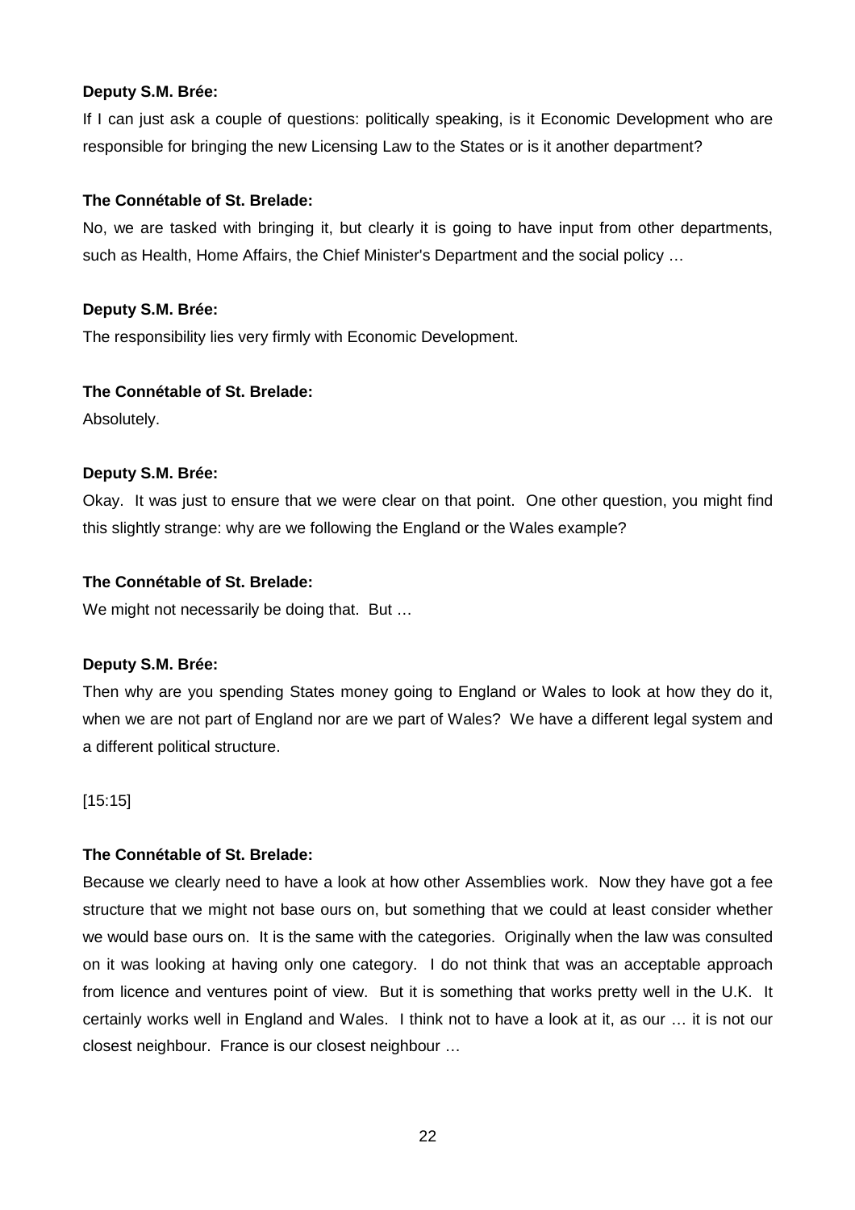**Deputy S.M. Brée:**

If I can just ask a couple of questions: politically speaking, is it Economic Development who are responsible for bringing the new Licensing Law to the States or is it another department?

**The Connétable of St. Brelade:**

No, we are tasked with bringing it, but clearly it is going to have input from other departments, such as Health, Home Affairs, the Chief Minister's Department and the social policy …

**Deputy S.M. Brée:**

The responsibility lies very firmly with Economic Development.

**The Connétable of St. Brelade:**

Absolutely.

**Deputy S.M. Brée:**

Okay. It was just to ensure that we were clear on that point. One other question, you might find this slightly strange: why are we following the England or the Wales example?

**The Connétable of St. Brelade:**

We might not necessarily be doing that. But …

**Deputy S.M. Brée:**

Then why are you spending States money going to England or Wales to look at how they do it, when we are not part of England nor are we part of Wales? We have a different legal system and a different political structure.

[15:15]

**The Connétable of St. Brelade:**

Because we clearly need to have a look at how other Assemblies work. Now they have got a fee structure that we might not base ours on, but something that we could at least consider whether we would base ours on. It is the same with the categories. Originally when the law was consulted on it was looking at having only one category. I do not think that was an acceptable approach from licence and ventures point of view. But it is something that works pretty well in the U.K. It certainly works well in England and Wales. I think not to have a look at it, as our … it is not our closest neighbour. France is our closest neighbour …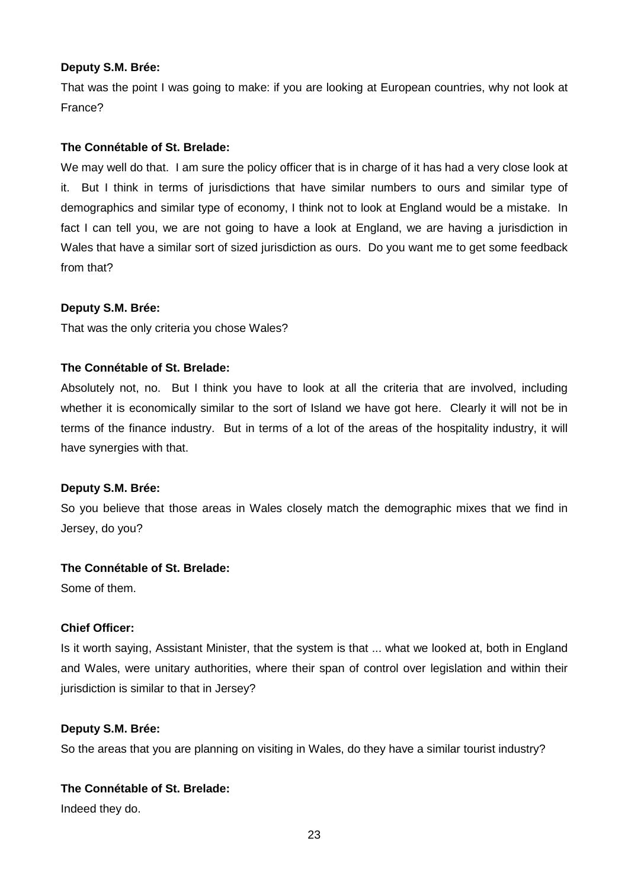**Deputy S.M. Brée:**

That was the point I was going to make: if you are looking at European countries, why not look at France?

**The Connétable of St. Brelade:**

We may well do that. I am sure the policy officer that is in charge of it has had a very close look at it. But I think in terms of jurisdictions that have similar numbers to ours and similar type of demographics and similar type of economy, I think not to look at England would be a mistake. In fact I can tell you, we are not going to have a look at England, we are having a jurisdiction in Wales that have a similar sort of sized jurisdiction as ours. Do you want me to get some feedback from that?

**Deputy S.M. Brée:**

That was the only criteria you chose Wales?

**The Connétable of St. Brelade:**

Absolutely not, no. But I think you have to look at all the criteria that are involved, including whether it is economically similar to the sort of Island we have got here. Clearly it will not be in terms of the finance industry. But in terms of a lot of the areas of the hospitality industry, it will have synergies with that.

**Deputy S.M. Brée:**

So you believe that those areas in Wales closely match the demographic mixes that we find in Jersey, do you?

**The Connétable of St. Brelade:**

Some of them.

**Chief Officer:**

Is it worth saying, Assistant Minister, that the system is that ... what we looked at, both in England and Wales, were unitary authorities, where their span of control over legislation and within their jurisdiction is similar to that in Jersey?

**Deputy S.M. Brée:**

So the areas that you are planning on visiting in Wales, do they have a similar tourist industry?

**The Connétable of St. Brelade:**

Indeed they do.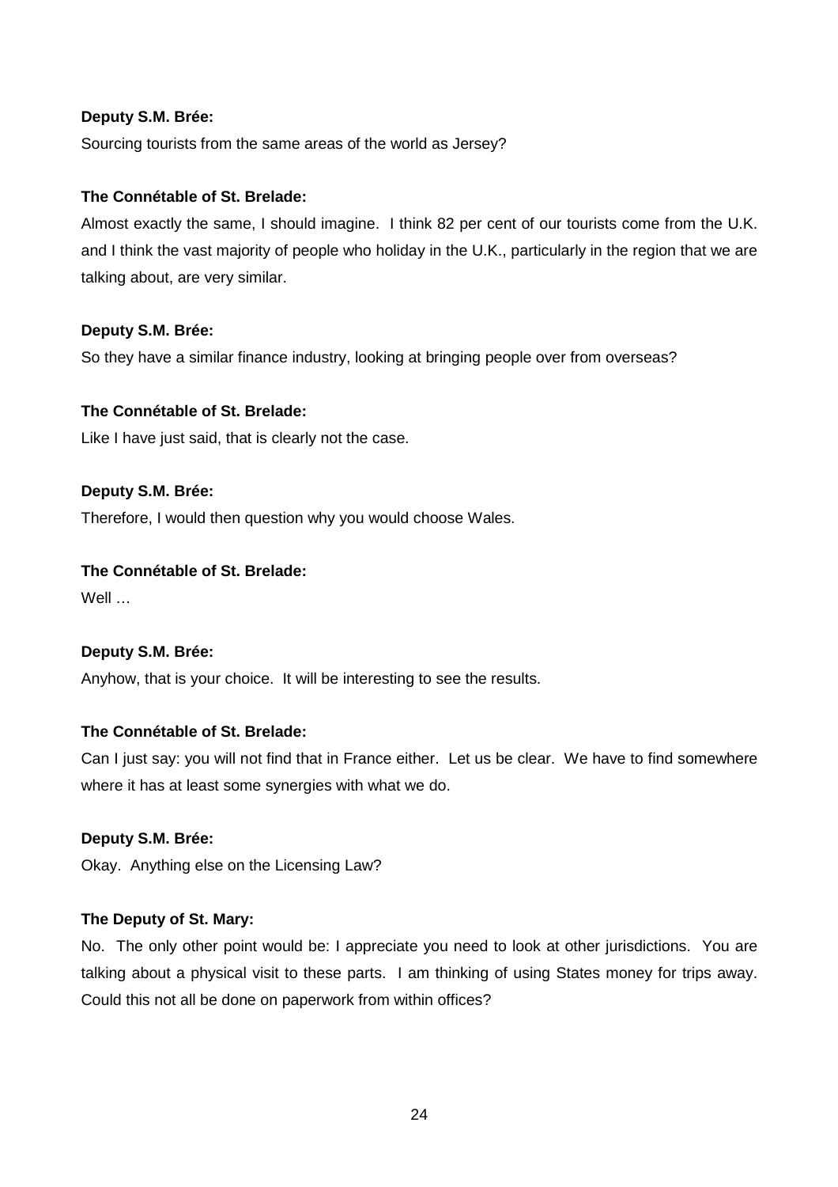**Deputy S.M. Brée:**

Sourcing tourists from the same areas of the world as Jersey?

**The Connétable of St. Brelade:**

Almost exactly the same, I should imagine. I think 82 per cent of our tourists come from the U.K. and I think the vast majority of people who holiday in the U.K., particularly in the region that we are talking about, are very similar.

**Deputy S.M. Brée:**

So they have a similar finance industry, looking at bringing people over from overseas?

**The Connétable of St. Brelade:**

Like I have just said, that is clearly not the case.

**Deputy S.M. Brée:**

Therefore, I would then question why you would choose Wales.

**The Connétable of St. Brelade:**

Well …

**Deputy S.M. Brée:**

Anyhow, that is your choice. It will be interesting to see the results.

**The Connétable of St. Brelade:**

Can I just say: you will not find that in France either. Let us be clear. We have to find somewhere where it has at least some synergies with what we do.

**Deputy S.M. Brée:**

Okay. Anything else on the Licensing Law?

**The Deputy of St. Mary:**

No. The only other point would be: I appreciate you need to look at other jurisdictions. You are talking about a physical visit to these parts. I am thinking of using States money for trips away. Could this not all be done on paperwork from within offices?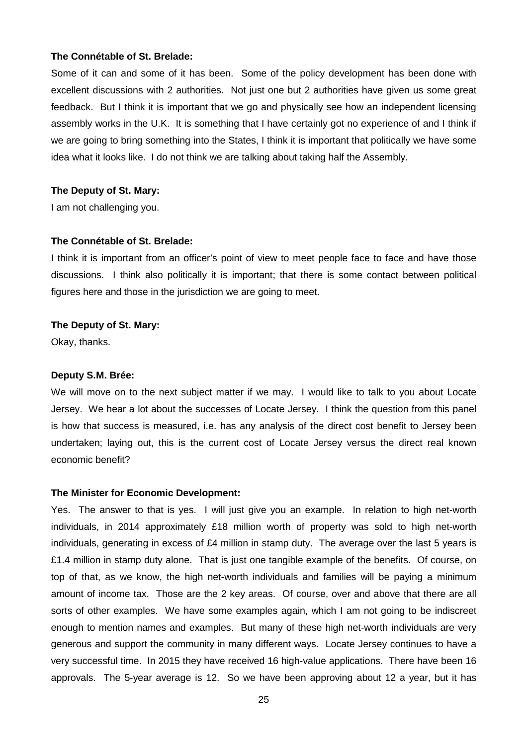**The Connétable of St. Brelade:**

Some of it can and some of it has been. Some of the policy development has been done with excellent discussions with 2 authorities. Not just one but 2 authorities have given us some great feedback. But I think it is important that we go and physically see how an independent licensing assembly works in the U.K. It is something that I have certainly got no experience of and I think if we are going to bring something into the States, I think it is important that politically we have some idea what it looks like. I do not think we are talking about taking half the Assembly.

**The Deputy of St. Mary:**

I am not challenging you.

**The Connétable of St. Brelade:**

I think it is important from an officer's point of view to meet people face to face and have those discussions. I think also politically it is important; that there is some contact between political figures here and those in the jurisdiction we are going to meet.

**The Deputy of St. Mary:**

Okay, thanks.

**Deputy S.M. Brée:**

We will move on to the next subject matter if we may. I would like to talk to you about Locate Jersey. We hear a lot about the successes of Locate Jersey. I think the question from this panel is how that success is measured, i.e. has any analysis of the direct cost benefit to Jersey been undertaken; laying out, this is the current cost of Locate Jersey versus the direct real known economic benefit?

**The Minister for Economic Development:**

Yes. The answer to that is yes. I will just give you an example. In relation to high net-worth individuals, in 2014 approximately £18 million worth of property was sold to high net-worth individuals, generating in excess of £4 million in stamp duty. The average over the last 5 years is £1.4 million in stamp duty alone. That is just one tangible example of the benefits. Of course, on top of that, as we know, the high net-worth individuals and families will be paying a minimum amount of income tax. Those are the 2 key areas. Of course, over and above that there are all sorts of other examples. We have some examples again, which I am not going to be indiscreet enough to mention names and examples. But many of these high net-worth individuals are very generous and support the community in many different ways. Locate Jersey continues to have a very successful time. In 2015 they have received 16 high-value applications. There have been 16 approvals. The 5-year average is 12. So we have been approving about 12 a year, but it has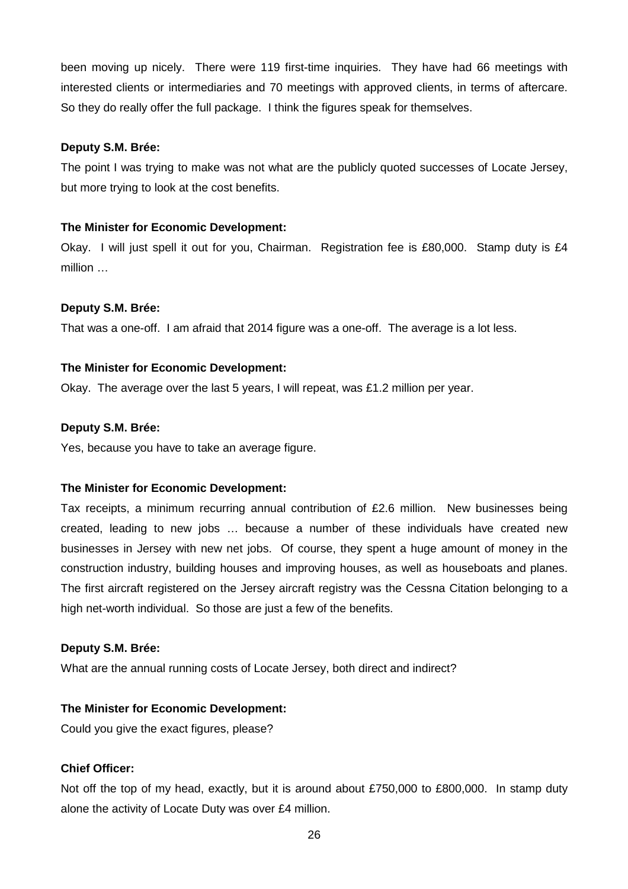been moving up nicely. There were 119 first-time inquiries. They have had 66 meetings with interested clients or intermediaries and 70 meetings with approved clients, in terms of aftercare. So they do really offer the full package. I think the figures speak for themselves.

**Deputy S.M. Brée:**

The point I was trying to make was not what are the publicly quoted successes of Locate Jersey, but more trying to look at the cost benefits.

**The Minister for Economic Development:**

Okay. I will just spell it out for you, Chairman. Registration fee is £80,000. Stamp duty is £4 million …

**Deputy S.M. Brée:**

That was a one-off. I am afraid that 2014 figure was a one-off. The average is a lot less.

**The Minister for Economic Development:**

Okay. The average over the last 5 years, I will repeat, was £1.2 million per year.

**Deputy S.M. Brée:**

Yes, because you have to take an average figure.

**The Minister for Economic Development:**

Tax receipts, a minimum recurring annual contribution of £2.6 million. New businesses being created, leading to new jobs … because a number of these individuals have created new businesses in Jersey with new net jobs. Of course, they spent a huge amount of money in the construction industry, building houses and improving houses, as well as houseboats and planes. The first aircraft registered on the Jersey aircraft registry was the Cessna Citation belonging to a high net-worth individual. So those are just a few of the benefits.

**Deputy S.M. Brée:**

What are the annual running costs of Locate Jersey, both direct and indirect?

**The Minister for Economic Development:**

Could you give the exact figures, please?

**Chief Officer:**

Not off the top of my head, exactly, but it is around about £750,000 to £800,000. In stamp duty alone the activity of Locate Duty was over £4 million.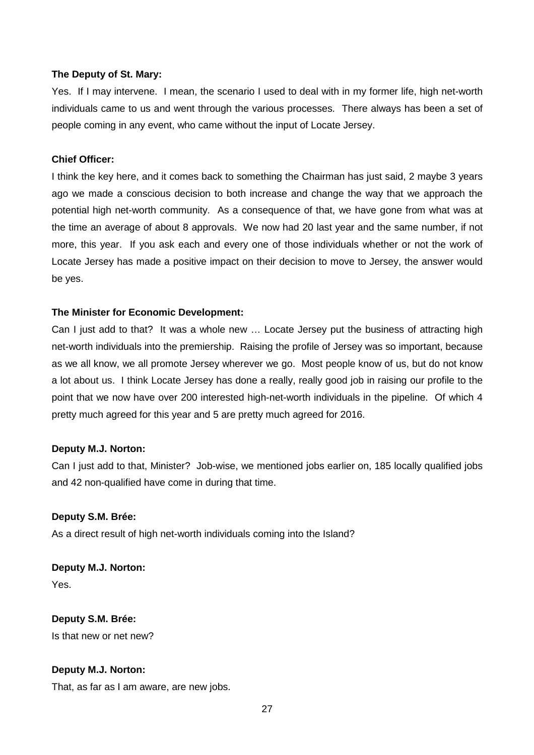**The Deputy of St. Mary:**

Yes. If I may intervene. I mean, the scenario I used to deal with in my former life, high net-worth individuals came to us and went through the various processes. There always has been a set of people coming in any event, who came without the input of Locate Jersey.

**Chief Officer:**

I think the key here, and it comes back to something the Chairman has just said, 2 maybe 3 years ago we made a conscious decision to both increase and change the way that we approach the potential high net-worth community. As a consequence of that, we have gone from what was at the time an average of about 8 approvals. We now had 20 last year and the same number, if not more, this year. If you ask each and every one of those individuals whether or not the work of Locate Jersey has made a positive impact on their decision to move to Jersey, the answer would be yes.

**The Minister for Economic Development:**

Can I just add to that? It was a whole new … Locate Jersey put the business of attracting high net-worth individuals into the premiership. Raising the profile of Jersey was so important, because as we all know, we all promote Jersey wherever we go. Most people know of us, but do not know a lot about us. I think Locate Jersey has done a really, really good job in raising our profile to the point that we now have over 200 interested high-net-worth individuals in the pipeline. Of which 4 pretty much agreed for this year and 5 are pretty much agreed for 2016.

**Deputy M.J. Norton:**

Can I just add to that, Minister? Job-wise, we mentioned jobs earlier on, 185 locally qualified jobs and 42 non-qualified have come in during that time.

**Deputy S.M. Brée:**

As a direct result of high net-worth individuals coming into the Island?

**Deputy M.J. Norton:**

Yes.

**Deputy S.M. Brée:**

Is that new or net new?

**Deputy M.J. Norton:**

That, as far as I am aware, are new jobs.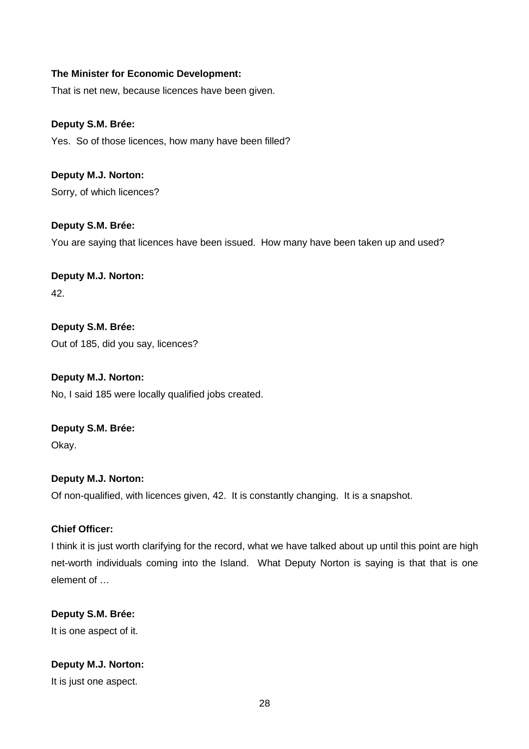**The Minister for Economic Development:**

That is net new, because licences have been given.

**Deputy S.M. Brée:**

Yes. So of those licences, how many have been filled?

**Deputy M.J. Norton:**

Sorry, of which licences?

**Deputy S.M. Brée:**

You are saying that licences have been issued. How many have been taken up and used?

**Deputy M.J. Norton:**

42.

**Deputy S.M. Brée:**

Out of 185, did you say, licences?

**Deputy M.J. Norton:**

No, I said 185 were locally qualified jobs created.

**Deputy S.M. Brée:**

Okay.

**Deputy M.J. Norton:**

Of non-qualified, with licences given, 42. It is constantly changing. It is a snapshot.

**Chief Officer:**

I think it is just worth clarifying for the record, what we have talked about up until this point are high net-worth individuals coming into the Island. What Deputy Norton is saying is that that is one element of …

**Deputy S.M. Brée:**

It is one aspect of it.

**Deputy M.J. Norton:**

It is just one aspect.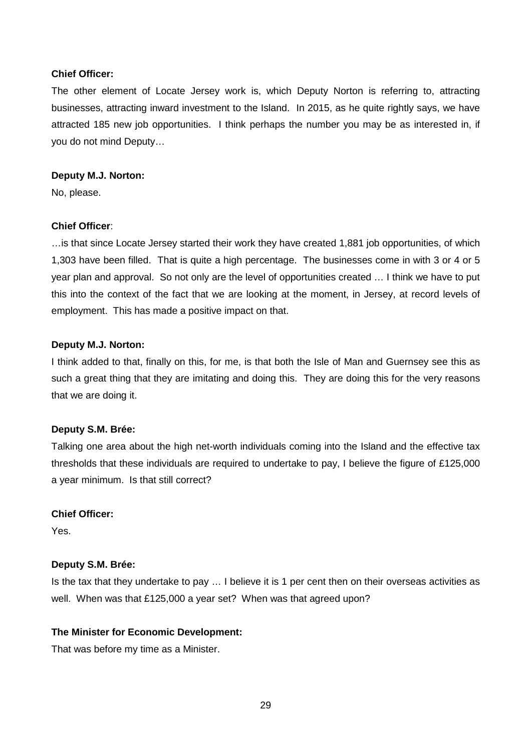**Chief Officer:**

The other element of Locate Jersey work is, which Deputy Norton is referring to, attracting businesses, attracting inward investment to the Island. In 2015, as he quite rightly says, we have attracted 185 new job opportunities. I think perhaps the number you may be as interested in, if you do not mind Deputy…

**Deputy M.J. Norton:**

No, please.

**Chief Officer**:

…is that since Locate Jersey started their work they have created 1,881 job opportunities, of which 1,303 have been filled. That is quite a high percentage. The businesses come in with 3 or 4 or 5 year plan and approval. So not only are the level of opportunities created … I think we have to put this into the context of the fact that we are looking at the moment, in Jersey, at record levels of employment. This has made a positive impact on that.

**Deputy M.J. Norton:**

I think added to that, finally on this, for me, is that both the Isle of Man and Guernsey see this as such a great thing that they are imitating and doing this. They are doing this for the very reasons that we are doing it.

**Deputy S.M. Brée:**

Talking one area about the high net-worth individuals coming into the Island and the effective tax thresholds that these individuals are required to undertake to pay, I believe the figure of £125,000 a year minimum. Is that still correct?

**Chief Officer:**

Yes.

**Deputy S.M. Brée:**

Is the tax that they undertake to pay … I believe it is 1 per cent then on their overseas activities as well. When was that £125,000 a year set? When was that agreed upon?

**The Minister for Economic Development:**

That was before my time as a Minister.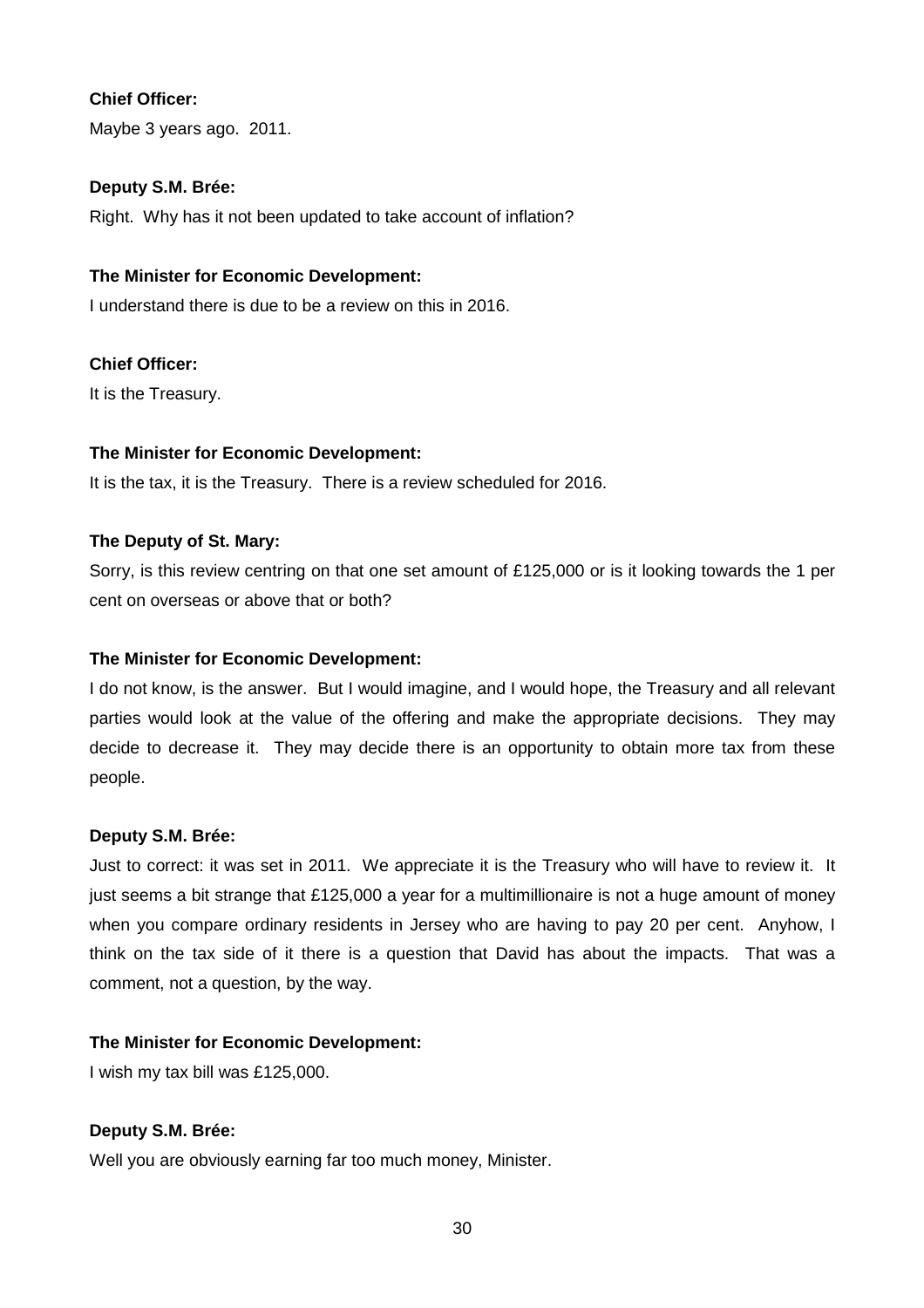**Chief Officer:**

Maybe 3 years ago. 2011.

**Deputy S.M. Brée:**

Right. Why has it not been updated to take account of inflation?

**The Minister for Economic Development:**

I understand there is due to be a review on this in 2016.

**Chief Officer:**

It is the Treasury.

**The Minister for Economic Development:**

It is the tax, it is the Treasury. There is a review scheduled for 2016.

**The Deputy of St. Mary:**

Sorry, is this review centring on that one set amount of £125,000 or is it looking towards the 1 per cent on overseas or above that or both?

**The Minister for Economic Development:**

I do not know, is the answer. But I would imagine, and I would hope, the Treasury and all relevant parties would look at the value of the offering and make the appropriate decisions. They may decide to decrease it. They may decide there is an opportunity to obtain more tax from these people.

**Deputy S.M. Brée:**

Just to correct: it was set in 2011. We appreciate it is the Treasury who will have to review it. It just seems a bit strange that £125,000 a year for a multimillionaire is not a huge amount of money when you compare ordinary residents in Jersey who are having to pay 20 per cent. Anyhow, I think on the tax side of it there is a question that David has about the impacts. That was a comment, not a question, by the way.

**The Minister for Economic Development:**

I wish my tax bill was £125,000.

**Deputy S.M. Brée:**

Well you are obviously earning far too much money, Minister.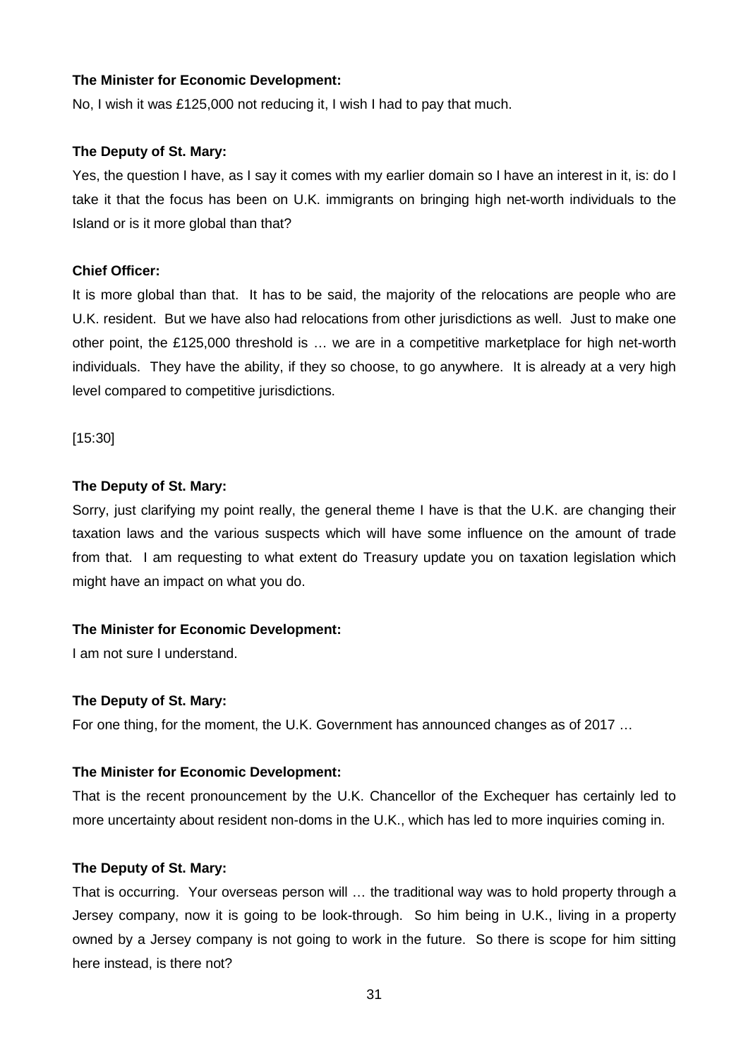**The Minister for Economic Development:**

No, I wish it was £125,000 not reducing it, I wish I had to pay that much.

**The Deputy of St. Mary:**

Yes, the question I have, as I say it comes with my earlier domain so I have an interest in it, is: do I take it that the focus has been on U.K. immigrants on bringing high net-worth individuals to the Island or is it more global than that?

**Chief Officer:**

It is more global than that. It has to be said, the majority of the relocations are people who are U.K. resident. But we have also had relocations from other jurisdictions as well. Just to make one other point, the £125,000 threshold is … we are in a competitive marketplace for high net-worth individuals. They have the ability, if they so choose, to go anywhere. It is already at a very high level compared to competitive jurisdictions.

[15:30]

**The Deputy of St. Mary:**

Sorry, just clarifying my point really, the general theme I have is that the U.K. are changing their taxation laws and the various suspects which will have some influence on the amount of trade from that. I am requesting to what extent do Treasury update you on taxation legislation which might have an impact on what you do.

**The Minister for Economic Development:**

I am not sure I understand.

**The Deputy of St. Mary:**

For one thing, for the moment, the U.K. Government has announced changes as of 2017 …

**The Minister for Economic Development:**

That is the recent pronouncement by the U.K. Chancellor of the Exchequer has certainly led to more uncertainty about resident non-doms in the U.K., which has led to more inquiries coming in.

**The Deputy of St. Mary:**

That is occurring. Your overseas person will … the traditional way was to hold property through a Jersey company, now it is going to be look-through. So him being in U.K., living in a property owned by a Jersey company is not going to work in the future. So there is scope for him sitting here instead, is there not?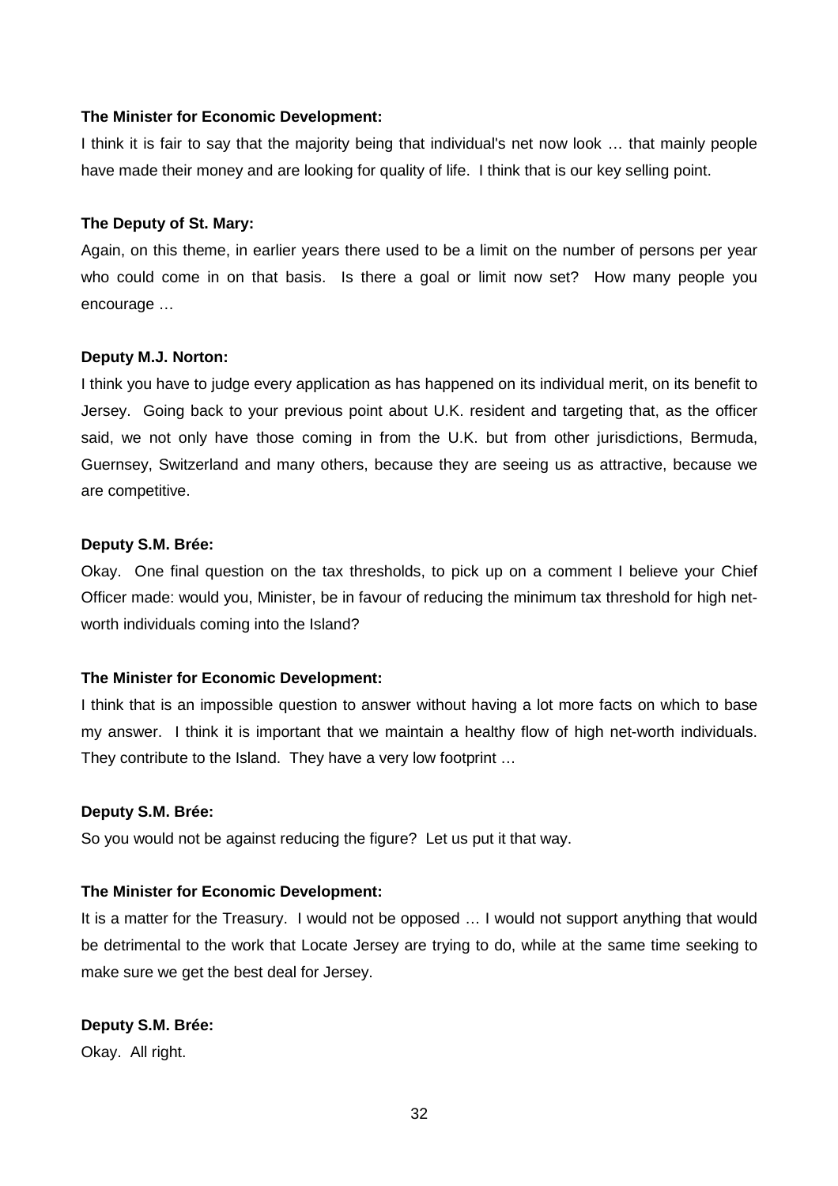**The Minister for Economic Development:**

I think it is fair to say that the majority being that individual's net now look … that mainly people have made their money and are looking for quality of life. I think that is our key selling point.

**The Deputy of St. Mary:**

Again, on this theme, in earlier years there used to be a limit on the number of persons per year who could come in on that basis. Is there a goal or limit now set? How many people you encourage …

**Deputy M.J. Norton:**

I think you have to judge every application as has happened on its individual merit, on its benefit to Jersey. Going back to your previous point about U.K. resident and targeting that, as the officer said, we not only have those coming in from the U.K. but from other jurisdictions, Bermuda, Guernsey, Switzerland and many others, because they are seeing us as attractive, because we are competitive.

**Deputy S.M. Brée:**

Okay. One final question on the tax thresholds, to pick up on a comment I believe your Chief Officer made: would you, Minister, be in favour of reducing the minimum tax threshold for high net-worth individuals coming into the Island?

**The Minister for Economic Development:**

I think that is an impossible question to answer without having a lot more facts on which to base my answer. I think it is important that we maintain a healthy flow of high net-worth individuals. They contribute to the Island. They have a very low footprint …

**Deputy S.M. Brée:**

So you would not be against reducing the figure? Let us put it that way.

**The Minister for Economic Development:**

It is a matter for the Treasury. I would not be opposed … I would not support anything that would be detrimental to the work that Locate Jersey are trying to do, while at the same time seeking to make sure we get the best deal for Jersey.

**Deputy S.M. Brée:**

Okay. All right.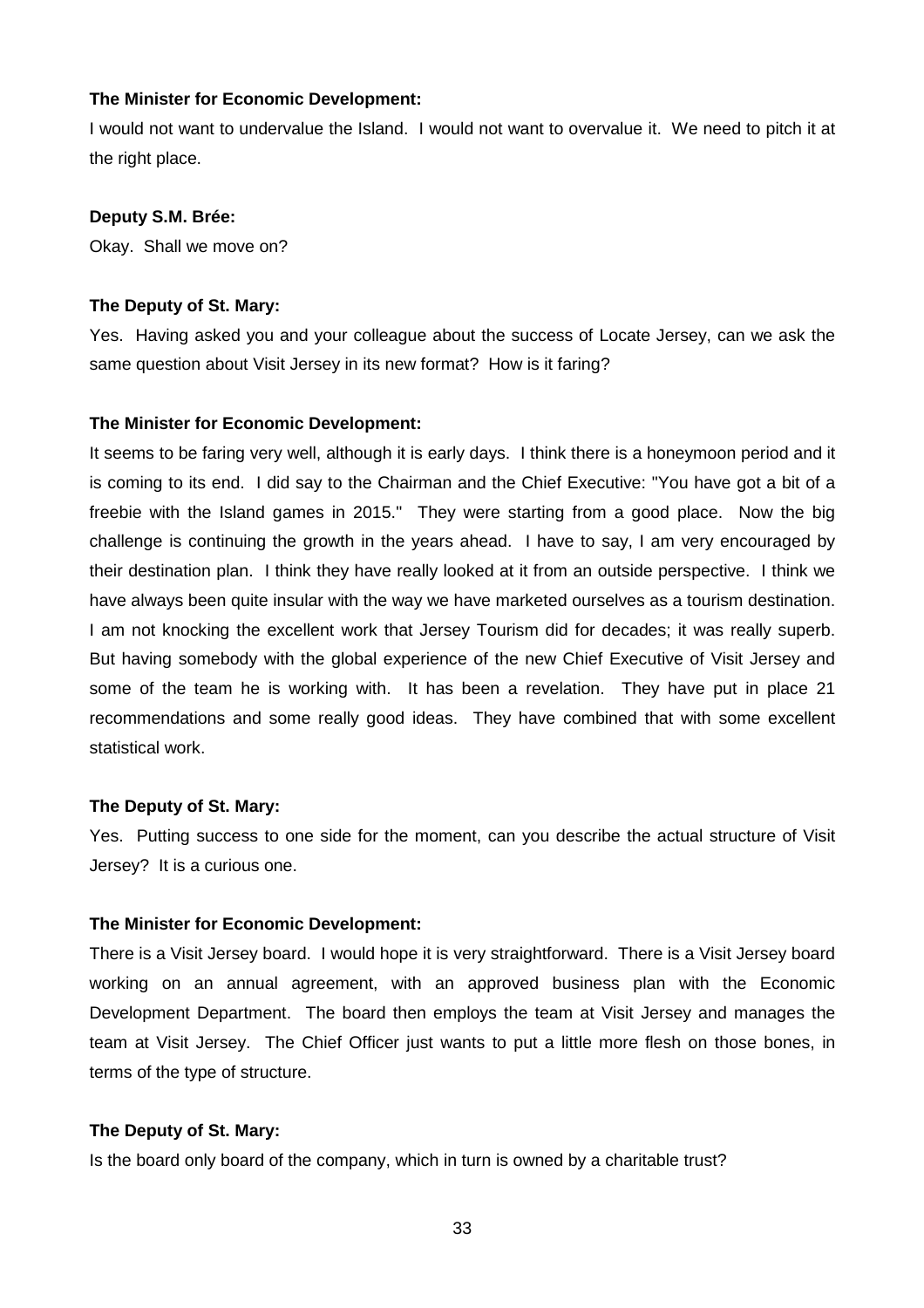**The Minister for Economic Development:**

I would not want to undervalue the Island. I would not want to overvalue it. We need to pitch it at the right place.

**Deputy S.M. Brée:**

Okay. Shall we move on?

**The Deputy of St. Mary:**

Yes. Having asked you and your colleague about the success of Locate Jersey, can we ask the same question about Visit Jersey in its new format? How is it faring?

**The Minister for Economic Development:**

It seems to be faring very well, although it is early days. I think there is a honeymoon period and it is coming to its end. I did say to the Chairman and the Chief Executive: "You have got a bit of a freebie with the Island games in 2015." They were starting from a good place. Now the big challenge is continuing the growth in the years ahead. I have to say, I am very encouraged by their destination plan. I think they have really looked at it from an outside perspective. I think we have always been quite insular with the way we have marketed ourselves as a tourism destination. I am not knocking the excellent work that Jersey Tourism did for decades; it was really superb. But having somebody with the global experience of the new Chief Executive of Visit Jersey and some of the team he is working with. It has been a revelation. They have put in place 21 recommendations and some really good ideas. They have combined that with some excellent statistical work.

**The Deputy of St. Mary:**

Yes. Putting success to one side for the moment, can you describe the actual structure of Visit Jersey? It is a curious one.

**The Minister for Economic Development:**

There is a Visit Jersey board. I would hope it is very straightforward. There is a Visit Jersey board working on an annual agreement, with an approved business plan with the Economic Development Department. The board then employs the team at Visit Jersey and manages the team at Visit Jersey. The Chief Officer just wants to put a little more flesh on those bones, in terms of the type of structure.

**The Deputy of St. Mary:**

Is the board only board of the company, which in turn is owned by a charitable trust?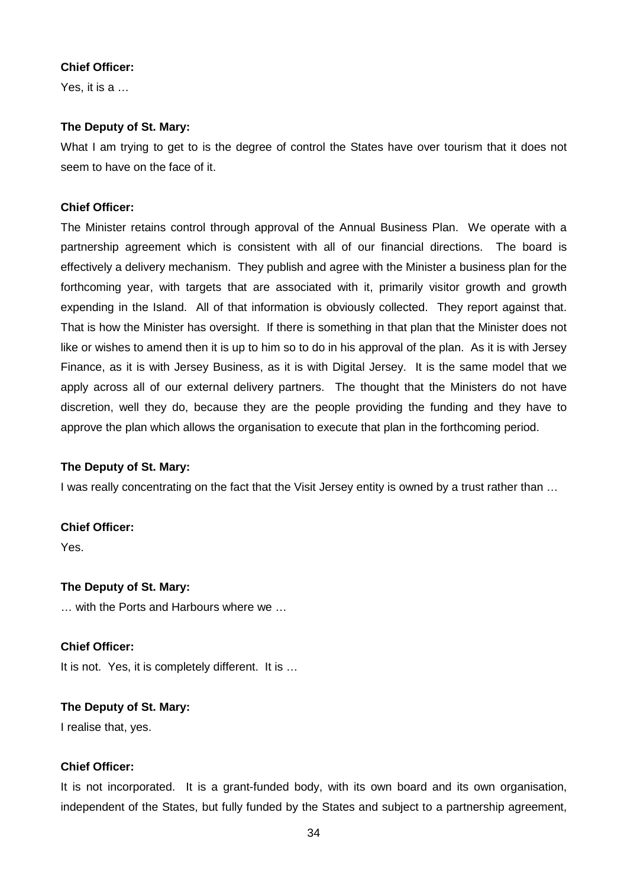**Chief Officer:**

Yes, it is a …

**The Deputy of St. Mary:**

What I am trying to get to is the degree of control the States have over tourism that it does not seem to have on the face of it.

**Chief Officer:**

The Minister retains control through approval of the Annual Business Plan. We operate with a partnership agreement which is consistent with all of our financial directions. The board is effectively a delivery mechanism. They publish and agree with the Minister a business plan for the forthcoming year, with targets that are associated with it, primarily visitor growth and growth expending in the Island. All of that information is obviously collected. They report against that. That is how the Minister has oversight. If there is something in that plan that the Minister does not like or wishes to amend then it is up to him so to do in his approval of the plan. As it is with Jersey Finance, as it is with Jersey Business, as it is with Digital Jersey. It is the same model that we apply across all of our external delivery partners. The thought that the Ministers do not have discretion, well they do, because they are the people providing the funding and they have to approve the plan which allows the organisation to execute that plan in the forthcoming period.

**The Deputy of St. Mary:**

I was really concentrating on the fact that the Visit Jersey entity is owned by a trust rather than …

**Chief Officer:**

Yes.

**The Deputy of St. Mary:**

… with the Ports and Harbours where we …

**Chief Officer:**

It is not. Yes, it is completely different. It is …

**The Deputy of St. Mary:**

I realise that, yes.

**Chief Officer:**

It is not incorporated. It is a grant-funded body, with its own board and its own organisation, independent of the States, but fully funded by the States and subject to a partnership agreement,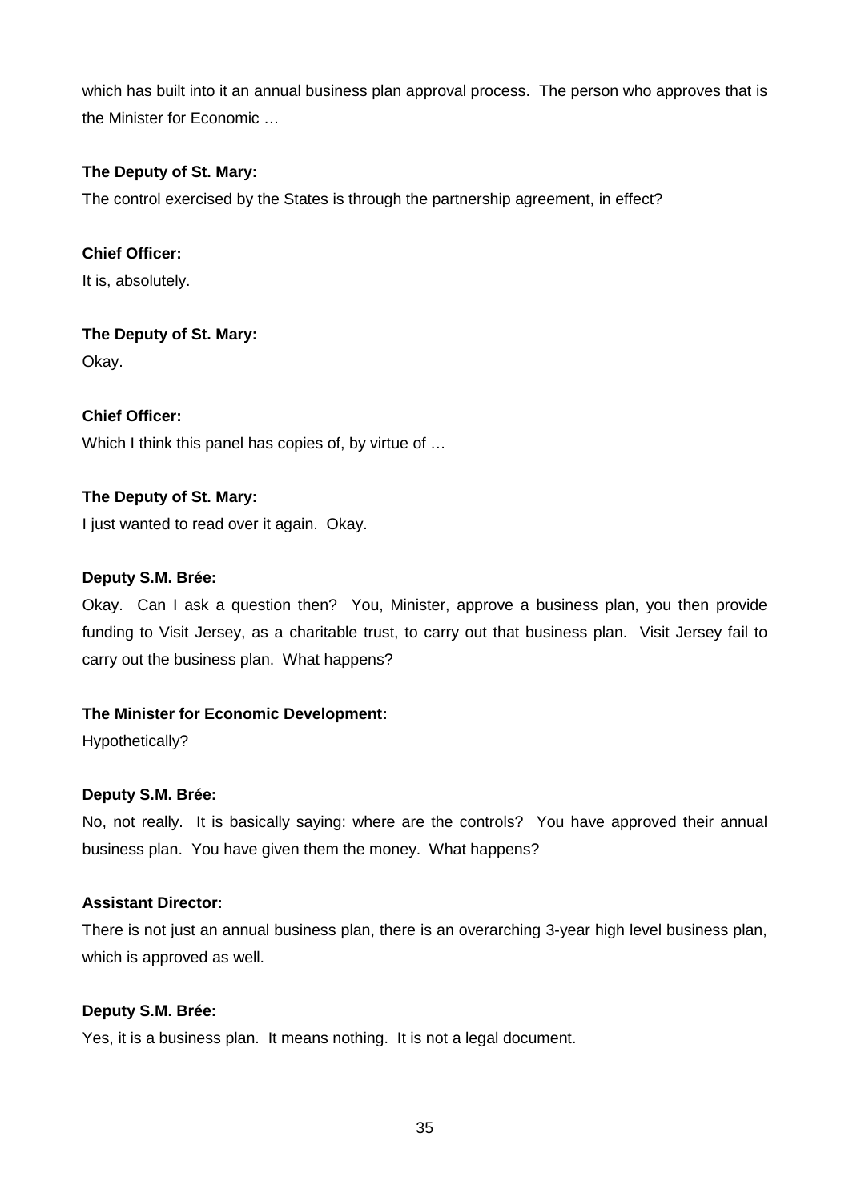which has built into it an annual business plan approval process. The person who approves that is the Minister for Economic …

**The Deputy of St. Mary:**

The control exercised by the States is through the partnership agreement, in effect?

**Chief Officer:**

It is, absolutely.

**The Deputy of St. Mary:**

Okay.

**Chief Officer:**

Which I think this panel has copies of, by virtue of …

**The Deputy of St. Mary:**

I just wanted to read over it again. Okay.

**Deputy S.M. Brée:**

Okay. Can I ask a question then? You, Minister, approve a business plan, you then provide funding to Visit Jersey, as a charitable trust, to carry out that business plan. Visit Jersey fail to carry out the business plan. What happens?

**The Minister for Economic Development:**

Hypothetically?

**Deputy S.M. Brée:**

No, not really. It is basically saying: where are the controls? You have approved their annual business plan. You have given them the money. What happens?

**Assistant Director:**

There is not just an annual business plan, there is an overarching 3-year high level business plan, which is approved as well.

**Deputy S.M. Brée:**

Yes, it is a business plan. It means nothing. It is not a legal document.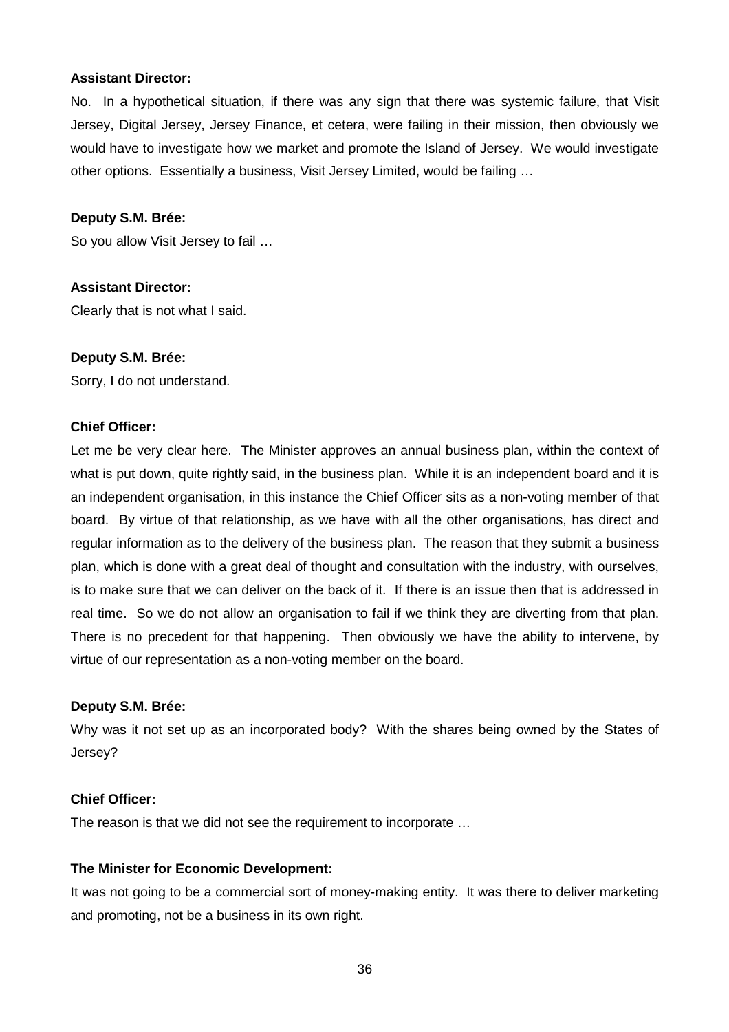**Assistant Director:**

No. In a hypothetical situation, if there was any sign that there was systemic failure, that Visit Jersey, Digital Jersey, Jersey Finance, et cetera, were failing in their mission, then obviously we would have to investigate how we market and promote the Island of Jersey. We would investigate other options. Essentially a business, Visit Jersey Limited, would be failing …

**Deputy S.M. Brée:**

So you allow Visit Jersey to fail …

**Assistant Director:**

Clearly that is not what I said.

**Deputy S.M. Brée:**

Sorry, I do not understand.

**Chief Officer:**

Let me be very clear here. The Minister approves an annual business plan, within the context of what is put down, quite rightly said, in the business plan. While it is an independent board and it is an independent organisation, in this instance the Chief Officer sits as a non-voting member of that board. By virtue of that relationship, as we have with all the other organisations, has direct and regular information as to the delivery of the business plan. The reason that they submit a business plan, which is done with a great deal of thought and consultation with the industry, with ourselves, is to make sure that we can deliver on the back of it. If there is an issue then that is addressed in real time. So we do not allow an organisation to fail if we think they are diverting from that plan. There is no precedent for that happening. Then obviously we have the ability to intervene, by virtue of our representation as a non-voting member on the board.

**Deputy S.M. Brée:**

Why was it not set up as an incorporated body? With the shares being owned by the States of Jersey?

**Chief Officer:**

The reason is that we did not see the requirement to incorporate …

**The Minister for Economic Development:**

It was not going to be a commercial sort of money-making entity. It was there to deliver marketing and promoting, not be a business in its own right.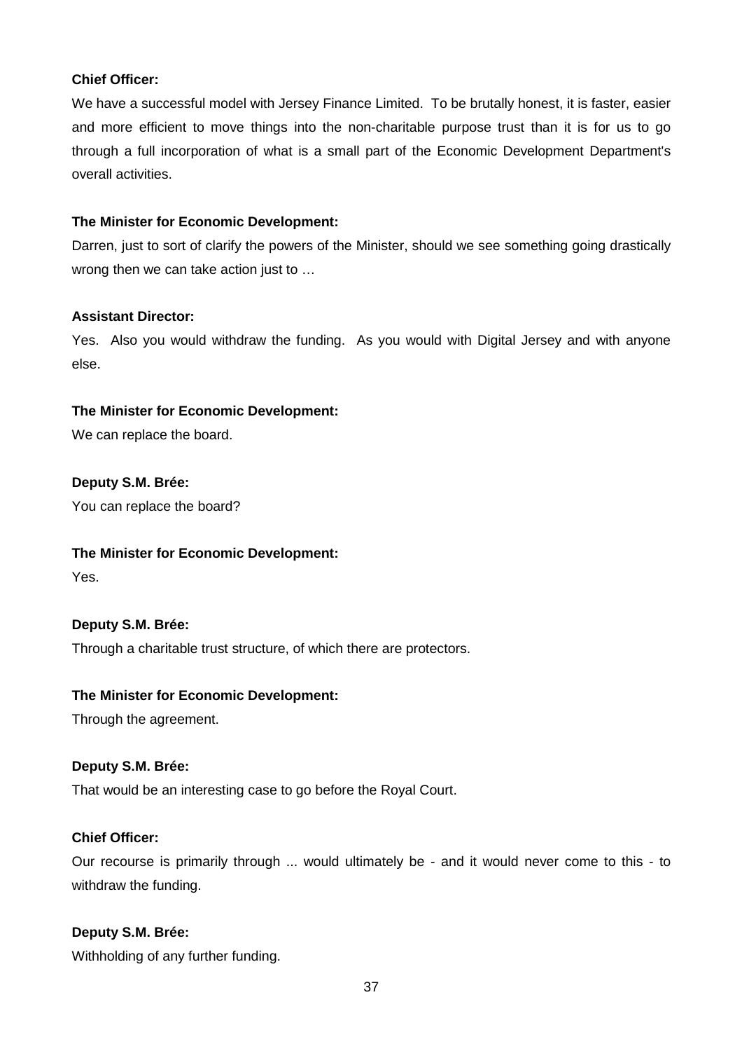**Chief Officer:**

We have a successful model with Jersey Finance Limited. To be brutally honest, it is faster, easier and more efficient to move things into the non-charitable purpose trust than it is for us to go through a full incorporation of what is a small part of the Economic Development Department's overall activities.

**The Minister for Economic Development:**

Darren, just to sort of clarify the powers of the Minister, should we see something going drastically wrong then we can take action just to …

**Assistant Director:**

Yes. Also you would withdraw the funding. As you would with Digital Jersey and with anyone else.

**The Minister for Economic Development:**

We can replace the board.

**Deputy S.M. Brée:**

You can replace the board?

**The Minister for Economic Development:**

Yes.

**Deputy S.M. Brée:**

Through a charitable trust structure, of which there are protectors.

**The Minister for Economic Development:**

Through the agreement.

**Deputy S.M. Brée:**

That would be an interesting case to go before the Royal Court.

**Chief Officer:**

Our recourse is primarily through ... would ultimately be - and it would never come to this - to withdraw the funding.

**Deputy S.M. Brée:**

Withholding of any further funding.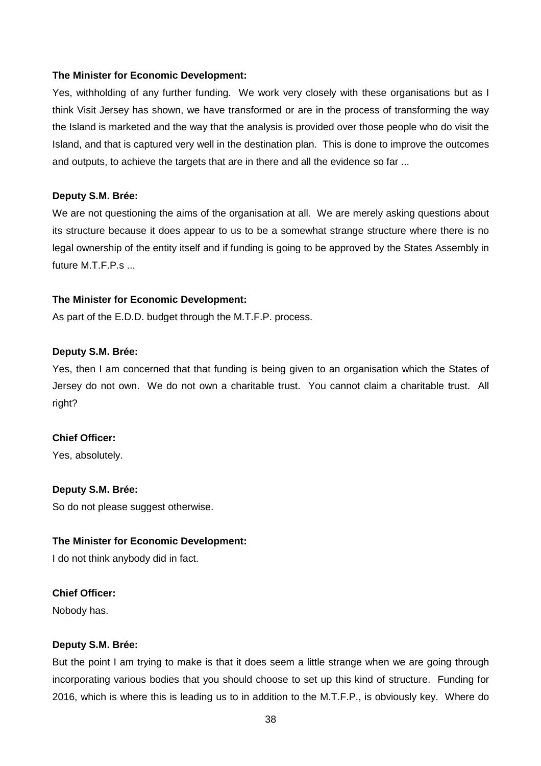**The Minister for Economic Development:**

Yes, withholding of any further funding. We work very closely with these organisations but as I think Visit Jersey has shown, we have transformed or are in the process of transforming the way the Island is marketed and the way that the analysis is provided over those people who do visit the Island, and that is captured very well in the destination plan. This is done to improve the outcomes and outputs, to achieve the targets that are in there and all the evidence so far ...

**Deputy S.M. Brée:**

We are not questioning the aims of the organisation at all. We are merely asking questions about its structure because it does appear to us to be a somewhat strange structure where there is no legal ownership of the entity itself and if funding is going to be approved by the States Assembly in future M.T.F.P.s ...

**The Minister for Economic Development:**

As part of the E.D.D. budget through the M.T.F.P. process.

**Deputy S.M. Brée:**

Yes, then I am concerned that that funding is being given to an organisation which the States of Jersey do not own. We do not own a charitable trust. You cannot claim a charitable trust. All right?

**Chief Officer:**

Yes, absolutely.

**Deputy S.M. Brée:**

So do not please suggest otherwise.

**The Minister for Economic Development:**

I do not think anybody did in fact.

**Chief Officer:**

Nobody has.

**Deputy S.M. Brée:**

But the point I am trying to make is that it does seem a little strange when we are going through incorporating various bodies that you should choose to set up this kind of structure. Funding for 2016, which is where this is leading us to in addition to the M.T.F.P., is obviously key. Where do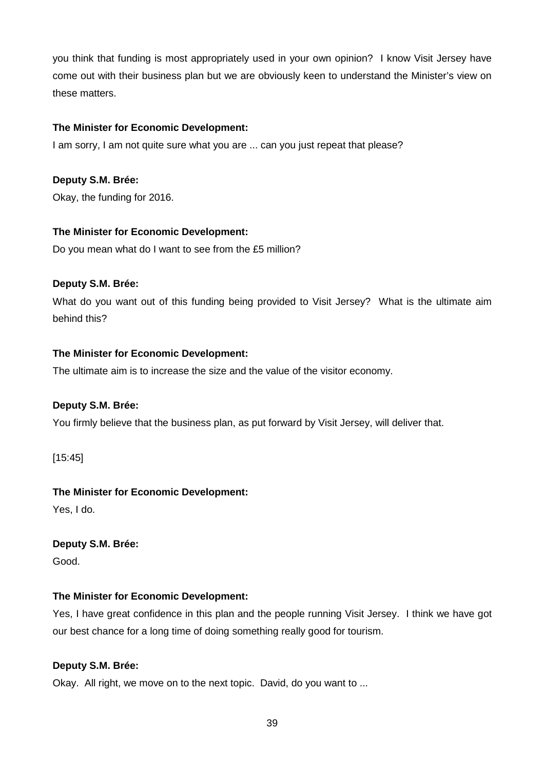you think that funding is most appropriately used in your own opinion? I know Visit Jersey have come out with their business plan but we are obviously keen to understand the Minister's view on these matters.

**The Minister for Economic Development:**

I am sorry, I am not quite sure what you are ... can you just repeat that please?

**Deputy S.M. Brée:**

Okay, the funding for 2016.

**The Minister for Economic Development:**

Do you mean what do I want to see from the £5 million?

**Deputy S.M. Brée:**

What do you want out of this funding being provided to Visit Jersey? What is the ultimate aim behind this?

**The Minister for Economic Development:**

The ultimate aim is to increase the size and the value of the visitor economy.

**Deputy S.M. Brée:**

You firmly believe that the business plan, as put forward by Visit Jersey, will deliver that.

[15:45]

**The Minister for Economic Development:**

Yes, I do.

**Deputy S.M. Brée:**

Good.

**The Minister for Economic Development:**

Yes, I have great confidence in this plan and the people running Visit Jersey. I think we have got our best chance for a long time of doing something really good for tourism.

**Deputy S.M. Brée:**

Okay. All right, we move on to the next topic. David, do you want to ...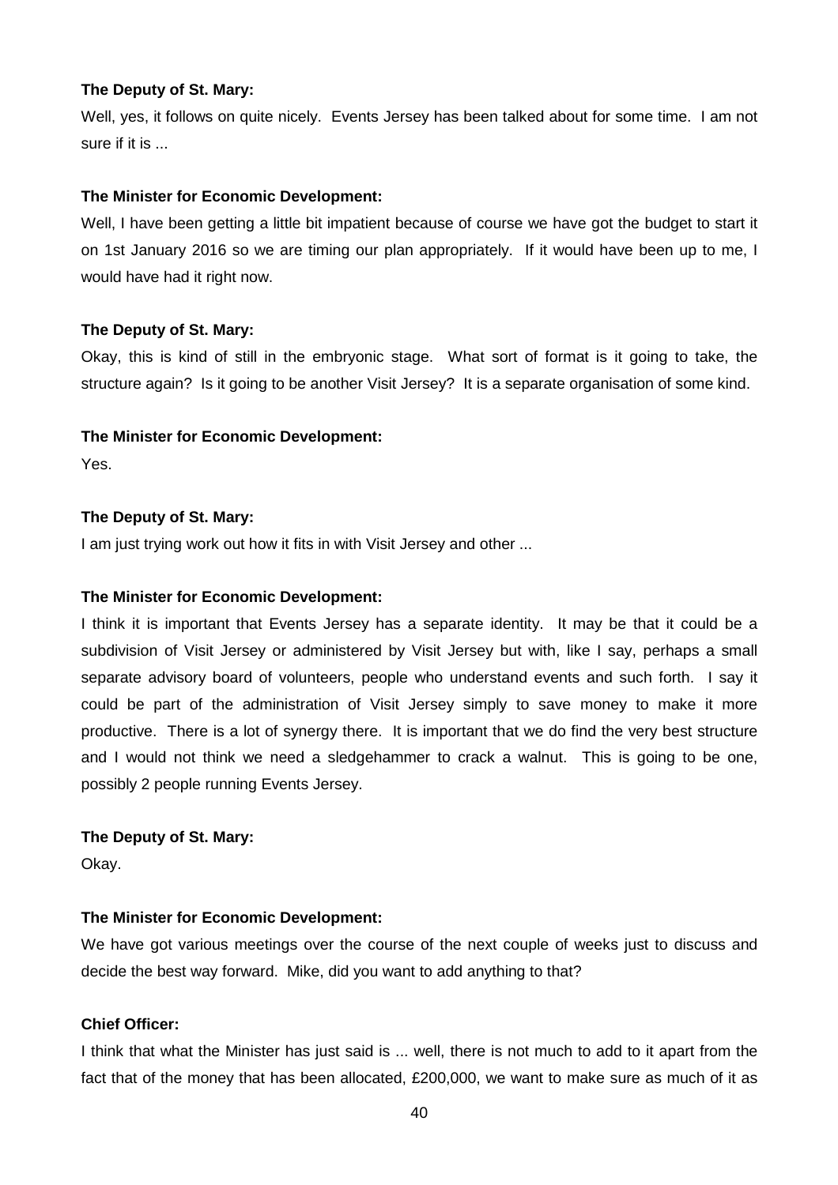**The Deputy of St. Mary:**

Well, yes, it follows on quite nicely. Events Jersey has been talked about for some time. I am not sure if it is ...

**The Minister for Economic Development:**

Well, I have been getting a little bit impatient because of course we have got the budget to start it on 1st January 2016 so we are timing our plan appropriately. If it would have been up to me, I would have had it right now.

**The Deputy of St. Mary:**

Okay, this is kind of still in the embryonic stage. What sort of format is it going to take, the structure again? Is it going to be another Visit Jersey? It is a separate organisation of some kind.

**The Minister for Economic Development:**

Yes.

**The Deputy of St. Mary:**

I am just trying work out how it fits in with Visit Jersey and other ...

**The Minister for Economic Development:**

I think it is important that Events Jersey has a separate identity. It may be that it could be a subdivision of Visit Jersey or administered by Visit Jersey but with, like I say, perhaps a small separate advisory board of volunteers, people who understand events and such forth. I say it could be part of the administration of Visit Jersey simply to save money to make it more productive. There is a lot of synergy there. It is important that we do find the very best structure and I would not think we need a sledgehammer to crack a walnut. This is going to be one, possibly 2 people running Events Jersey.

**The Deputy of St. Mary:**

Okay.

**The Minister for Economic Development:**

We have got various meetings over the course of the next couple of weeks just to discuss and decide the best way forward. Mike, did you want to add anything to that?

**Chief Officer:**

I think that what the Minister has just said is ... well, there is not much to add to it apart from the fact that of the money that has been allocated, £200,000, we want to make sure as much of it as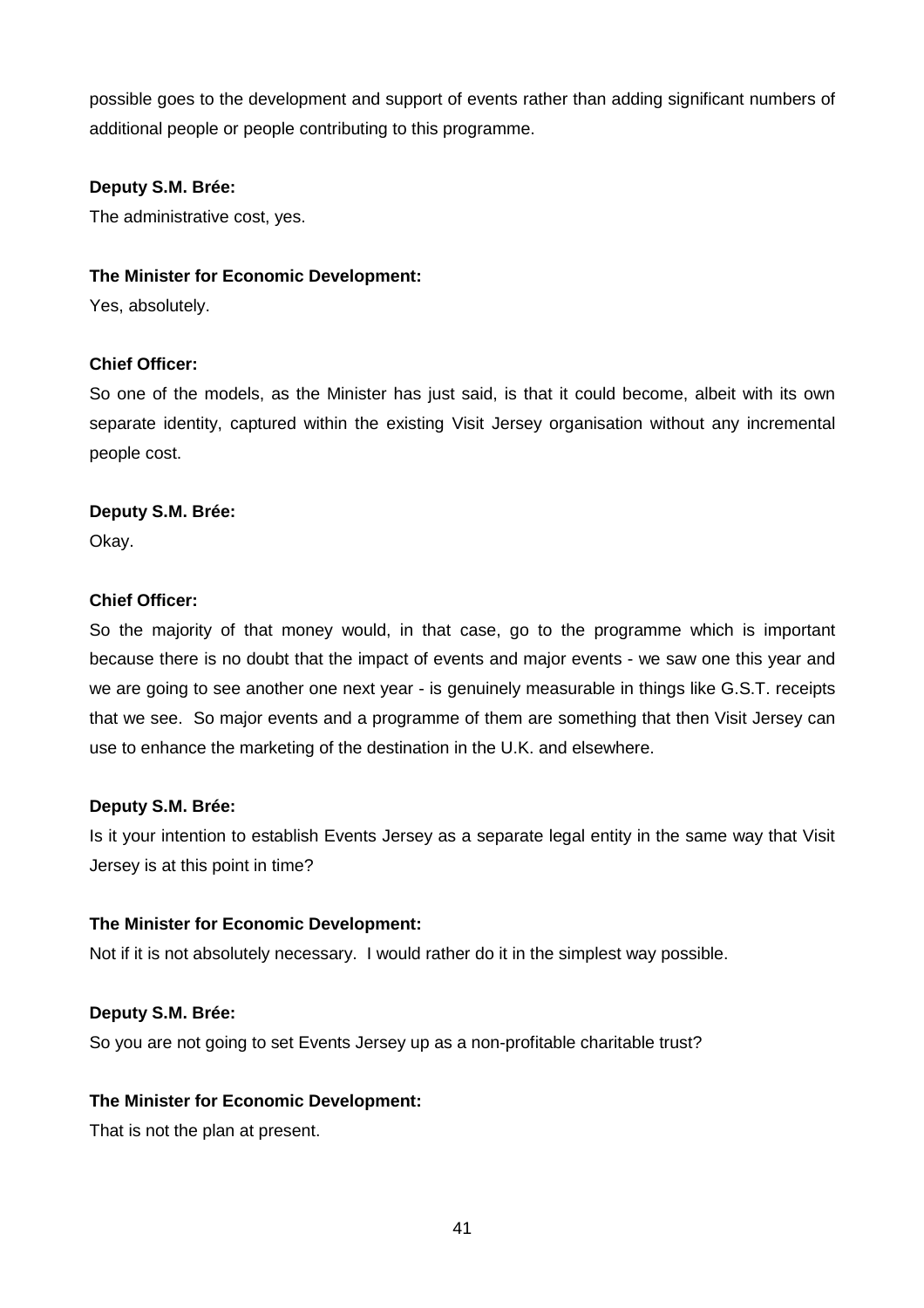possible goes to the development and support of events rather than adding significant numbers of additional people or people contributing to this programme.

**Deputy S.M. Brée:**

The administrative cost, yes.

**The Minister for Economic Development:**

Yes, absolutely.

**Chief Officer:**

So one of the models, as the Minister has just said, is that it could become, albeit with its own separate identity, captured within the existing Visit Jersey organisation without any incremental people cost.

**Deputy S.M. Brée:**

Okay.

**Chief Officer:**

So the majority of that money would, in that case, go to the programme which is important because there is no doubt that the impact of events and major events - we saw one this year and we are going to see another one next year - is genuinely measurable in things like G.S.T. receipts that we see. So major events and a programme of them are something that then Visit Jersey can use to enhance the marketing of the destination in the U.K. and elsewhere.

**Deputy S.M. Brée:**

Is it your intention to establish Events Jersey as a separate legal entity in the same way that Visit Jersey is at this point in time?

**The Minister for Economic Development:**

Not if it is not absolutely necessary. I would rather do it in the simplest way possible.

**Deputy S.M. Brée:**

So you are not going to set Events Jersey up as a non-profitable charitable trust?

**The Minister for Economic Development:**

That is not the plan at present.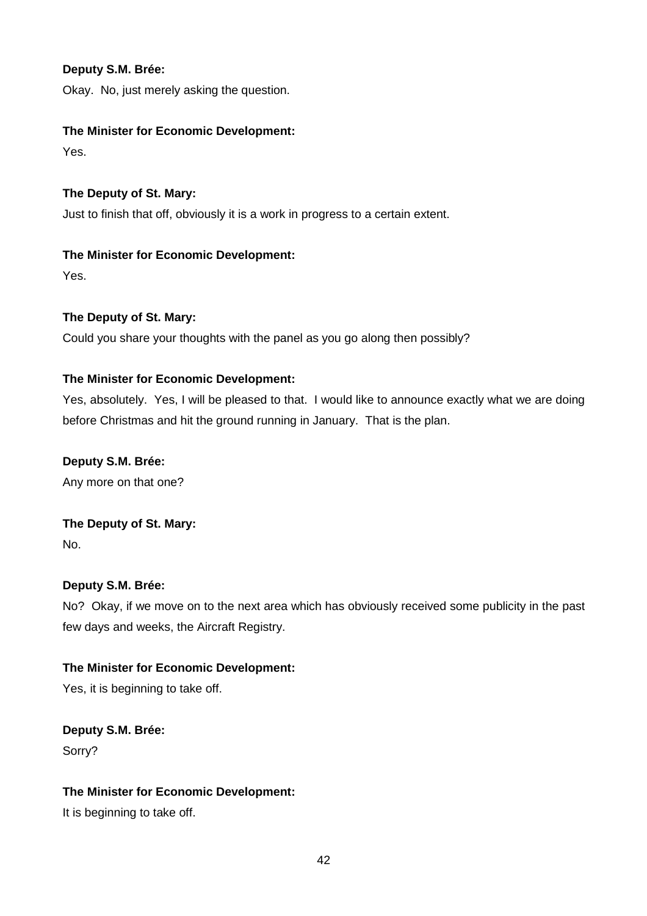**Deputy S.M. Brée:**

Okay. No, just merely asking the question.

**The Minister for Economic Development:**

Yes.

**The Deputy of St. Mary:**

Just to finish that off, obviously it is a work in progress to a certain extent.

**The Minister for Economic Development:**

Yes.

**The Deputy of St. Mary:**

Could you share your thoughts with the panel as you go along then possibly?

**The Minister for Economic Development:**

Yes, absolutely. Yes, I will be pleased to that. I would like to announce exactly what we are doing before Christmas and hit the ground running in January. That is the plan.

**Deputy S.M. Brée:**

Any more on that one?

**The Deputy of St. Mary:**

No.

**Deputy S.M. Brée:**

No? Okay, if we move on to the next area which has obviously received some publicity in the past few days and weeks, the Aircraft Registry.

**The Minister for Economic Development:**

Yes, it is beginning to take off.

**Deputy S.M. Brée:**

Sorry?

**The Minister for Economic Development:**

It is beginning to take off.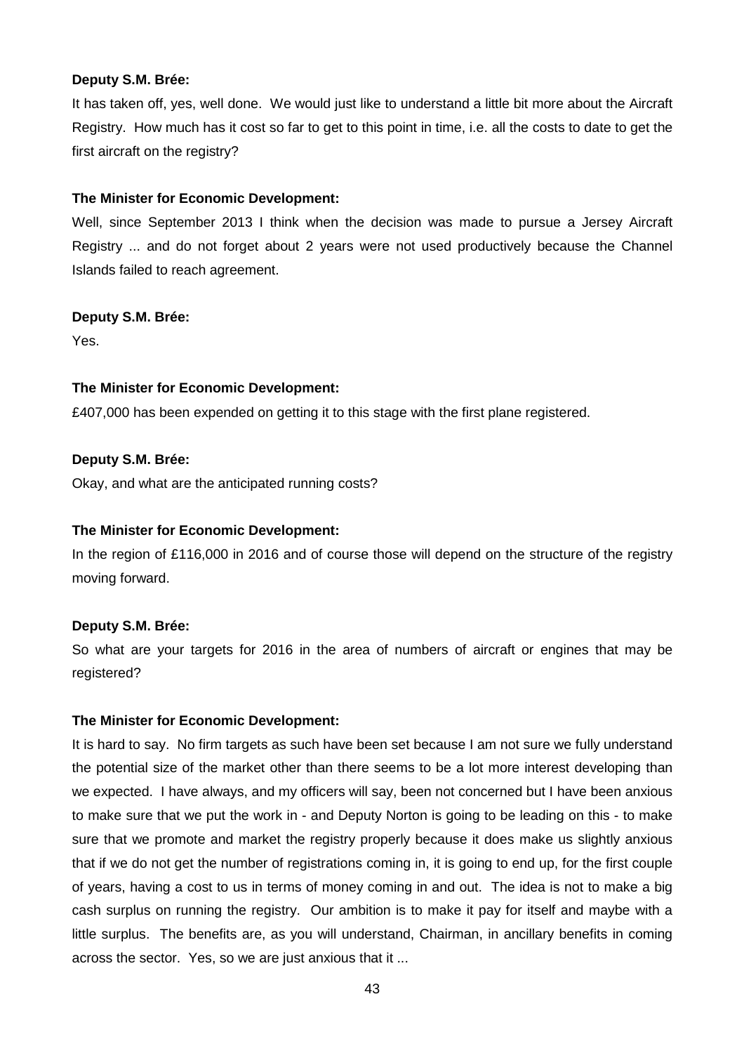**Deputy S.M. Brée:**

It has taken off, yes, well done. We would just like to understand a little bit more about the Aircraft Registry. How much has it cost so far to get to this point in time, i.e. all the costs to date to get the first aircraft on the registry?

**The Minister for Economic Development:**

Well, since September 2013 I think when the decision was made to pursue a Jersey Aircraft Registry ... and do not forget about 2 years were not used productively because the Channel Islands failed to reach agreement.

**Deputy S.M. Brée:**

Yes.

**The Minister for Economic Development:**

£407,000 has been expended on getting it to this stage with the first plane registered.

**Deputy S.M. Brée:**

Okay, and what are the anticipated running costs?

**The Minister for Economic Development:**

In the region of £116,000 in 2016 and of course those will depend on the structure of the registry moving forward.

**Deputy S.M. Brée:**

So what are your targets for 2016 in the area of numbers of aircraft or engines that may be registered?

**The Minister for Economic Development:**

It is hard to say. No firm targets as such have been set because I am not sure we fully understand the potential size of the market other than there seems to be a lot more interest developing than we expected. I have always, and my officers will say, been not concerned but I have been anxious to make sure that we put the work in - and Deputy Norton is going to be leading on this - to make sure that we promote and market the registry properly because it does make us slightly anxious that if we do not get the number of registrations coming in, it is going to end up, for the first couple of years, having a cost to us in terms of money coming in and out. The idea is not to make a big cash surplus on running the registry. Our ambition is to make it pay for itself and maybe with a little surplus. The benefits are, as you will understand, Chairman, in ancillary benefits in coming across the sector. Yes, so we are just anxious that it ...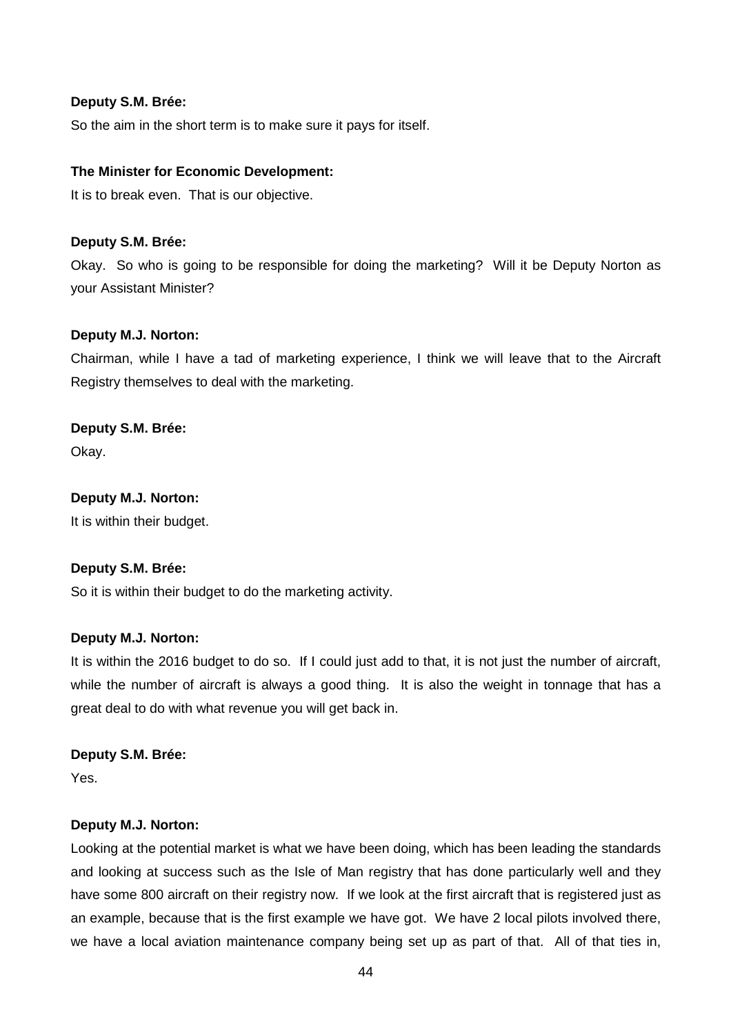**Deputy S.M. Brée:**

So the aim in the short term is to make sure it pays for itself.

**The Minister for Economic Development:**

It is to break even. That is our objective.

**Deputy S.M. Brée:**

Okay. So who is going to be responsible for doing the marketing? Will it be Deputy Norton as your Assistant Minister?

**Deputy M.J. Norton:**

Chairman, while I have a tad of marketing experience, I think we will leave that to the Aircraft Registry themselves to deal with the marketing.

**Deputy S.M. Brée:**

Okay.

**Deputy M.J. Norton:**

It is within their budget.

**Deputy S.M. Brée:**

So it is within their budget to do the marketing activity.

**Deputy M.J. Norton:**

It is within the 2016 budget to do so. If I could just add to that, it is not just the number of aircraft, while the number of aircraft is always a good thing. It is also the weight in tonnage that has a great deal to do with what revenue you will get back in.

**Deputy S.M. Brée:**

Yes.

**Deputy M.J. Norton:**

Looking at the potential market is what we have been doing, which has been leading the standards and looking at success such as the Isle of Man registry that has done particularly well and they have some 800 aircraft on their registry now. If we look at the first aircraft that is registered just as an example, because that is the first example we have got. We have 2 local pilots involved there, we have a local aviation maintenance company being set up as part of that. All of that ties in,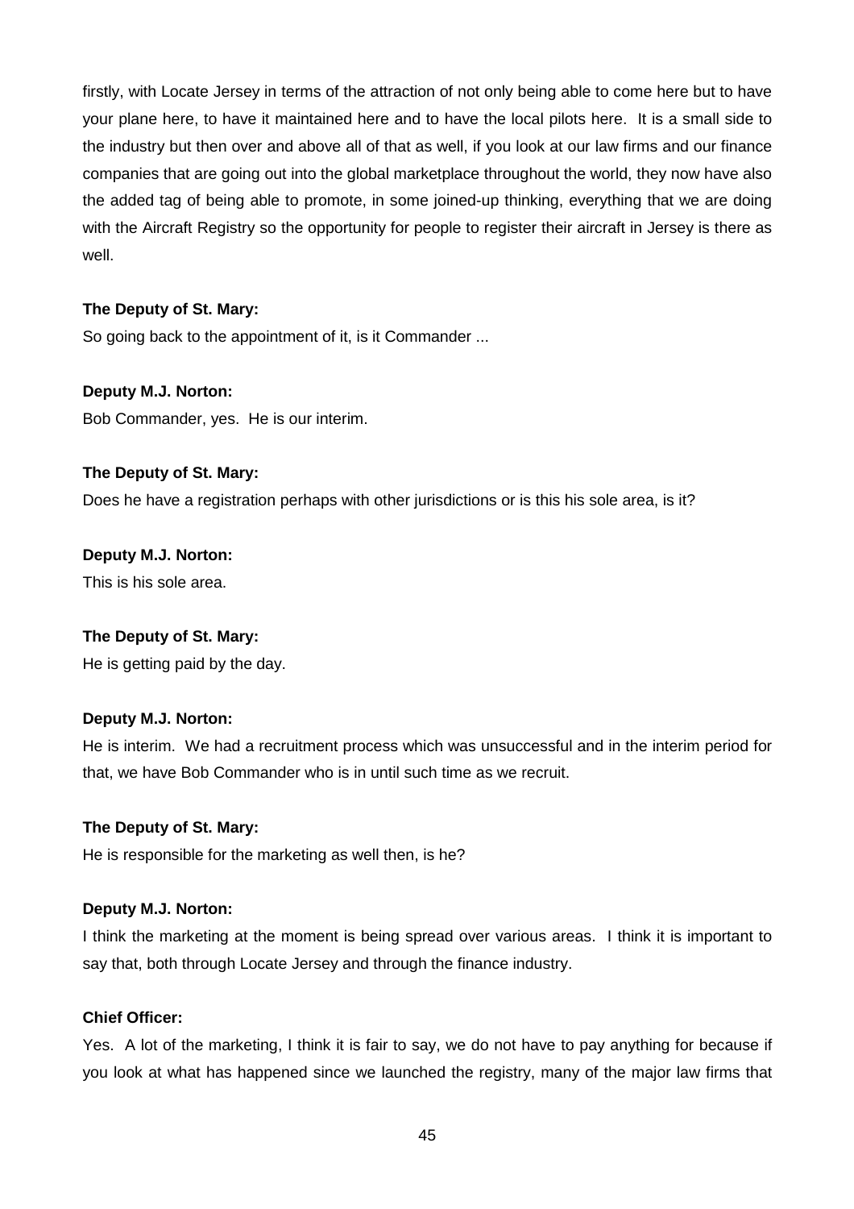firstly, with Locate Jersey in terms of the attraction of not only being able to come here but to have your plane here, to have it maintained here and to have the local pilots here. It is a small side to the industry but then over and above all of that as well, if you look at our law firms and our finance companies that are going out into the global marketplace throughout the world, they now have also the added tag of being able to promote, in some joined-up thinking, everything that we are doing with the Aircraft Registry so the opportunity for people to register their aircraft in Jersey is there as well.

**The Deputy of St. Mary:**

So going back to the appointment of it, is it Commander ...

**Deputy M.J. Norton:**

Bob Commander, yes. He is our interim.

**The Deputy of St. Mary:**

Does he have a registration perhaps with other jurisdictions or is this his sole area, is it?

**Deputy M.J. Norton:**

This is his sole area.

**The Deputy of St. Mary:**

He is getting paid by the day.

**Deputy M.J. Norton:**

He is interim. We had a recruitment process which was unsuccessful and in the interim period for that, we have Bob Commander who is in until such time as we recruit.

**The Deputy of St. Mary:**

He is responsible for the marketing as well then, is he?

**Deputy M.J. Norton:**

I think the marketing at the moment is being spread over various areas. I think it is important to say that, both through Locate Jersey and through the finance industry.

**Chief Officer:**

Yes. A lot of the marketing, I think it is fair to say, we do not have to pay anything for because if you look at what has happened since we launched the registry, many of the major law firms that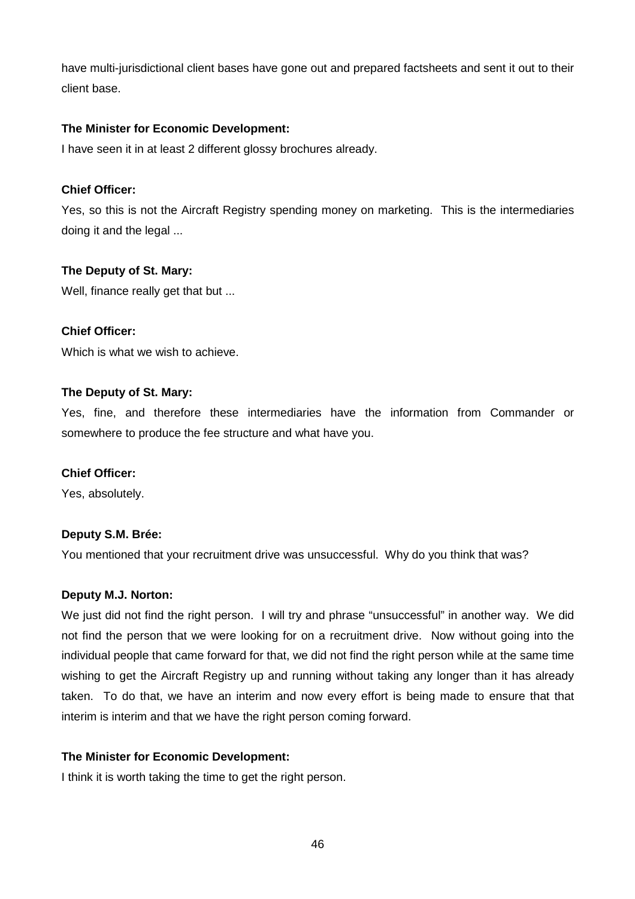have multi-jurisdictional client bases have gone out and prepared factsheets and sent it out to their client base.

**The Minister for Economic Development:**

I have seen it in at least 2 different glossy brochures already.

**Chief Officer:**

Yes, so this is not the Aircraft Registry spending money on marketing. This is the intermediaries doing it and the legal ...

**The Deputy of St. Mary:**

Well, finance really get that but ...

**Chief Officer:**

Which is what we wish to achieve.

**The Deputy of St. Mary:**

Yes, fine, and therefore these intermediaries have the information from Commander or somewhere to produce the fee structure and what have you.

**Chief Officer:**

Yes, absolutely.

**Deputy S.M. Brée:**

You mentioned that your recruitment drive was unsuccessful. Why do you think that was?

**Deputy M.J. Norton:**

We just did not find the right person. I will try and phrase "unsuccessful" in another way. We did not find the person that we were looking for on a recruitment drive. Now without going into the individual people that came forward for that, we did not find the right person while at the same time wishing to get the Aircraft Registry up and running without taking any longer than it has already taken. To do that, we have an interim and now every effort is being made to ensure that that interim is interim and that we have the right person coming forward.

**The Minister for Economic Development:**

I think it is worth taking the time to get the right person.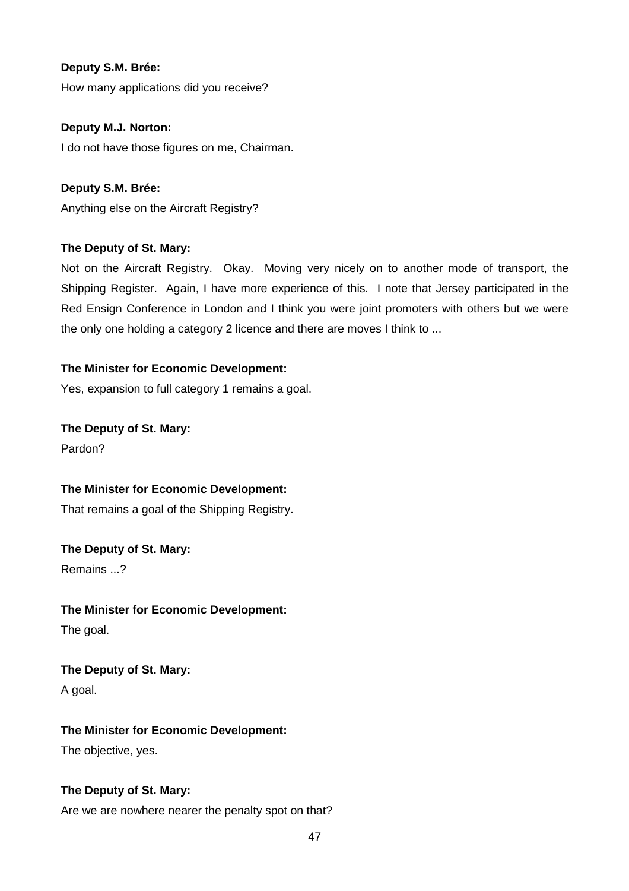**Deputy S.M. Brée:**

How many applications did you receive?

**Deputy M.J. Norton:**

I do not have those figures on me, Chairman.

**Deputy S.M. Brée:**

Anything else on the Aircraft Registry?

**The Deputy of St. Mary:**

Not on the Aircraft Registry. Okay. Moving very nicely on to another mode of transport, the Shipping Register. Again, I have more experience of this. I note that Jersey participated in the Red Ensign Conference in London and I think you were joint promoters with others but we were the only one holding a category 2 licence and there are moves I think to ...

**The Minister for Economic Development:**

Yes, expansion to full category 1 remains a goal.

**The Deputy of St. Mary:**

Pardon?

**The Minister for Economic Development:**

That remains a goal of the Shipping Registry.

**The Deputy of St. Mary:**

Remains ...?

**The Minister for Economic Development:**

The goal.

**The Deputy of St. Mary:**

A goal.

**The Minister for Economic Development:**

The objective, yes.

**The Deputy of St. Mary:**

Are we are nowhere nearer the penalty spot on that?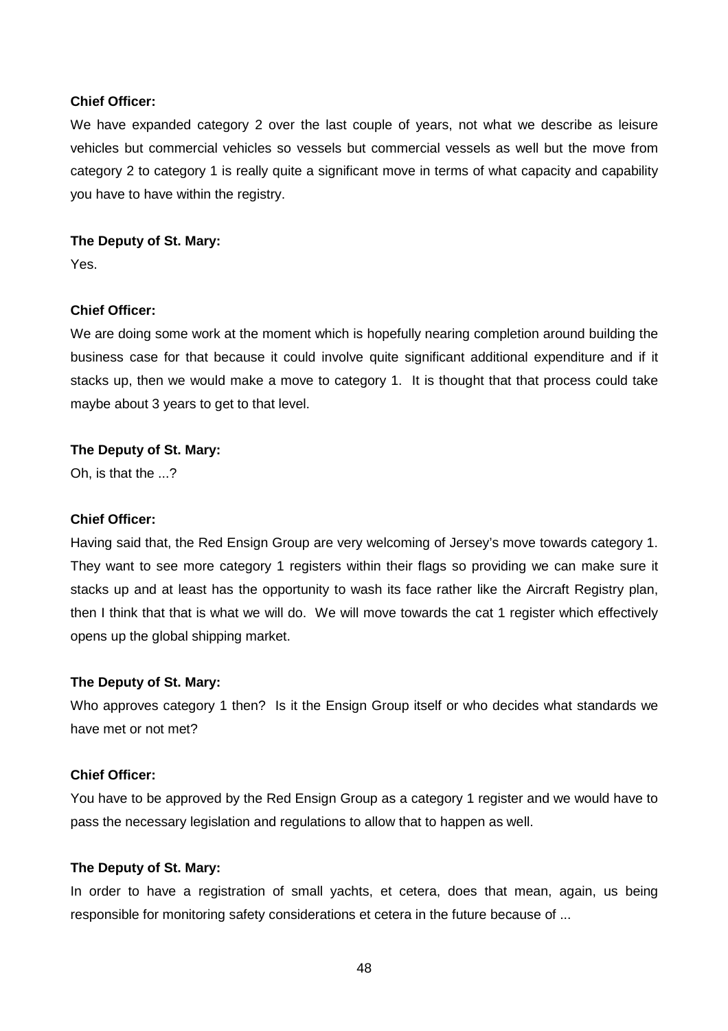**Chief Officer:**

We have expanded category 2 over the last couple of years, not what we describe as leisure vehicles but commercial vehicles so vessels but commercial vessels as well but the move from category 2 to category 1 is really quite a significant move in terms of what capacity and capability you have to have within the registry.

**The Deputy of St. Mary:**

Yes.

**Chief Officer:**

We are doing some work at the moment which is hopefully nearing completion around building the business case for that because it could involve quite significant additional expenditure and if it stacks up, then we would make a move to category 1. It is thought that that process could take maybe about 3 years to get to that level.

**The Deputy of St. Mary:**

Oh, is that the ...?

**Chief Officer:**

Having said that, the Red Ensign Group are very welcoming of Jersey's move towards category 1. They want to see more category 1 registers within their flags so providing we can make sure it stacks up and at least has the opportunity to wash its face rather like the Aircraft Registry plan, then I think that that is what we will do. We will move towards the cat 1 register which effectively opens up the global shipping market.

**The Deputy of St. Mary:**

Who approves category 1 then? Is it the Ensign Group itself or who decides what standards we have met or not met?

**Chief Officer:**

You have to be approved by the Red Ensign Group as a category 1 register and we would have to pass the necessary legislation and regulations to allow that to happen as well.

**The Deputy of St. Mary:**

In order to have a registration of small yachts, et cetera, does that mean, again, us being responsible for monitoring safety considerations et cetera in the future because of ...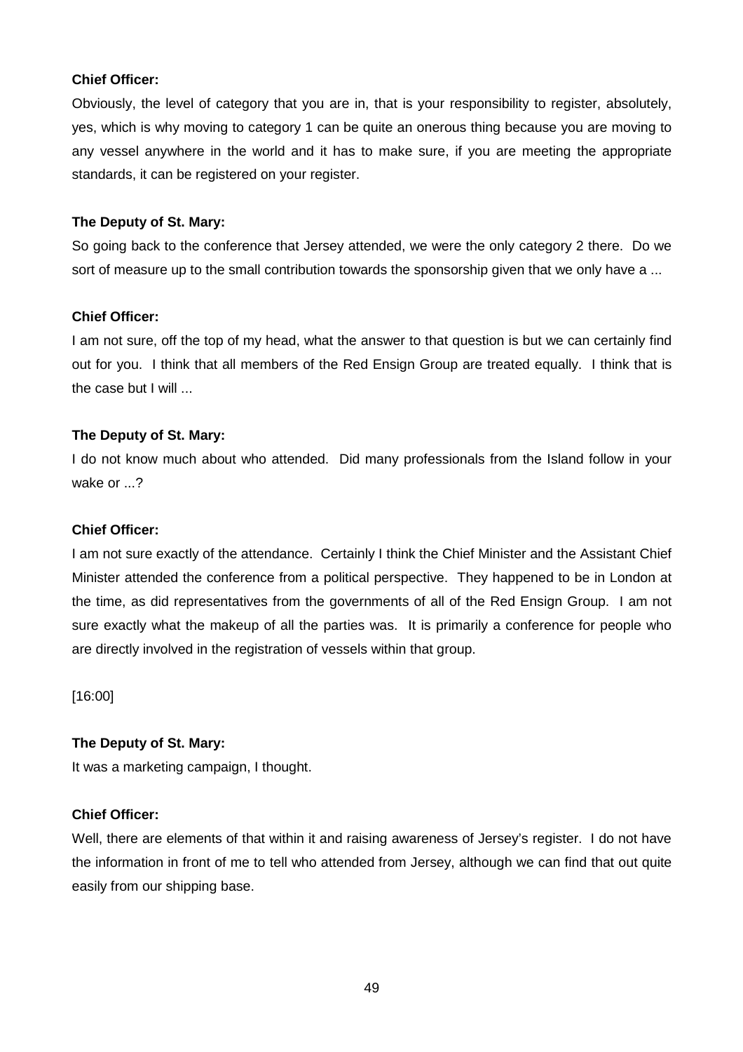**Chief Officer:**

Obviously, the level of category that you are in, that is your responsibility to register, absolutely, yes, which is why moving to category 1 can be quite an onerous thing because you are moving to any vessel anywhere in the world and it has to make sure, if you are meeting the appropriate standards, it can be registered on your register.

**The Deputy of St. Mary:**

So going back to the conference that Jersey attended, we were the only category 2 there. Do we sort of measure up to the small contribution towards the sponsorship given that we only have a ...

**Chief Officer:**

I am not sure, off the top of my head, what the answer to that question is but we can certainly find out for you. I think that all members of the Red Ensign Group are treated equally. I think that is the case but I will ...

**The Deputy of St. Mary:**

I do not know much about who attended. Did many professionals from the Island follow in your wake or ...?

**Chief Officer:**

I am not sure exactly of the attendance. Certainly I think the Chief Minister and the Assistant Chief Minister attended the conference from a political perspective. They happened to be in London at the time, as did representatives from the governments of all of the Red Ensign Group. I am not sure exactly what the makeup of all the parties was. It is primarily a conference for people who are directly involved in the registration of vessels within that group.

[16:00]

**The Deputy of St. Mary:**

It was a marketing campaign, I thought.

**Chief Officer:**

Well, there are elements of that within it and raising awareness of Jersey's register. I do not have the information in front of me to tell who attended from Jersey, although we can find that out quite easily from our shipping base.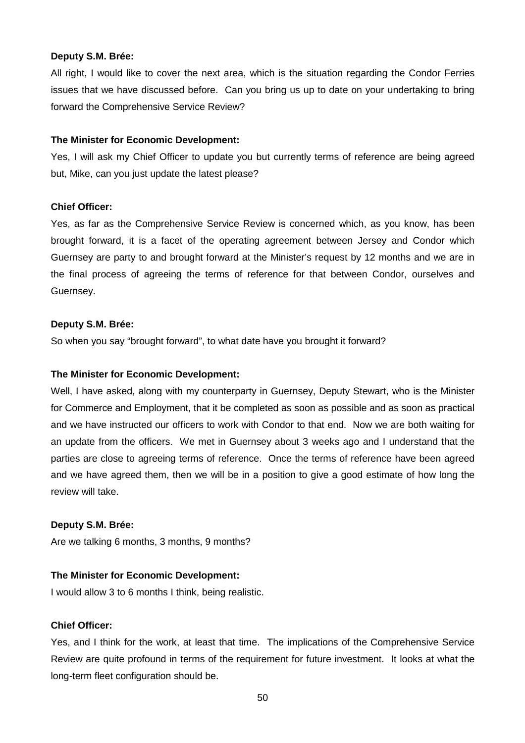**Deputy S.M. Brée:**

All right, I would like to cover the next area, which is the situation regarding the Condor Ferries issues that we have discussed before. Can you bring us up to date on your undertaking to bring forward the Comprehensive Service Review?

**The Minister for Economic Development:**

Yes, I will ask my Chief Officer to update you but currently terms of reference are being agreed but, Mike, can you just update the latest please?

**Chief Officer:**

Yes, as far as the Comprehensive Service Review is concerned which, as you know, has been brought forward, it is a facet of the operating agreement between Jersey and Condor which Guernsey are party to and brought forward at the Minister's request by 12 months and we are in the final process of agreeing the terms of reference for that between Condor, ourselves and Guernsey.

**Deputy S.M. Brée:**

So when you say "brought forward", to what date have you brought it forward?

**The Minister for Economic Development:**

Well, I have asked, along with my counterparty in Guernsey, Deputy Stewart, who is the Minister for Commerce and Employment, that it be completed as soon as possible and as soon as practical and we have instructed our officers to work with Condor to that end. Now we are both waiting for an update from the officers. We met in Guernsey about 3 weeks ago and I understand that the parties are close to agreeing terms of reference. Once the terms of reference have been agreed and we have agreed them, then we will be in a position to give a good estimate of how long the review will take.

**Deputy S.M. Brée:**

Are we talking 6 months, 3 months, 9 months?

**The Minister for Economic Development:**

I would allow 3 to 6 months I think, being realistic.

**Chief Officer:**

Yes, and I think for the work, at least that time. The implications of the Comprehensive Service Review are quite profound in terms of the requirement for future investment. It looks at what the long-term fleet configuration should be.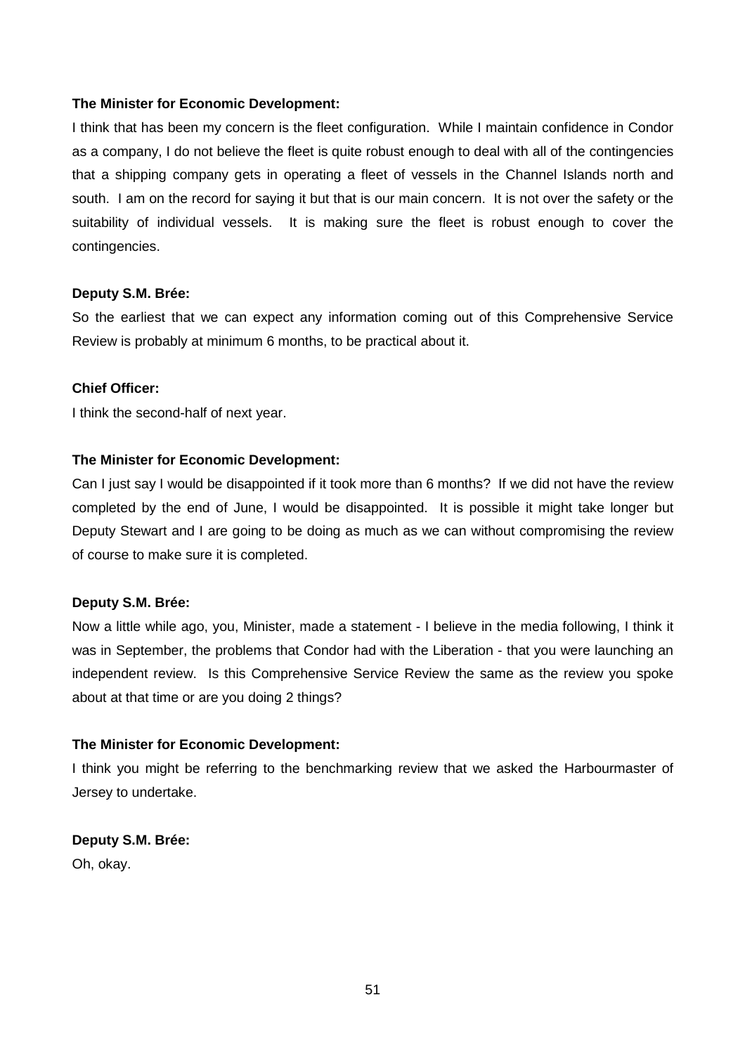**The Minister for Economic Development:**

I think that has been my concern is the fleet configuration. While I maintain confidence in Condor as a company, I do not believe the fleet is quite robust enough to deal with all of the contingencies that a shipping company gets in operating a fleet of vessels in the Channel Islands north and south. I am on the record for saying it but that is our main concern. It is not over the safety or the suitability of individual vessels. It is making sure the fleet is robust enough to cover the contingencies.

**Deputy S.M. Brée:**

So the earliest that we can expect any information coming out of this Comprehensive Service Review is probably at minimum 6 months, to be practical about it.

**Chief Officer:**

I think the second-half of next year.

**The Minister for Economic Development:**

Can I just say I would be disappointed if it took more than 6 months? If we did not have the review completed by the end of June, I would be disappointed. It is possible it might take longer but Deputy Stewart and I are going to be doing as much as we can without compromising the review of course to make sure it is completed.

**Deputy S.M. Brée:**

Now a little while ago, you, Minister, made a statement - I believe in the media following, I think it was in September, the problems that Condor had with the Liberation - that you were launching an independent review. Is this Comprehensive Service Review the same as the review you spoke about at that time or are you doing 2 things?

**The Minister for Economic Development:**

I think you might be referring to the benchmarking review that we asked the Harbourmaster of Jersey to undertake.

**Deputy S.M. Brée:**

Oh, okay.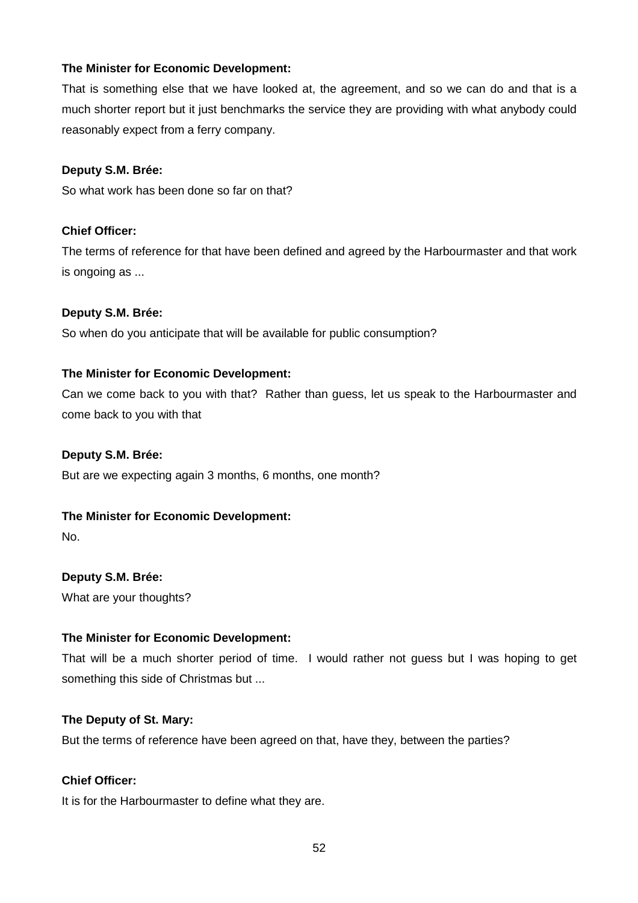**The Minister for Economic Development:**

That is something else that we have looked at, the agreement, and so we can do and that is a much shorter report but it just benchmarks the service they are providing with what anybody could reasonably expect from a ferry company.

**Deputy S.M. Brée:**

So what work has been done so far on that?

**Chief Officer:**

The terms of reference for that have been defined and agreed by the Harbourmaster and that work is ongoing as ...

**Deputy S.M. Brée:**

So when do you anticipate that will be available for public consumption?

**The Minister for Economic Development:**

Can we come back to you with that? Rather than guess, let us speak to the Harbourmaster and come back to you with that

**Deputy S.M. Brée:**

But are we expecting again 3 months, 6 months, one month?

**The Minister for Economic Development:**

No.

**Deputy S.M. Brée:**

What are your thoughts?

**The Minister for Economic Development:**

That will be a much shorter period of time. I would rather not guess but I was hoping to get something this side of Christmas but ...

**The Deputy of St. Mary:**

But the terms of reference have been agreed on that, have they, between the parties?

**Chief Officer:**

It is for the Harbourmaster to define what they are.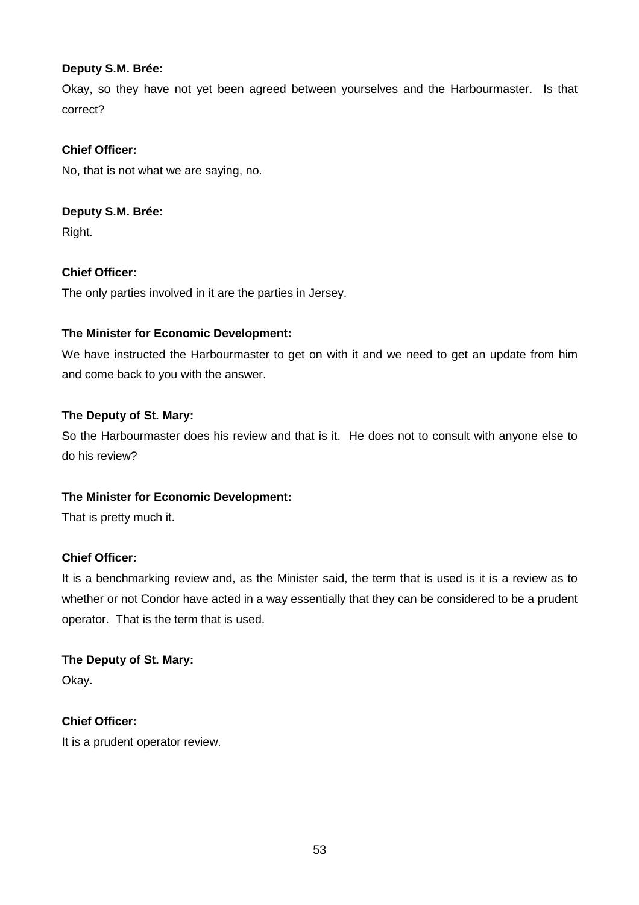**Deputy S.M. Brée:**

Okay, so they have not yet been agreed between yourselves and the Harbourmaster. Is that correct?

**Chief Officer:**

No, that is not what we are saying, no.

**Deputy S.M. Brée:**

Right.

**Chief Officer:**

The only parties involved in it are the parties in Jersey.

**The Minister for Economic Development:**

We have instructed the Harbourmaster to get on with it and we need to get an update from him and come back to you with the answer.

**The Deputy of St. Mary:**

So the Harbourmaster does his review and that is it. He does not to consult with anyone else to do his review?

**The Minister for Economic Development:**

That is pretty much it.

**Chief Officer:**

It is a benchmarking review and, as the Minister said, the term that is used is it is a review as to whether or not Condor have acted in a way essentially that they can be considered to be a prudent operator. That is the term that is used.

**The Deputy of St. Mary:**

Okay.

**Chief Officer:**

It is a prudent operator review.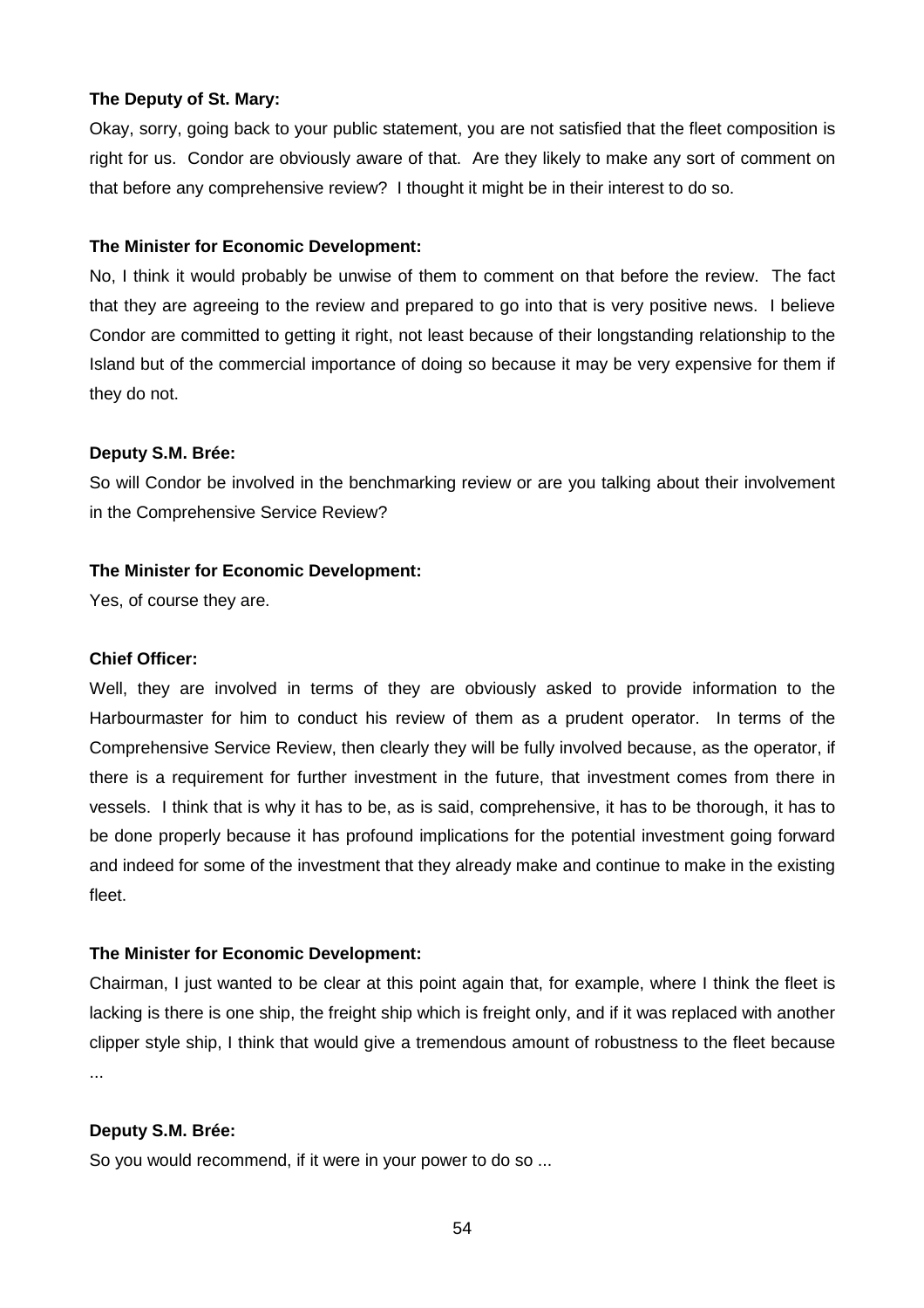**The Deputy of St. Mary:**

Okay, sorry, going back to your public statement, you are not satisfied that the fleet composition is right for us. Condor are obviously aware of that. Are they likely to make any sort of comment on that before any comprehensive review? I thought it might be in their interest to do so.

**The Minister for Economic Development:**

No, I think it would probably be unwise of them to comment on that before the review. The fact that they are agreeing to the review and prepared to go into that is very positive news. I believe Condor are committed to getting it right, not least because of their longstanding relationship to the Island but of the commercial importance of doing so because it may be very expensive for them if they do not.

**Deputy S.M. Brée:**

So will Condor be involved in the benchmarking review or are you talking about their involvement in the Comprehensive Service Review?

**The Minister for Economic Development:**

Yes, of course they are.

**Chief Officer:**

Well, they are involved in terms of they are obviously asked to provide information to the Harbourmaster for him to conduct his review of them as a prudent operator. In terms of the Comprehensive Service Review, then clearly they will be fully involved because, as the operator, if there is a requirement for further investment in the future, that investment comes from there in vessels. I think that is why it has to be, as is said, comprehensive, it has to be thorough, it has to be done properly because it has profound implications for the potential investment going forward and indeed for some of the investment that they already make and continue to make in the existing fleet.

**The Minister for Economic Development:**

Chairman, I just wanted to be clear at this point again that, for example, where I think the fleet is lacking is there is one ship, the freight ship which is freight only, and if it was replaced with another clipper style ship, I think that would give a tremendous amount of robustness to the fleet because ...

**Deputy S.M. Brée:**

So you would recommend, if it were in your power to do so ...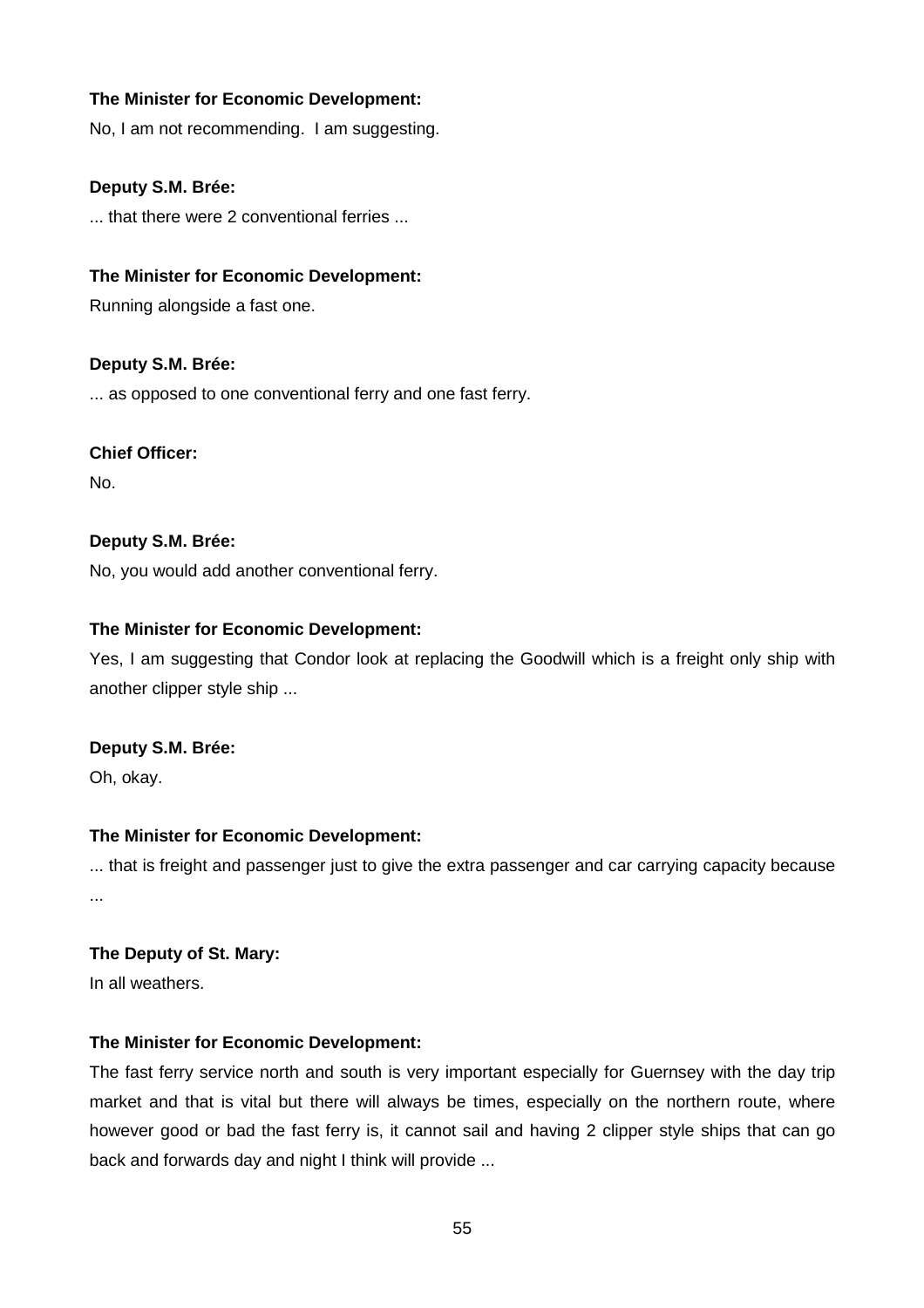**The Minister for Economic Development:**

No, I am not recommending. I am suggesting.

**Deputy S.M. Brée:**

... that there were 2 conventional ferries ...

**The Minister for Economic Development:**

Running alongside a fast one.

**Deputy S.M. Brée:**

... as opposed to one conventional ferry and one fast ferry.

**Chief Officer:**

No.

**Deputy S.M. Brée:**

No, you would add another conventional ferry.

**The Minister for Economic Development:**

Yes, I am suggesting that Condor look at replacing the Goodwill which is a freight only ship with another clipper style ship ...

**Deputy S.M. Brée:**

Oh, okay.

**The Minister for Economic Development:**

... that is freight and passenger just to give the extra passenger and car carrying capacity because ...

**The Deputy of St. Mary:**

In all weathers.

**The Minister for Economic Development:**

The fast ferry service north and south is very important especially for Guernsey with the day trip market and that is vital but there will always be times, especially on the northern route, where however good or bad the fast ferry is, it cannot sail and having 2 clipper style ships that can go back and forwards day and night I think will provide ...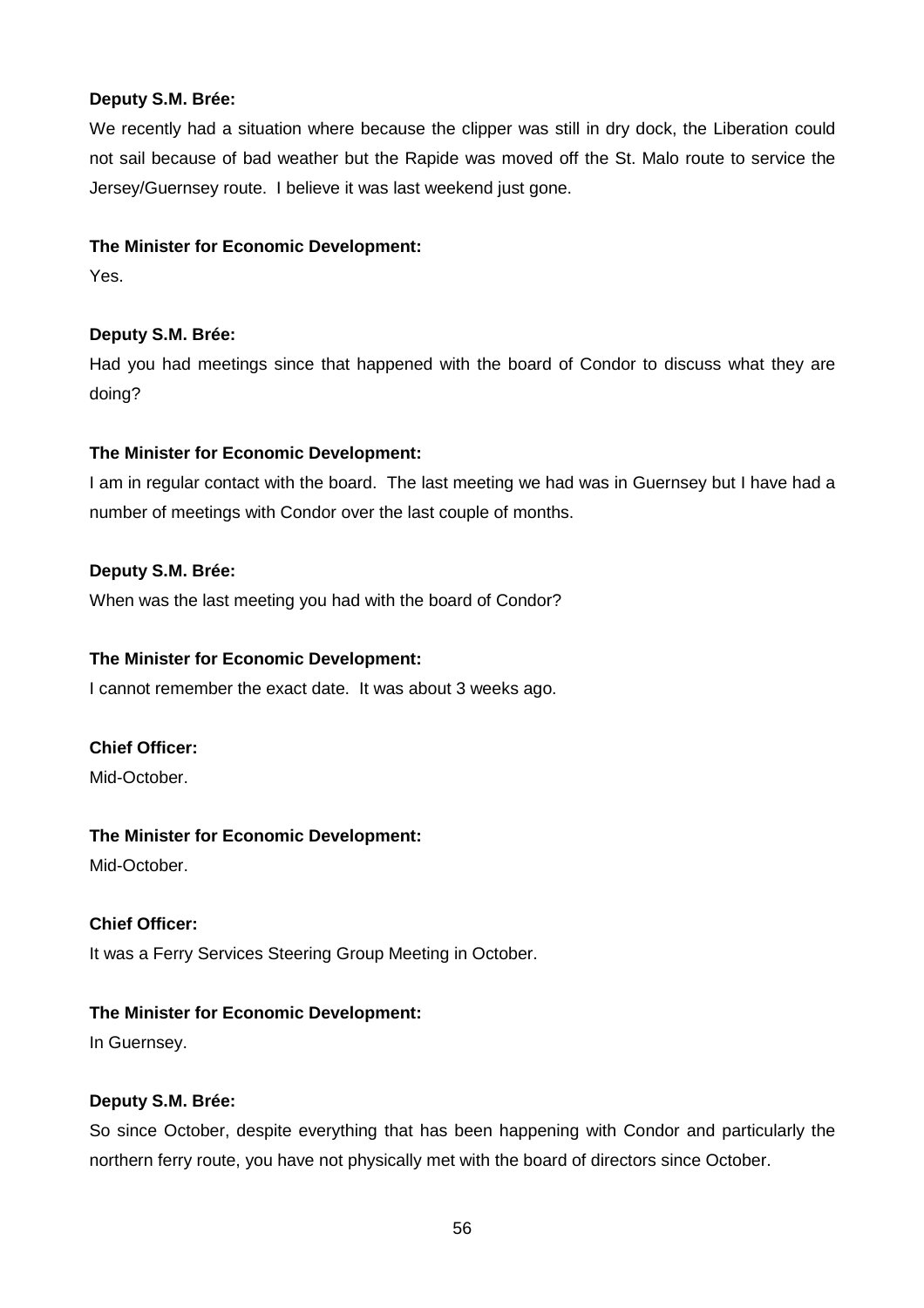**Deputy S.M. Brée:**

We recently had a situation where because the clipper was still in dry dock, the Liberation could not sail because of bad weather but the Rapide was moved off the St. Malo route to service the Jersey/Guernsey route. I believe it was last weekend just gone.

**The Minister for Economic Development:**

Yes.

**Deputy S.M. Brée:**

Had you had meetings since that happened with the board of Condor to discuss what they are doing?

**The Minister for Economic Development:**

I am in regular contact with the board. The last meeting we had was in Guernsey but I have had a number of meetings with Condor over the last couple of months.

**Deputy S.M. Brée:**

When was the last meeting you had with the board of Condor?

**The Minister for Economic Development:**

I cannot remember the exact date. It was about 3 weeks ago.

**Chief Officer:**

Mid-October.

**The Minister for Economic Development:**

Mid-October.

**Chief Officer:**

It was a Ferry Services Steering Group Meeting in October.

**The Minister for Economic Development:**

In Guernsey.

**Deputy S.M. Brée:**

So since October, despite everything that has been happening with Condor and particularly the northern ferry route, you have not physically met with the board of directors since October.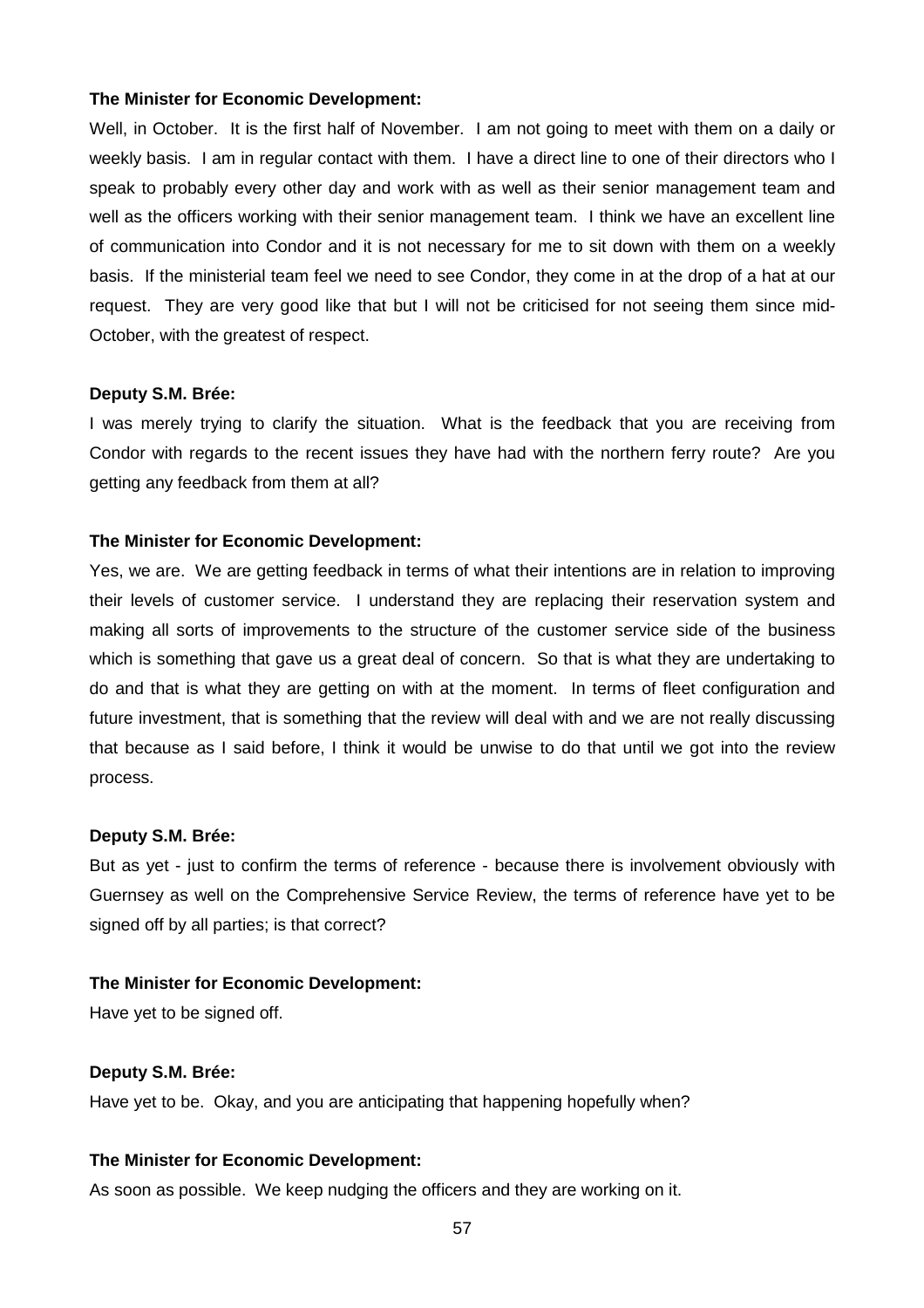**The Minister for Economic Development:**

Well, in October. It is the first half of November. I am not going to meet with them on a daily or weekly basis. I am in regular contact with them. I have a direct line to one of their directors who I speak to probably every other day and work with as well as their senior management team and well as the officers working with their senior management team. I think we have an excellent line of communication into Condor and it is not necessary for me to sit down with them on a weekly basis. If the ministerial team feel we need to see Condor, they come in at the drop of a hat at our request. They are very good like that but I will not be criticised for not seeing them since mid-October, with the greatest of respect.

**Deputy S.M. Brée:**

I was merely trying to clarify the situation. What is the feedback that you are receiving from Condor with regards to the recent issues they have had with the northern ferry route? Are you getting any feedback from them at all?

**The Minister for Economic Development:**

Yes, we are. We are getting feedback in terms of what their intentions are in relation to improving their levels of customer service. I understand they are replacing their reservation system and making all sorts of improvements to the structure of the customer service side of the business which is something that gave us a great deal of concern. So that is what they are undertaking to do and that is what they are getting on with at the moment. In terms of fleet configuration and future investment, that is something that the review will deal with and we are not really discussing that because as I said before, I think it would be unwise to do that until we got into the review process.

**Deputy S.M. Brée:**

But as yet - just to confirm the terms of reference - because there is involvement obviously with Guernsey as well on the Comprehensive Service Review, the terms of reference have yet to be signed off by all parties; is that correct?

**The Minister for Economic Development:**

Have yet to be signed off.

**Deputy S.M. Brée:**

Have yet to be. Okay, and you are anticipating that happening hopefully when?

**The Minister for Economic Development:**

As soon as possible. We keep nudging the officers and they are working on it.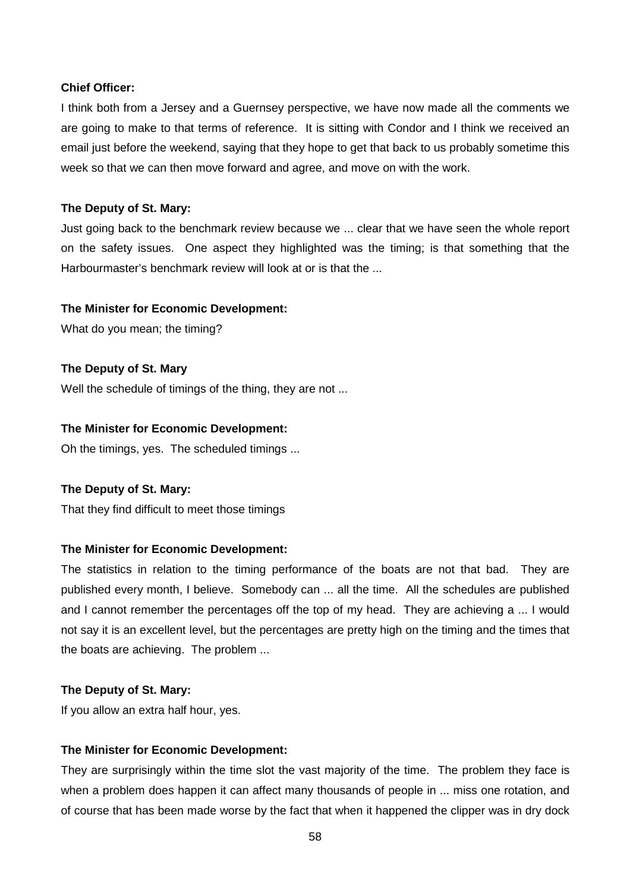**Chief Officer:**

I think both from a Jersey and a Guernsey perspective, we have now made all the comments we are going to make to that terms of reference. It is sitting with Condor and I think we received an email just before the weekend, saying that they hope to get that back to us probably sometime this week so that we can then move forward and agree, and move on with the work.

**The Deputy of St. Mary:**

Just going back to the benchmark review because we ... clear that we have seen the whole report on the safety issues. One aspect they highlighted was the timing; is that something that the Harbourmaster's benchmark review will look at or is that the ...

**The Minister for Economic Development:**

What do you mean; the timing?

**The Deputy of St. Mary**

Well the schedule of timings of the thing, they are not ...

**The Minister for Economic Development:**

Oh the timings, yes. The scheduled timings ...

**The Deputy of St. Mary:**

That they find difficult to meet those timings

**The Minister for Economic Development:**

The statistics in relation to the timing performance of the boats are not that bad. They are published every month, I believe. Somebody can ... all the time. All the schedules are published and I cannot remember the percentages off the top of my head. They are achieving a ... I would not say it is an excellent level, but the percentages are pretty high on the timing and the times that the boats are achieving. The problem ...

**The Deputy of St. Mary:**

If you allow an extra half hour, yes.

**The Minister for Economic Development:**

They are surprisingly within the time slot the vast majority of the time. The problem they face is when a problem does happen it can affect many thousands of people in ... miss one rotation, and of course that has been made worse by the fact that when it happened the clipper was in dry dock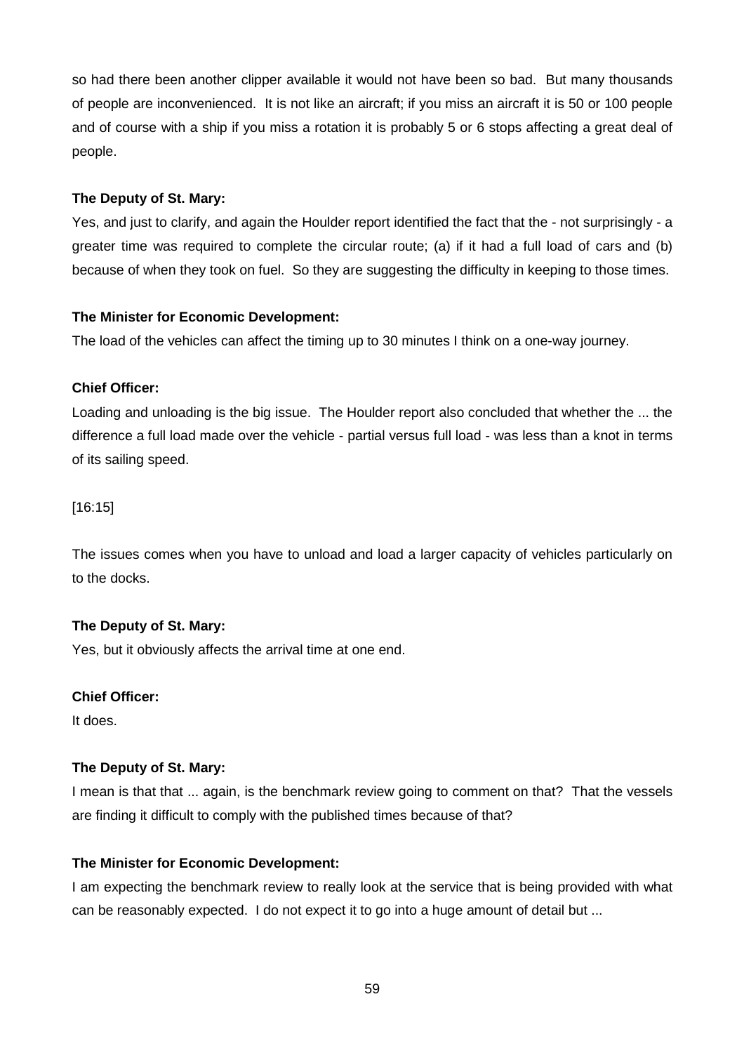so had there been another clipper available it would not have been so bad. But many thousands of people are inconvenienced. It is not like an aircraft; if you miss an aircraft it is 50 or 100 people and of course with a ship if you miss a rotation it is probably 5 or 6 stops affecting a great deal of people.

**The Deputy of St. Mary:**

Yes, and just to clarify, and again the Houlder report identified the fact that the - not surprisingly - a greater time was required to complete the circular route; (a) if it had a full load of cars and (b) because of when they took on fuel. So they are suggesting the difficulty in keeping to those times.

**The Minister for Economic Development:**

The load of the vehicles can affect the timing up to 30 minutes I think on a one-way journey.

**Chief Officer:**

Loading and unloading is the big issue. The Houlder report also concluded that whether the ... the difference a full load made over the vehicle - partial versus full load - was less than a knot in terms of its sailing speed.

[16:15]

The issues comes when you have to unload and load a larger capacity of vehicles particularly on to the docks.

**The Deputy of St. Mary:**

Yes, but it obviously affects the arrival time at one end.

**Chief Officer:**

It does.

**The Deputy of St. Mary:**

I mean is that that ... again, is the benchmark review going to comment on that? That the vessels are finding it difficult to comply with the published times because of that?

**The Minister for Economic Development:**

I am expecting the benchmark review to really look at the service that is being provided with what can be reasonably expected. I do not expect it to go into a huge amount of detail but ...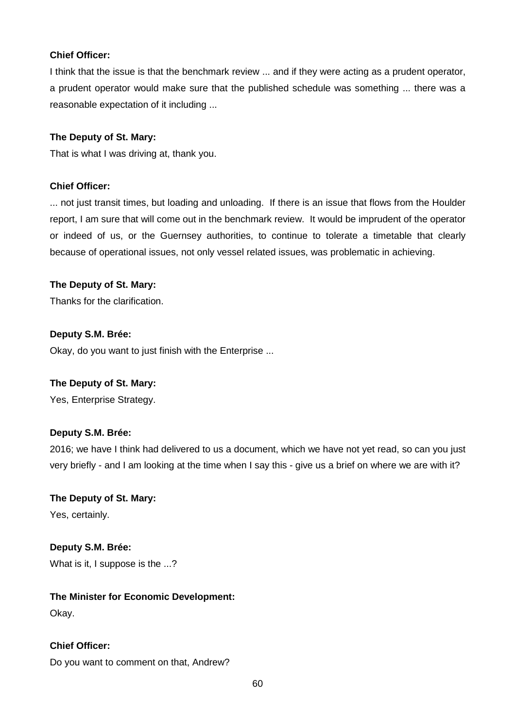**Chief Officer:**

I think that the issue is that the benchmark review ... and if they were acting as a prudent operator, a prudent operator would make sure that the published schedule was something ... there was a reasonable expectation of it including ...

**The Deputy of St. Mary:**

That is what I was driving at, thank you.

**Chief Officer:**

... not just transit times, but loading and unloading. If there is an issue that flows from the Houlder report, I am sure that will come out in the benchmark review. It would be imprudent of the operator or indeed of us, or the Guernsey authorities, to continue to tolerate a timetable that clearly because of operational issues, not only vessel related issues, was problematic in achieving.

**The Deputy of St. Mary:**

Thanks for the clarification.

**Deputy S.M. Brée:**

Okay, do you want to just finish with the Enterprise ...

**The Deputy of St. Mary:**

Yes, Enterprise Strategy.

**Deputy S.M. Brée:**

2016; we have I think had delivered to us a document, which we have not yet read, so can you just very briefly - and I am looking at the time when I say this - give us a brief on where we are with it?

**The Deputy of St. Mary:**

Yes, certainly.

**Deputy S.M. Brée:**

What is it, I suppose is the ...?

**The Minister for Economic Development:**

Okay.

**Chief Officer:**

Do you want to comment on that, Andrew?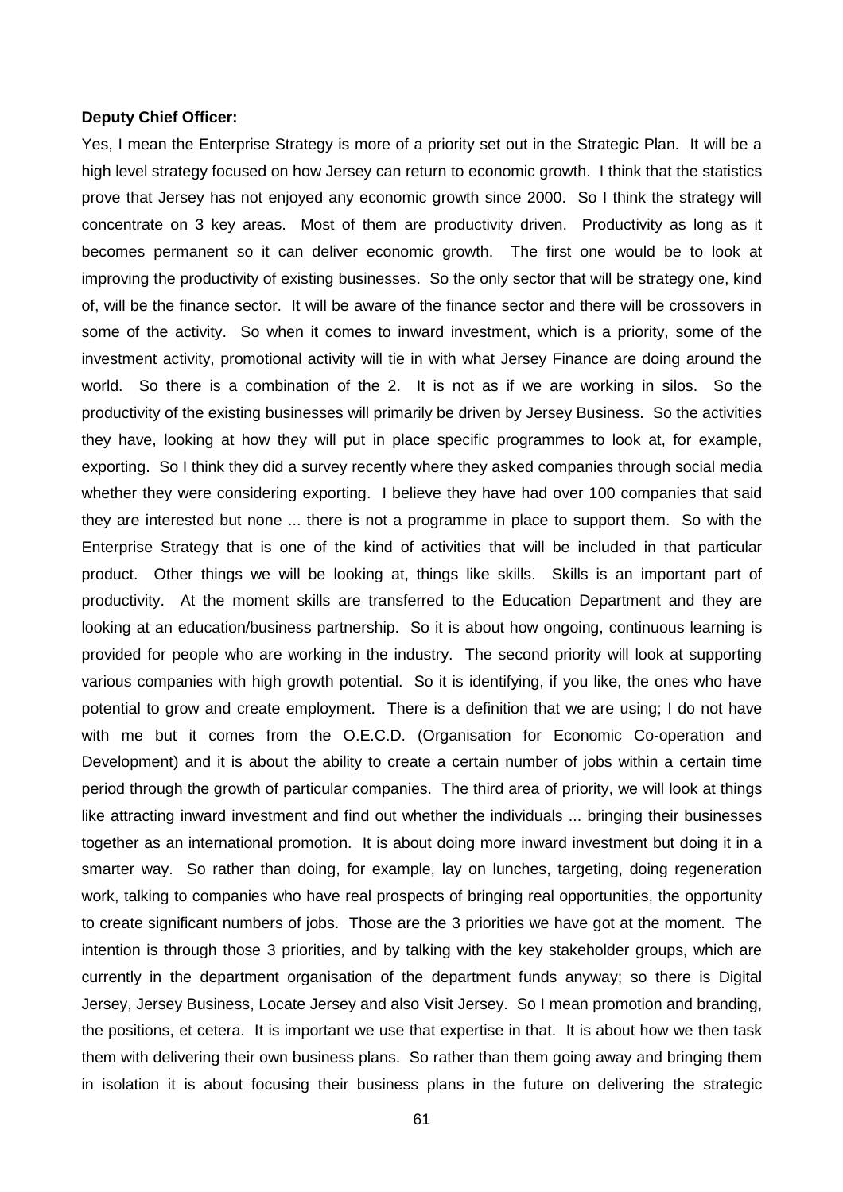**Deputy Chief Officer:**

Yes, I mean the Enterprise Strategy is more of a priority set out in the Strategic Plan. It will be a high level strategy focused on how Jersey can return to economic growth. I think that the statistics prove that Jersey has not enjoyed any economic growth since 2000. So I think the strategy will concentrate on 3 key areas. Most of them are productivity driven. Productivity as long as it becomes permanent so it can deliver economic growth. The first one would be to look at improving the productivity of existing businesses. So the only sector that will be strategy one, kind of, will be the finance sector. It will be aware of the finance sector and there will be crossovers in some of the activity. So when it comes to inward investment, which is a priority, some of the investment activity, promotional activity will tie in with what Jersey Finance are doing around the world. So there is a combination of the 2. It is not as if we are working in silos. So the productivity of the existing businesses will primarily be driven by Jersey Business. So the activities they have, looking at how they will put in place specific programmes to look at, for example, exporting. So I think they did a survey recently where they asked companies through social media whether they were considering exporting. I believe they have had over 100 companies that said they are interested but none ... there is not a programme in place to support them. So with the Enterprise Strategy that is one of the kind of activities that will be included in that particular product. Other things we will be looking at, things like skills. Skills is an important part of productivity. At the moment skills are transferred to the Education Department and they are looking at an education/business partnership. So it is about how ongoing, continuous learning is provided for people who are working in the industry. The second priority will look at supporting various companies with high growth potential. So it is identifying, if you like, the ones who have potential to grow and create employment. There is a definition that we are using; I do not have with me but it comes from the O.E.C.D. (Organisation for Economic Co-operation and Development) and it is about the ability to create a certain number of jobs within a certain time period through the growth of particular companies. The third area of priority, we will look at things like attracting inward investment and find out whether the individuals ... bringing their businesses together as an international promotion. It is about doing more inward investment but doing it in a smarter way. So rather than doing, for example, lay on lunches, targeting, doing regeneration work, talking to companies who have real prospects of bringing real opportunities, the opportunity to create significant numbers of jobs. Those are the 3 priorities we have got at the moment. The intention is through those 3 priorities, and by talking with the key stakeholder groups, which are currently in the department organisation of the department funds anyway; so there is Digital Jersey, Jersey Business, Locate Jersey and also Visit Jersey. So I mean promotion and branding, the positions, et cetera. It is important we use that expertise in that. It is about how we then task them with delivering their own business plans. So rather than them going away and bringing them in isolation it is about focusing their business plans in the future on delivering the strategic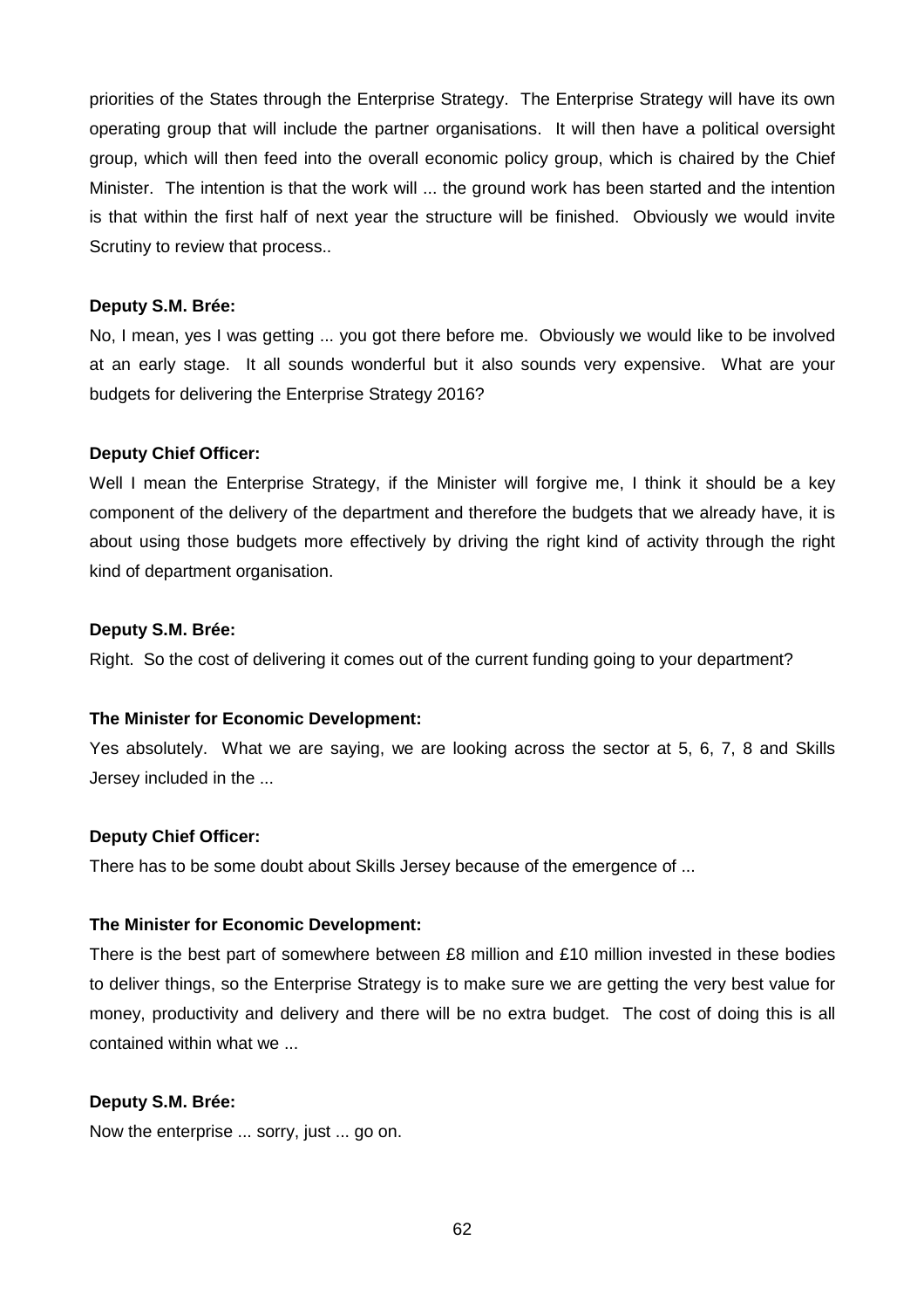priorities of the States through the Enterprise Strategy. The Enterprise Strategy will have its own operating group that will include the partner organisations. It will then have a political oversight group, which will then feed into the overall economic policy group, which is chaired by the Chief Minister. The intention is that the work will ... the ground work has been started and the intention is that within the first half of next year the structure will be finished. Obviously we would invite Scrutiny to review that process..

**Deputy S.M. Brée:**

No, I mean, yes I was getting ... you got there before me. Obviously we would like to be involved at an early stage. It all sounds wonderful but it also sounds very expensive. What are your budgets for delivering the Enterprise Strategy 2016?

**Deputy Chief Officer:**

Well I mean the Enterprise Strategy, if the Minister will forgive me, I think it should be a key component of the delivery of the department and therefore the budgets that we already have, it is about using those budgets more effectively by driving the right kind of activity through the right kind of department organisation.

**Deputy S.M. Brée:**

Right. So the cost of delivering it comes out of the current funding going to your department?

**The Minister for Economic Development:**

Yes absolutely. What we are saying, we are looking across the sector at 5, 6, 7, 8 and Skills Jersey included in the ...

**Deputy Chief Officer:**

There has to be some doubt about Skills Jersey because of the emergence of ...

**The Minister for Economic Development:**

There is the best part of somewhere between £8 million and £10 million invested in these bodies to deliver things, so the Enterprise Strategy is to make sure we are getting the very best value for money, productivity and delivery and there will be no extra budget. The cost of doing this is all contained within what we ...

**Deputy S.M. Brée:**

Now the enterprise ... sorry, just ... go on.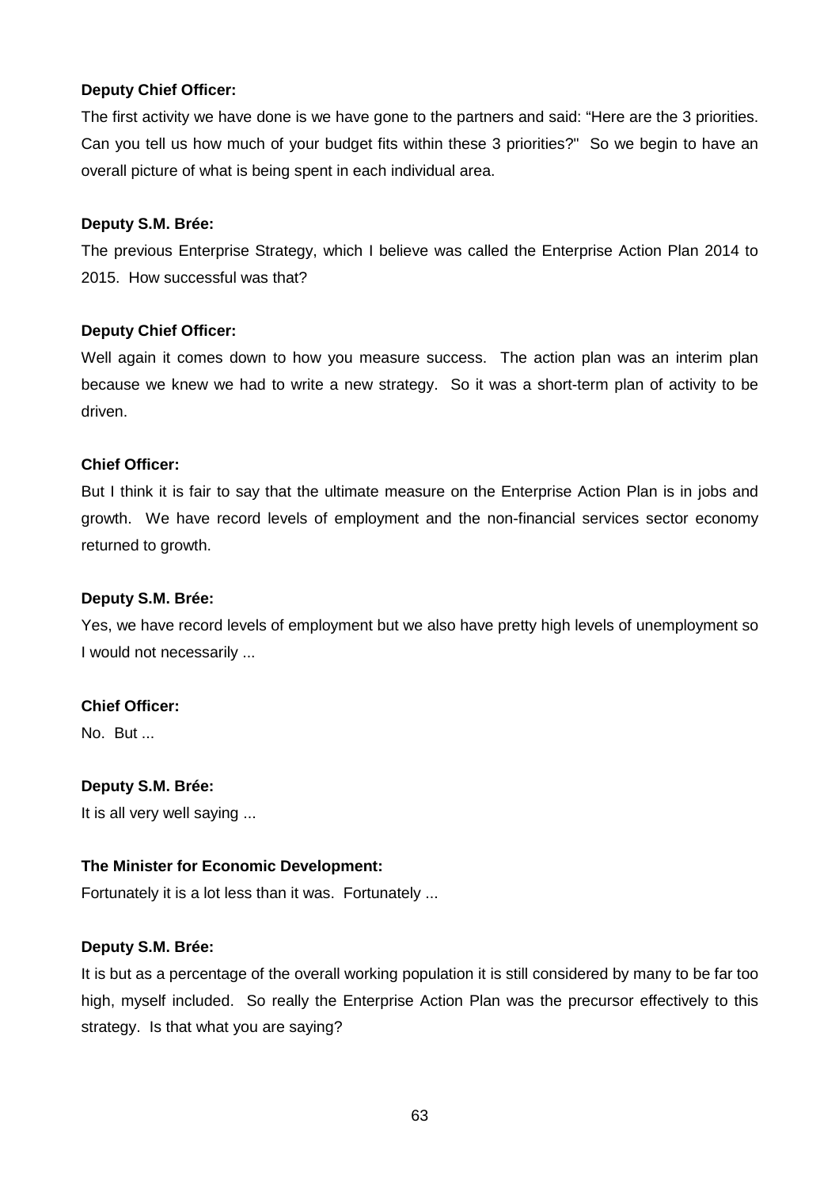**Deputy Chief Officer:**

The first activity we have done is we have gone to the partners and said: "Here are the 3 priorities. Can you tell us how much of your budget fits within these 3 priorities?" So we begin to have an overall picture of what is being spent in each individual area.

**Deputy S.M. Brée:**

The previous Enterprise Strategy, which I believe was called the Enterprise Action Plan 2014 to 2015. How successful was that?

**Deputy Chief Officer:**

Well again it comes down to how you measure success. The action plan was an interim plan because we knew we had to write a new strategy. So it was a short-term plan of activity to be driven.

**Chief Officer:**

But I think it is fair to say that the ultimate measure on the Enterprise Action Plan is in jobs and growth. We have record levels of employment and the non-financial services sector economy returned to growth.

**Deputy S.M. Brée:**

Yes, we have record levels of employment but we also have pretty high levels of unemployment so I would not necessarily ...

**Chief Officer:**

No. But ...

**Deputy S.M. Brée:**

It is all very well saying ...

**The Minister for Economic Development:**

Fortunately it is a lot less than it was. Fortunately ...

**Deputy S.M. Brée:**

It is but as a percentage of the overall working population it is still considered by many to be far too high, myself included. So really the Enterprise Action Plan was the precursor effectively to this strategy. Is that what you are saying?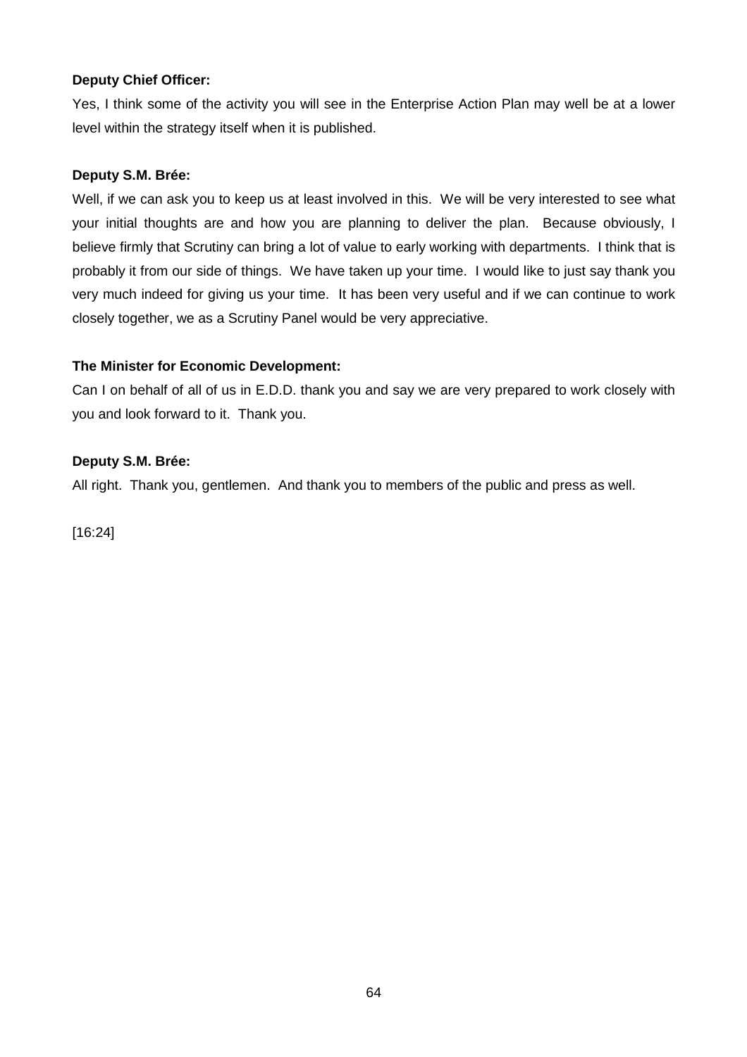**Deputy Chief Officer:**

Yes, I think some of the activity you will see in the Enterprise Action Plan may well be at a lower level within the strategy itself when it is published.

**Deputy S.M. Brée:**

Well, if we can ask you to keep us at least involved in this. We will be very interested to see what your initial thoughts are and how you are planning to deliver the plan. Because obviously, I believe firmly that Scrutiny can bring a lot of value to early working with departments. I think that is probably it from our side of things. We have taken up your time. I would like to just say thank you very much indeed for giving us your time. It has been very useful and if we can continue to work closely together, we as a Scrutiny Panel would be very appreciative.

**The Minister for Economic Development:**

Can I on behalf of all of us in E.D.D. thank you and say we are very prepared to work closely with you and look forward to it. Thank you.

**Deputy S.M. Brée:**

All right. Thank you, gentlemen. And thank you to members of the public and press as well.

[16:24]